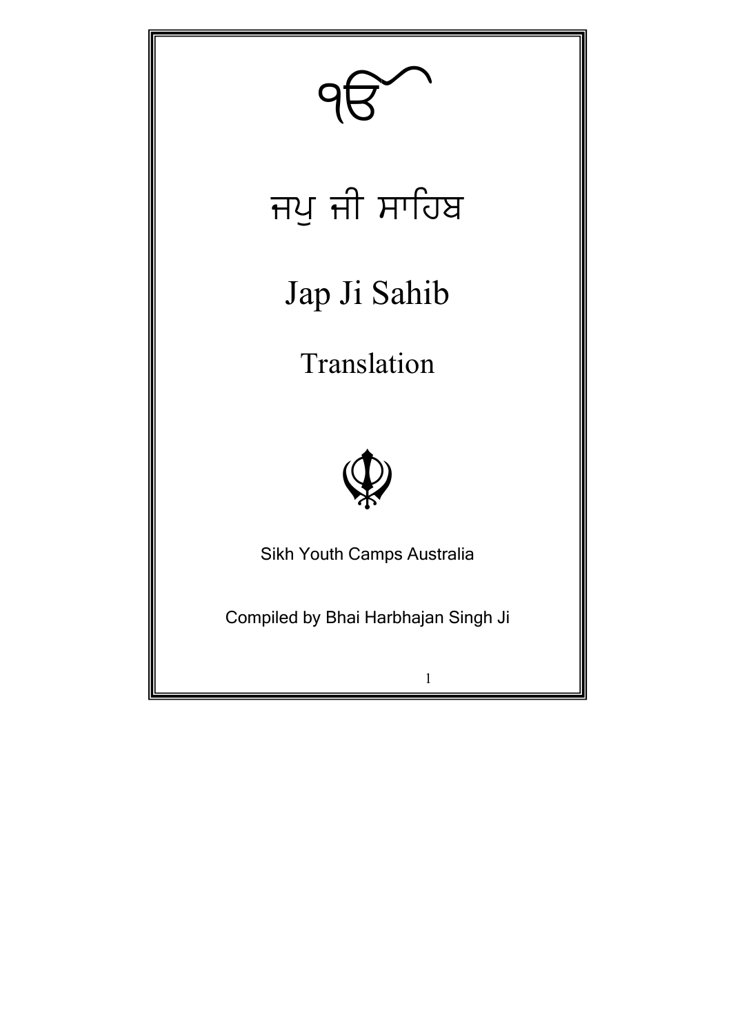ੴ

# ਜਪੁ ਜੀ ਸਾਹਿਬ

# Jap Ji Sahib

## Translation

Sikh Youth Camps Australia

Compiled by Bhai Harbhajan Singh Ji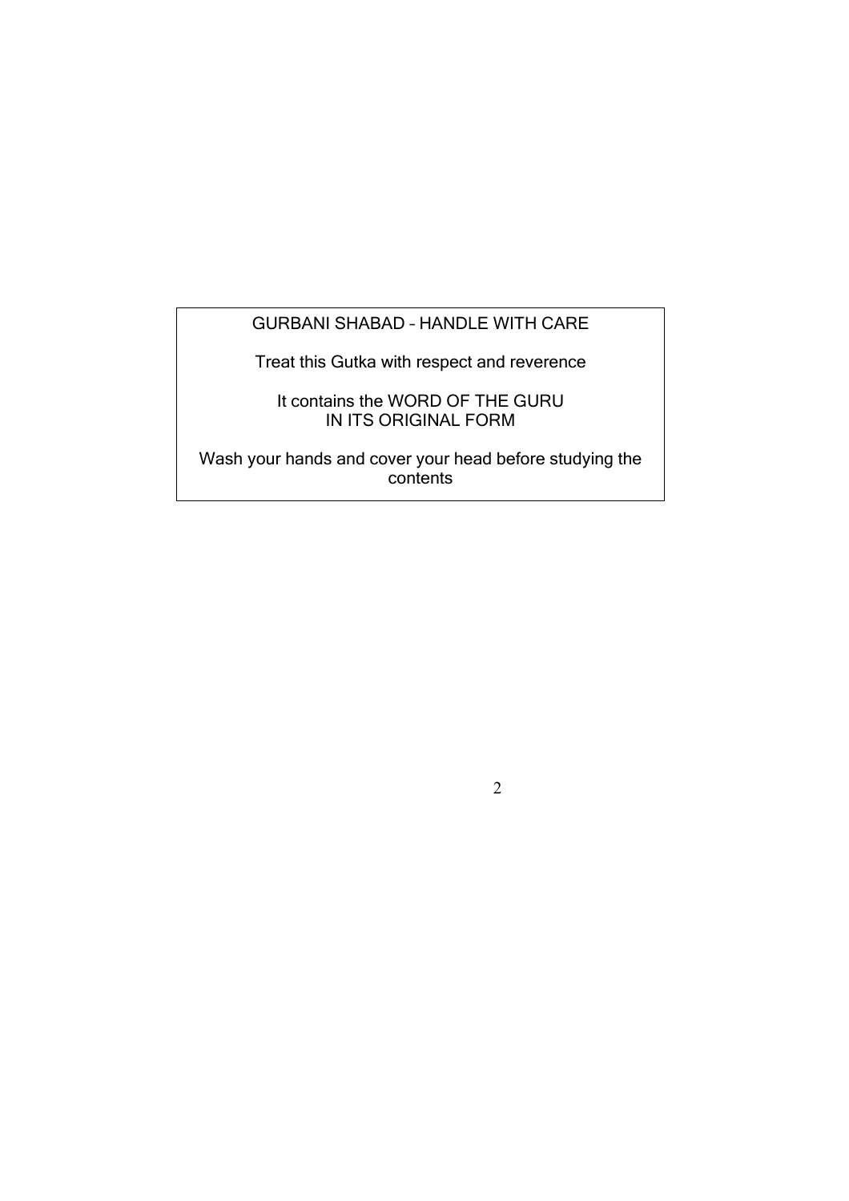GURBANI SHABAD – HANDLE WITH CARE

Treat this Gutka with respect and reverence

It contains the WORD OF THE GURU
IN ITS ORIGINAL FORM

Wash your hands and cover your head before studying the contents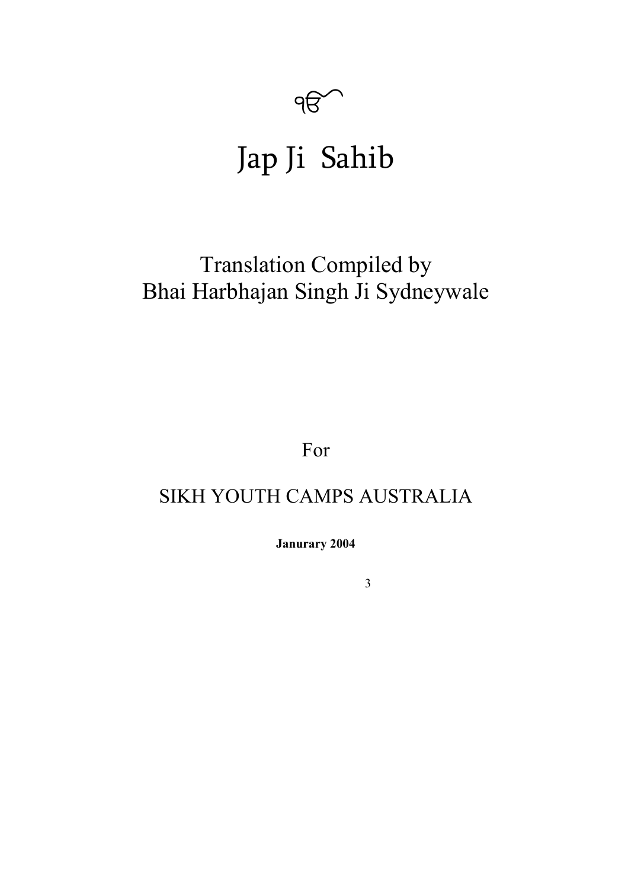ੴ

# Jap Ji Sahib

## Translation Compiled by
## Bhai Harbhajan Singh Ji Sydneywale

For

SIKH YOUTH CAMPS AUSTRALIA

**Janurary 2004**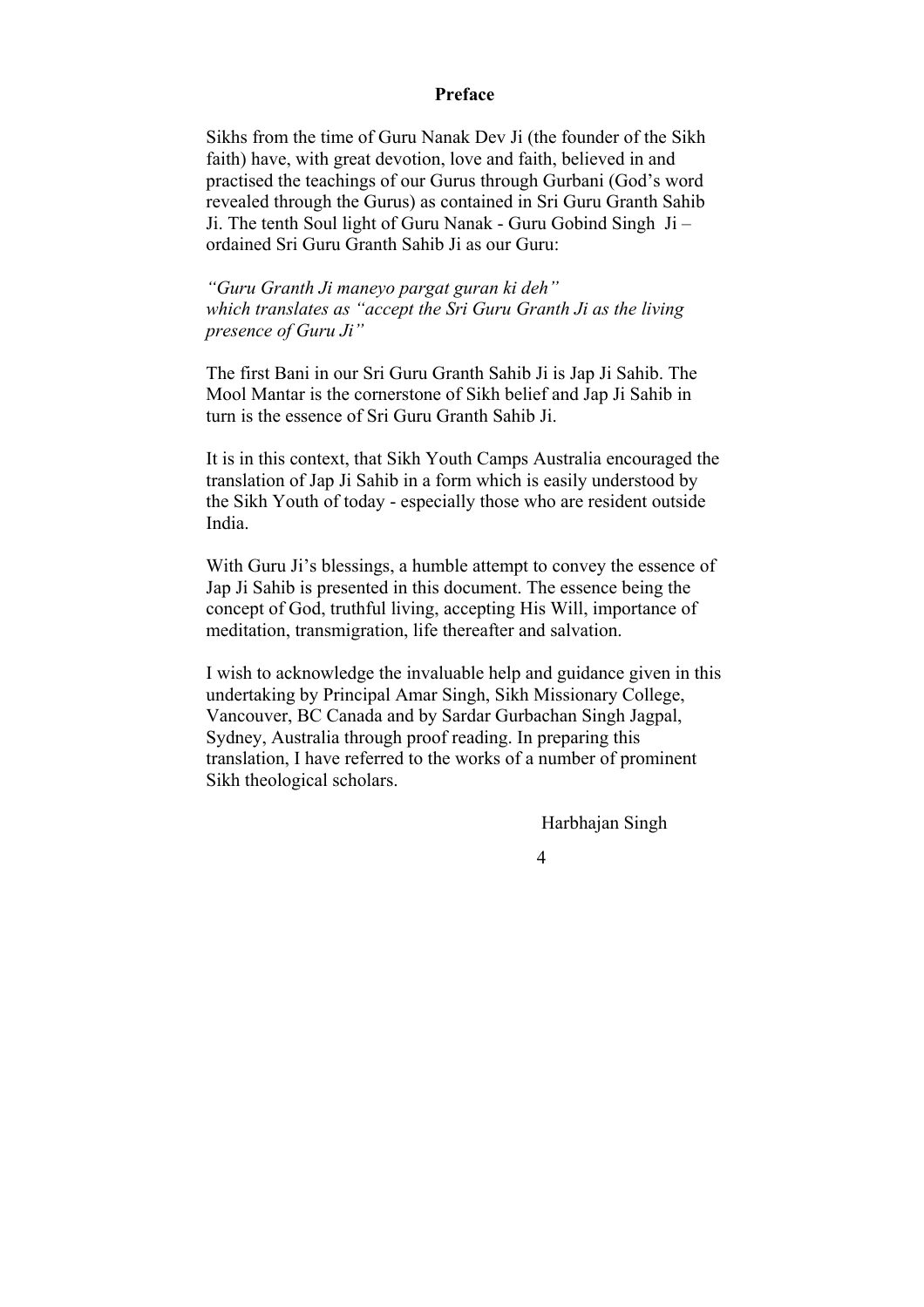# Preface

Sikhs from the time of Guru Nanak Dev Ji (the founder of the Sikh faith) have, with great devotion, love and faith, believed in and practised the teachings of our Gurus through Gurbani (God's word revealed through the Gurus) as contained in Sri Guru Granth Sahib Ji. The tenth Soul light of Guru Nanak - Guru Gobind Singh Ji – ordained Sri Guru Granth Sahib Ji as our Guru:

*"Guru Granth Ji maneyo pargat guran ki deh"*
*which translates as "accept the Sri Guru Granth Ji as the living presence of Guru Ji"*

The first Bani in our Sri Guru Granth Sahib Ji is Jap Ji Sahib. The Mool Mantar is the cornerstone of Sikh belief and Jap Ji Sahib in turn is the essence of Sri Guru Granth Sahib Ji.

It is in this context, that Sikh Youth Camps Australia encouraged the translation of Jap Ji Sahib in a form which is easily understood by the Sikh Youth of today - especially those who are resident outside India.

With Guru Ji's blessings, a humble attempt to convey the essence of Jap Ji Sahib is presented in this document. The essence being the concept of God, truthful living, accepting His Will, importance of meditation, transmigration, life thereafter and salvation.

I wish to acknowledge the invaluable help and guidance given in this undertaking by Principal Amar Singh, Sikh Missionary College, Vancouver, BC Canada and by Sardar Gurbachan Singh Jagpal, Sydney, Australia through proof reading. In preparing this translation, I have referred to the works of a number of prominent Sikh theological scholars.

Harbhajan Singh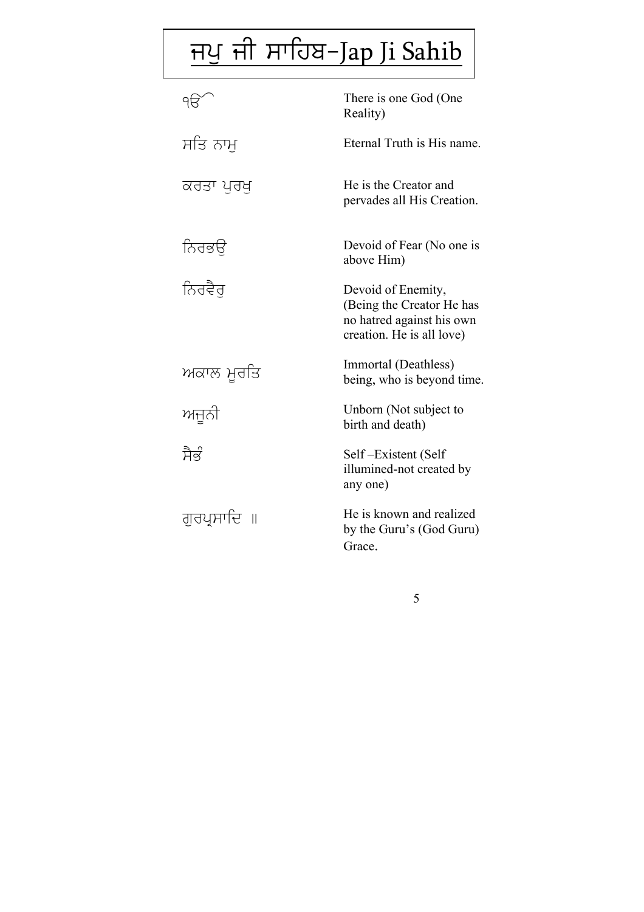# ਜਪੁ ਜੀ ਸਾਹਿਬ-Jap Ji Sahib

| | |
|---|---|
| ੧ੴ | There is one God (One Reality) |
| ਸਤਿ ਨਾਮੁ | Eternal Truth is His name. |
| ਕਰਤਾ ਪੁਰਖੁ | He is the Creator and pervades all His Creation. |
| ਨਿਰਭਉ | Devoid of Fear (No one is above Him) |
| ਨਿਰਵੈਰੁ | Devoid of Enemity, (Being the Creator He has no hatred against his own creation. He is all love) |
| ਅਕਾਲ ਮੂਰਤਿ | Immortal (Deathless) being, who is beyond time. |
| ਅਜੂਨੀ | Unborn (Not subject to birth and death) |
| ਸੈਭੰ | Self –Existent (Self illumined-not created by any one) |
| ਗੁਰਪ੍ਰਸਾਦਿ ॥ | He is known and realized by the Guru's (God Guru) Grace. |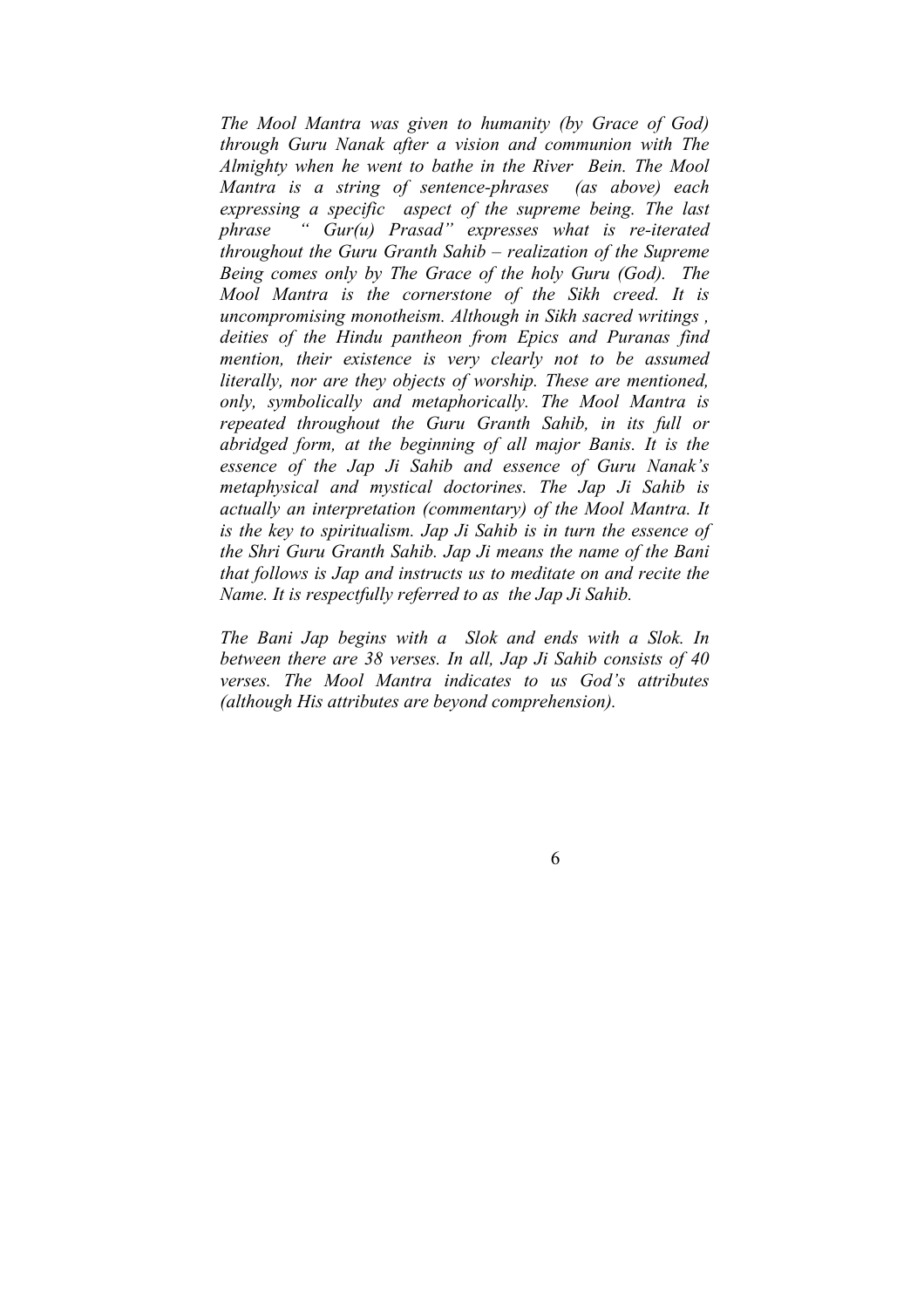*The Mool Mantra was given to humanity (by Grace of God) through Guru Nanak after a vision and communion with The Almighty when he went to bathe in the River Bein. The Mool Mantra is a string of sentence-phrases (as above) each expressing a specific aspect of the supreme being. The last phrase " Gur(u) Prasad" expresses what is re-iterated throughout the Guru Granth Sahib – realization of the Supreme Being comes only by The Grace of the holy Guru (God). The Mool Mantra is the cornerstone of the Sikh creed. It is uncompromising monotheism. Although in Sikh sacred writings , deities of the Hindu pantheon from Epics and Puranas find mention, their existence is very clearly not to be assumed literally, nor are they objects of worship. These are mentioned, only, symbolically and metaphorically. The Mool Mantra is repeated throughout the Guru Granth Sahib, in its full or abridged form, at the beginning of all major Banis. It is the essence of the Jap Ji Sahib and essence of Guru Nanak's metaphysical and mystical doctorines. The Jap Ji Sahib is actually an interpretation (commentary) of the Mool Mantra. It is the key to spiritualism. Jap Ji Sahib is in turn the essence of the Shri Guru Granth Sahib. Jap Ji means the name of the Bani that follows is Jap and instructs us to meditate on and recite the Name. It is respectfully referred to as the Jap Ji Sahib.*

*The Bani Jap begins with a Slok and ends with a Slok. In between there are 38 verses. In all, Jap Ji Sahib consists of 40 verses. The Mool Mantra indicates to us God's attributes (although His attributes are beyond comprehension).*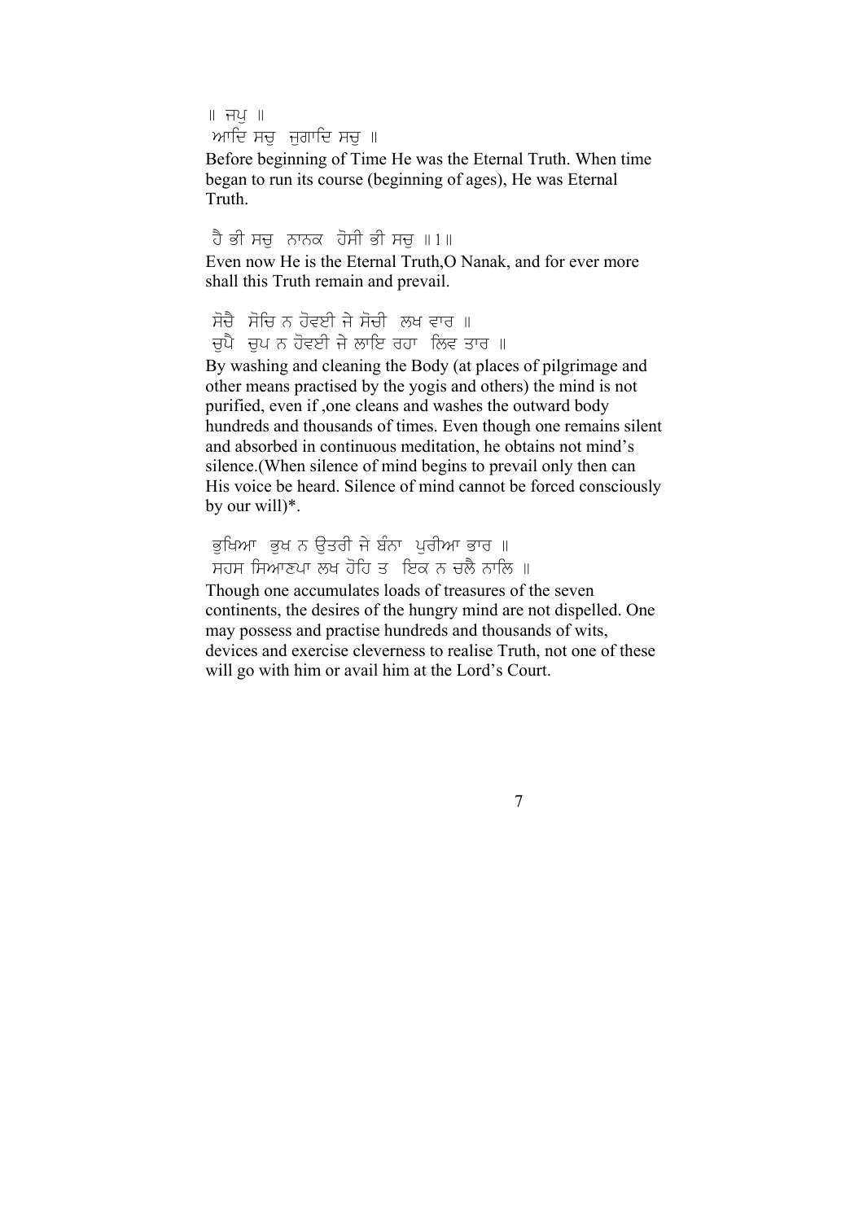॥ ਜਪੁ ॥
ਆਦਿ ਸਚੁ ਜੁਗਾਦਿ ਸਚੁ ॥

Before beginning of Time He was the Eternal Truth. When time began to run its course (beginning of ages), He was Eternal Truth.

ਹੈ ਭੀ ਸਚੁ ਨਾਨਕ ਹੋਸੀ ਭੀ ਸਚੁ ॥1॥

Even now He is the Eternal Truth,O Nanak, and for ever more shall this Truth remain and prevail.

ਸੋਚੈ ਸੋਚਿ ਨ ਹੋਵਈ ਜੇ ਸੋਚੀ ਲਖ ਵਾਰ ॥
ਚੁਪੈ ਚੁਪ ਨ ਹੋਵਈ ਜੇ ਲਾਇ ਰਹਾ ਲਿਵ ਤਾਰ ॥

By washing and cleaning the Body (at places of pilgrimage and other means practised by the yogis and others) the mind is not purified, even if ,one cleans and washes the outward body hundreds and thousands of times. Even though one remains silent and absorbed in continuous meditation, he obtains not mind's silence.(When silence of mind begins to prevail only then can His voice be heard. Silence of mind cannot be forced consciously by our will)*.

ਭੁਖਿਆ ਭੁਖ ਨ ਉਤਰੀ ਜੇ ਬੰਨਾ ਪੁਰੀਆ ਭਾਰ ॥
ਸਹਸ ਸਿਆਣਪਾ ਲਖ ਹੋਹਿ ਤ ਇਕ ਨ ਚਲੈ ਨਾਲਿ ॥

Though one accumulates loads of treasures of the seven continents, the desires of the hungry mind are not dispelled. One may possess and practise hundreds and thousands of wits, devices and exercise cleverness to realise Truth, not one of these will go with him or avail him at the Lord's Court.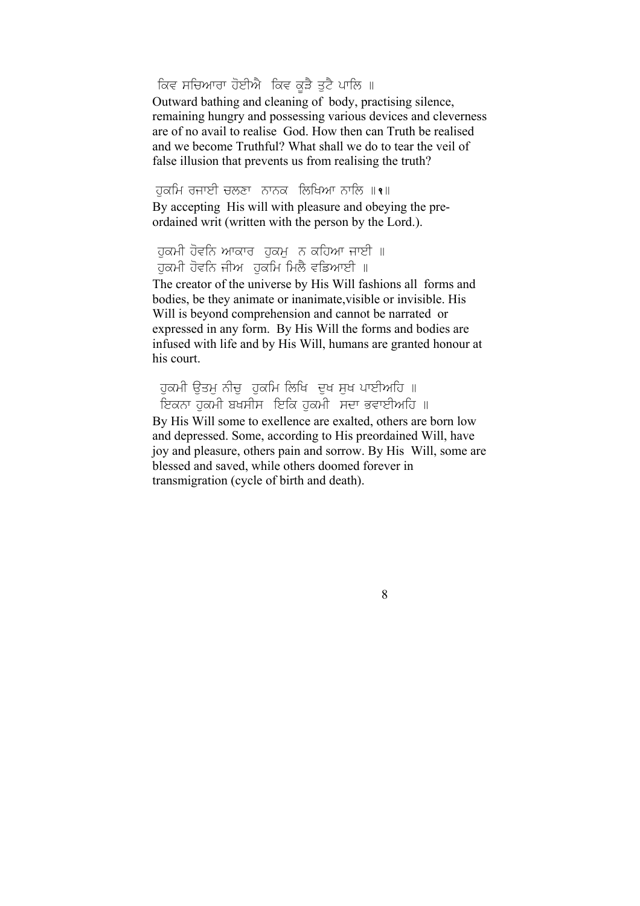ਕਿਵ ਸਚਿਆਰਾ ਹੋਈਐ ਕਿਵ ਕੂੜੈ ਤੁਟੈ ਪਾਲਿ ॥

Outward bathing and cleaning of body, practising silence, remaining hungry and possessing various devices and cleverness are of no avail to realise God. How then can Truth be realised and we become Truthful? What shall we do to tear the veil of false illusion that prevents us from realising the truth?

ਹੁਕਮਿ ਰਜਾਈ ਚਲਣਾ ਨਾਨਕ ਲਿਖਿਆ ਨਾਲਿ ॥੧॥

By accepting His will with pleasure and obeying the pre-ordained writ (written with the person by the Lord.).

ਹੁਕਮੀ ਹੋਵਨਿ ਆਕਾਰ ਹੁਕਮੁ ਨ ਕਹਿਆ ਜਾਈ ॥
ਹੁਕਮੀ ਹੋਵਨਿ ਜੀਅ ਹੁਕਮਿ ਮਿਲੈ ਵਡਿਆਈ ॥

The creator of the universe by His Will fashions all forms and bodies, be they animate or inanimate,visible or invisible. His Will is beyond comprehension and cannot be narrated or expressed in any form. By His Will the forms and bodies are infused with life and by His Will, humans are granted honour at his court.

ਹੁਕਮੀ ਉਤਮੁ ਨੀਚੁ ਹੁਕਮਿ ਲਿਖਿ ਦੁਖ ਸੁਖ ਪਾਈਅਹਿ ॥
ਇਕਨਾ ਹੁਕਮੀ ਬਖਸੀਸ ਇਕਿ ਹੁਕਮੀ ਸਦਾ ਭਵਾਈਅਹਿ ॥

By His Will some to exellence are exalted, others are born low and depressed. Some, according to His preordained Will, have joy and pleasure, others pain and sorrow. By His Will, some are blessed and saved, while others doomed forever in transmigration (cycle of birth and death).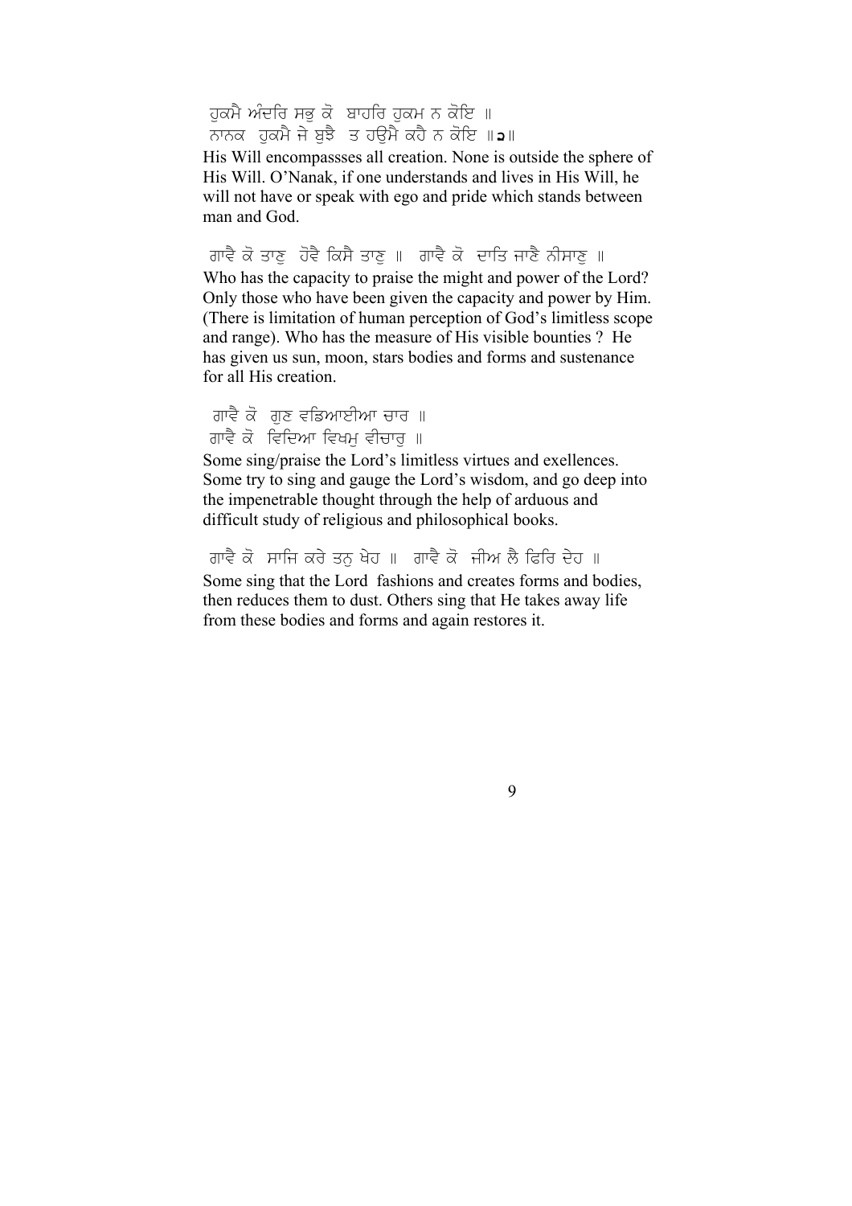ਹੁਕਮੈ ਅੰਦਰਿ ਸਭੁ ਕੋ ਬਾਹਰਿ ਹੁਕਮ ਨ ਕੋਇ ॥
ਨਾਨਕ ਹੁਕਮੈ ਜੇ ਬੁਝੈ ਤ ਹਉਮੈ ਕਹੈ ਨ ਕੋਇ ॥੨॥

His Will encompassses all creation. None is outside the sphere of His Will. O'Nanak, if one understands and lives in His Will, he will not have or speak with ego and pride which stands between man and God.

ਗਾਵੈ ਕੋ ਤਾਣੁ ਹੋਵੈ ਕਿਸੈ ਤਾਣੁ ॥ ਗਾਵੈ ਕੋ ਦਾਤਿ ਜਾਣੈ ਨੀਸਾਣੁ ॥

Who has the capacity to praise the might and power of the Lord? Only those who have been given the capacity and power by Him. (There is limitation of human perception of God's limitless scope and range). Who has the measure of His visible bounties ? He has given us sun, moon, stars bodies and forms and sustenance for all His creation.

ਗਾਵੈ ਕੋ ਗੁਣ ਵਡਿਆਈਆ ਚਾਰ ॥
ਗਾਵੈ ਕੋ ਵਿਦਿਆ ਵਿਖਮੁ ਵੀਚਾਰੁ ॥

Some sing/praise the Lord's limitless virtues and exellences. Some try to sing and gauge the Lord's wisdom, and go deep into the impenetrable thought through the help of arduous and difficult study of religious and philosophical books.

ਗਾਵੈ ਕੋ ਸਾਜਿ ਕਰੇ ਤਨੁ ਖੇਹ ॥ ਗਾਵੈ ਕੋ ਜੀਅ ਲੈ ਫਿਰਿ ਦੇਹ ॥

Some sing that the Lord fashions and creates forms and bodies, then reduces them to dust. Others sing that He takes away life from these bodies and forms and again restores it.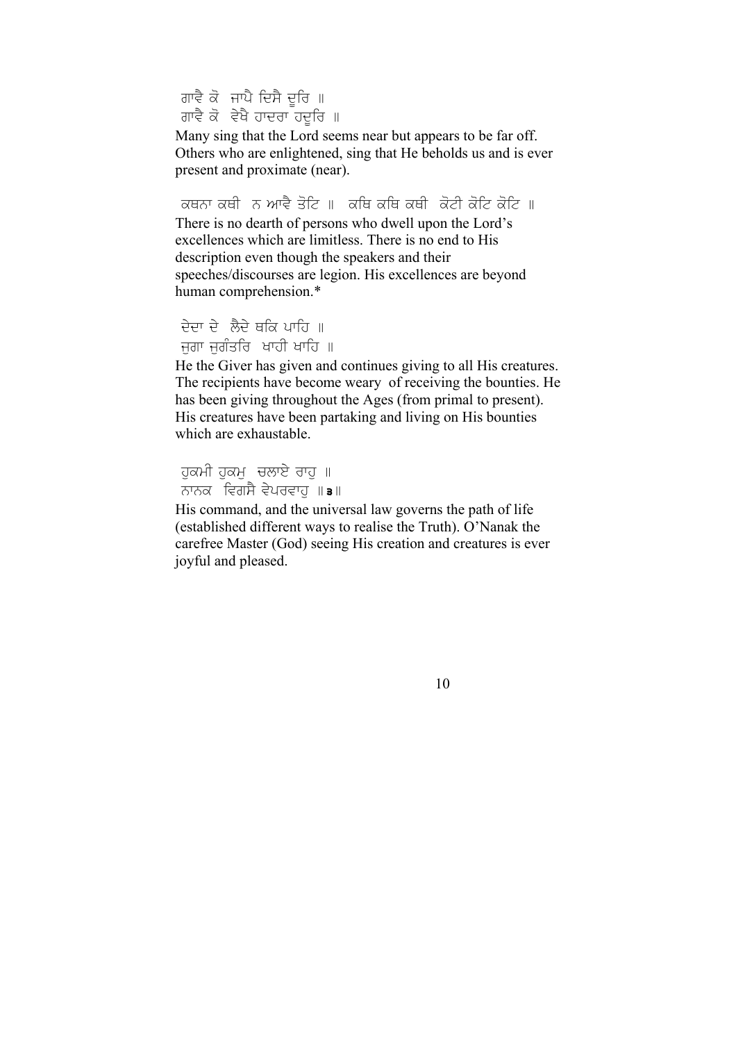ਗਾਵੈ ਕੋ ਜਾਪੈ ਦਿਸੈ ਦੂਰਿ ॥
ਗਾਵੈ ਕੋ ਵੇਖੈ ਹਾਦਰਾ ਹਦੂਰਿ ॥

Many sing that the Lord seems near but appears to be far off. Others who are enlightened, sing that He beholds us and is ever present and proximate (near).

ਕਥਨਾ ਕਥੀ ਨ ਆਵੈ ਤੋਟਿ ॥ ਕਥਿ ਕਥਿ ਕਥੀ ਕੋਟੀ ਕੋਟਿ ਕੋਟਿ ॥

There is no dearth of persons who dwell upon the Lord's excellences which are limitless. There is no end to His description even though the speakers and their speeches/discourses are legion. His excellences are beyond human comprehension.*

ਦੇਦਾ ਦੇ ਲੈਦੇ ਥਕਿ ਪਾਹਿ ॥
ਜੁਗਾ ਜੁਗੰਤਰਿ ਖਾਹੀ ਖਾਹਿ ॥

He the Giver has given and continues giving to all His creatures. The recipients have become weary of receiving the bounties. He has been giving throughout the Ages (from primal to present). His creatures have been partaking and living on His bounties which are exhaustable.

ਹੁਕਮੀ ਹੁਕਮੁ ਚਲਾਏ ਰਾਹੁ ॥
ਨਾਨਕ ਵਿਗਸੈ ਵੇਪਰਵਾਹੁ ॥੩॥

His command, and the universal law governs the path of life (established different ways to realise the Truth). O'Nanak the carefree Master (God) seeing His creation and creatures is ever joyful and pleased.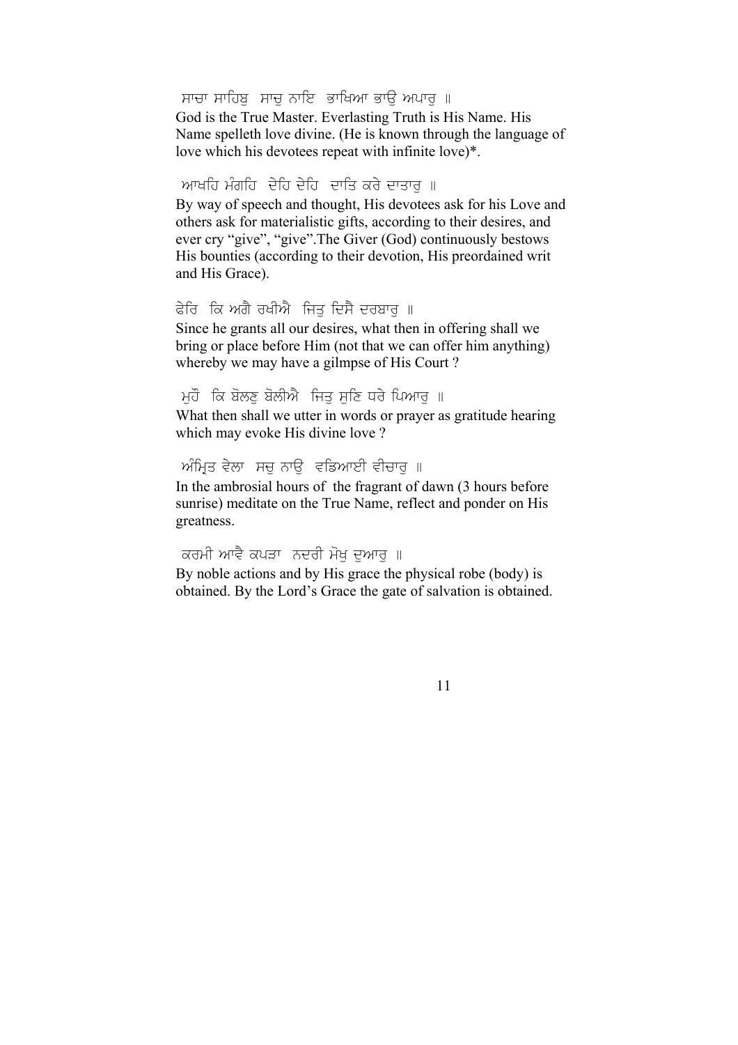ਸਾਚਾ ਸਾਹਿਬੁ ਸਾਚੁ ਨਾਇ ਭਾਖਿਆ ਭਾਉ ਅਪਾਰੁ ॥

God is the True Master. Everlasting Truth is His Name. His Name spelleth love divine. (He is known through the language of love which his devotees repeat with infinite love)*.

ਆਖਹਿ ਮੰਗਹਿ ਦੇਹਿ ਦੇਹਿ ਦਾਤਿ ਕਰੇ ਦਾਤਾਰੁ ॥

By way of speech and thought, His devotees ask for his Love and others ask for materialistic gifts, according to their desires, and ever cry "give", "give".The Giver (God) continuously bestows His bounties (according to their devotion, His preordained writ and His Grace).

ਫੇਰਿ ਕਿ ਅਗੈ ਰਖੀਐ ਜਿਤੁ ਦਿਸੈ ਦਰਬਾਰੁ ॥

Since he grants all our desires, what then in offering shall we bring or place before Him (not that we can offer him anything) whereby we may have a gilmpse of His Court ?

ਮੁਹੌ ਕਿ ਬੋਲਣੁ ਬੋਲੀਐ ਜਿਤੁ ਸੁਣਿ ਧਰੇ ਪਿਆਰੁ ॥

What then shall we utter in words or prayer as gratitude hearing which may evoke His divine love ?

ਅੰਮ੍ਰਿਤ ਵੇਲਾ ਸਚੁ ਨਾਉ ਵਡਿਆਈ ਵੀਚਾਰੁ ॥

In the ambrosial hours of the fragrant of dawn (3 hours before sunrise) meditate on the True Name, reflect and ponder on His greatness.

ਕਰਮੀ ਆਵੈ ਕਪੜਾ ਨਦਰੀ ਮੋਖੁ ਦੁਆਰੁ ॥

By noble actions and by His grace the physical robe (body) is obtained. By the Lord's Grace the gate of salvation is obtained.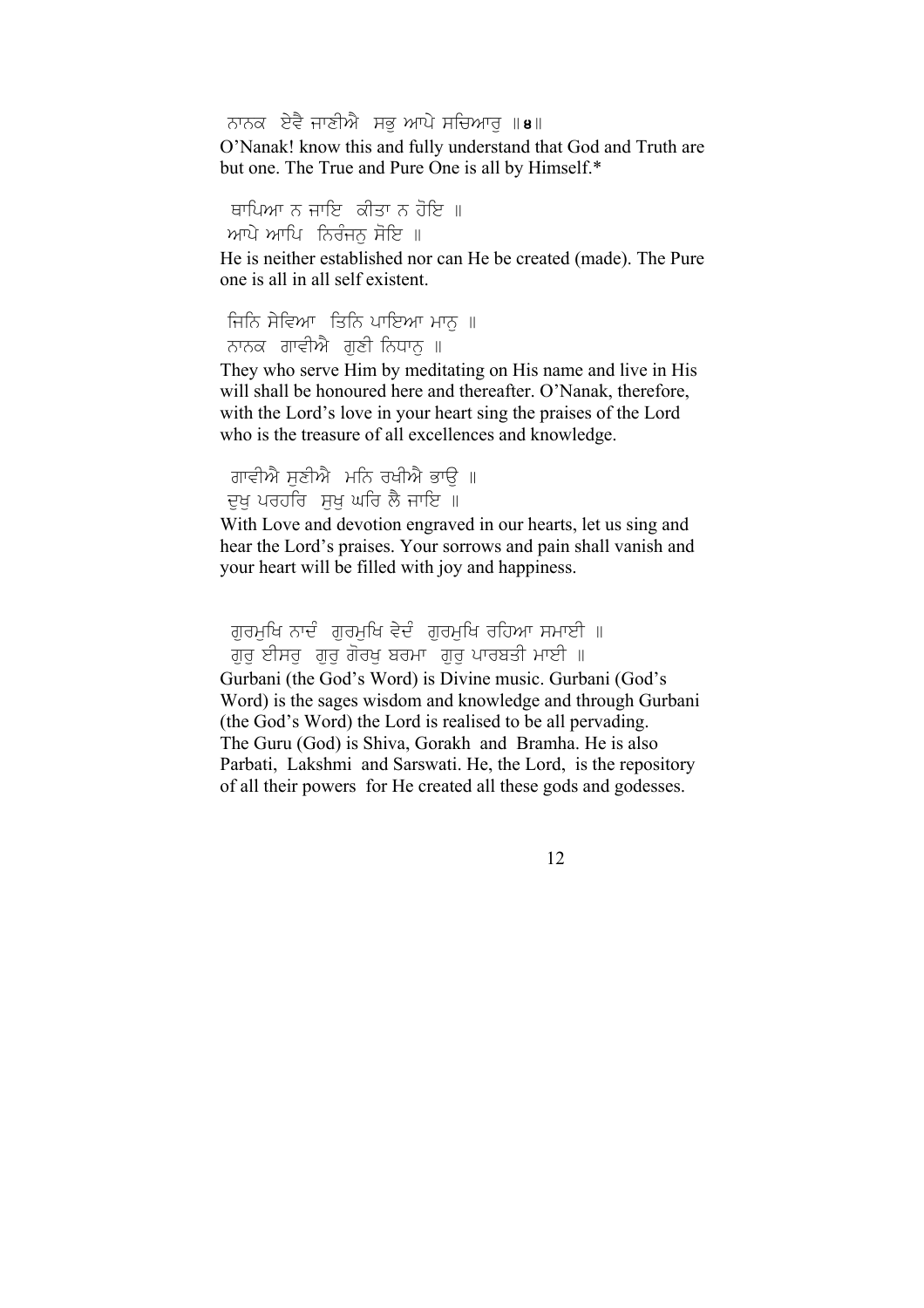ਨਾਨਕ ਏਵੈ ਜਾਣੀਐ ਸਭੁ ਆਪੇ ਸਚਿਆਰੁ ॥੪॥

O'Nanak! know this and fully understand that God and Truth are but one. The True and Pure One is all by Himself.*

ਥਾਪਿਆ ਨ ਜਾਇ ਕੀਤਾ ਨ ਹੋਇ ॥
ਆਪੇ ਆਪਿ ਨਿਰੰਜਨੁ ਸੋਇ ॥

He is neither established nor can He be created (made). The Pure one is all in all self existent.

ਜਿਨਿ ਸੇਵਿਆ ਤਿਨਿ ਪਾਇਆ ਮਾਨੁ ॥
ਨਾਨਕ ਗਾਵੀਐ ਗੁਣੀ ਨਿਧਾਨੁ ॥

They who serve Him by meditating on His name and live in His will shall be honoured here and thereafter. O'Nanak, therefore, with the Lord's love in your heart sing the praises of the Lord who is the treasure of all excellences and knowledge.

ਗਾਵੀਐ ਸੁਣੀਐ ਮਨਿ ਰਖੀਐ ਭਾਉ ॥
ਦੁਖੁ ਪਰਹਰਿ ਸੁਖੁ ਘਰਿ ਲੈ ਜਾਇ ॥

With Love and devotion engraved in our hearts, let us sing and hear the Lord's praises. Your sorrows and pain shall vanish and your heart will be filled with joy and happiness.

ਗੁਰਮੁਖਿ ਨਾਦੰ ਗੁਰਮੁਖਿ ਵੇਦੰ ਗੁਰਮੁਖਿ ਰਹਿਆ ਸਮਾਈ ॥
ਗੁਰੁ ਈਸਰੁ ਗੁਰੁ ਗੋਰਖੁ ਬਰਮਾ ਗੁਰੁ ਪਾਰਬਤੀ ਮਾਈ ॥

Gurbani (the God's Word) is Divine music. Gurbani (God's Word) is the sages wisdom and knowledge and through Gurbani (the God's Word) the Lord is realised to be all pervading. The Guru (God) is Shiva, Gorakh and Bramha. He is also Parbati, Lakshmi and Sarswati. He, the Lord, is the repository of all their powers for He created all these gods and godesses.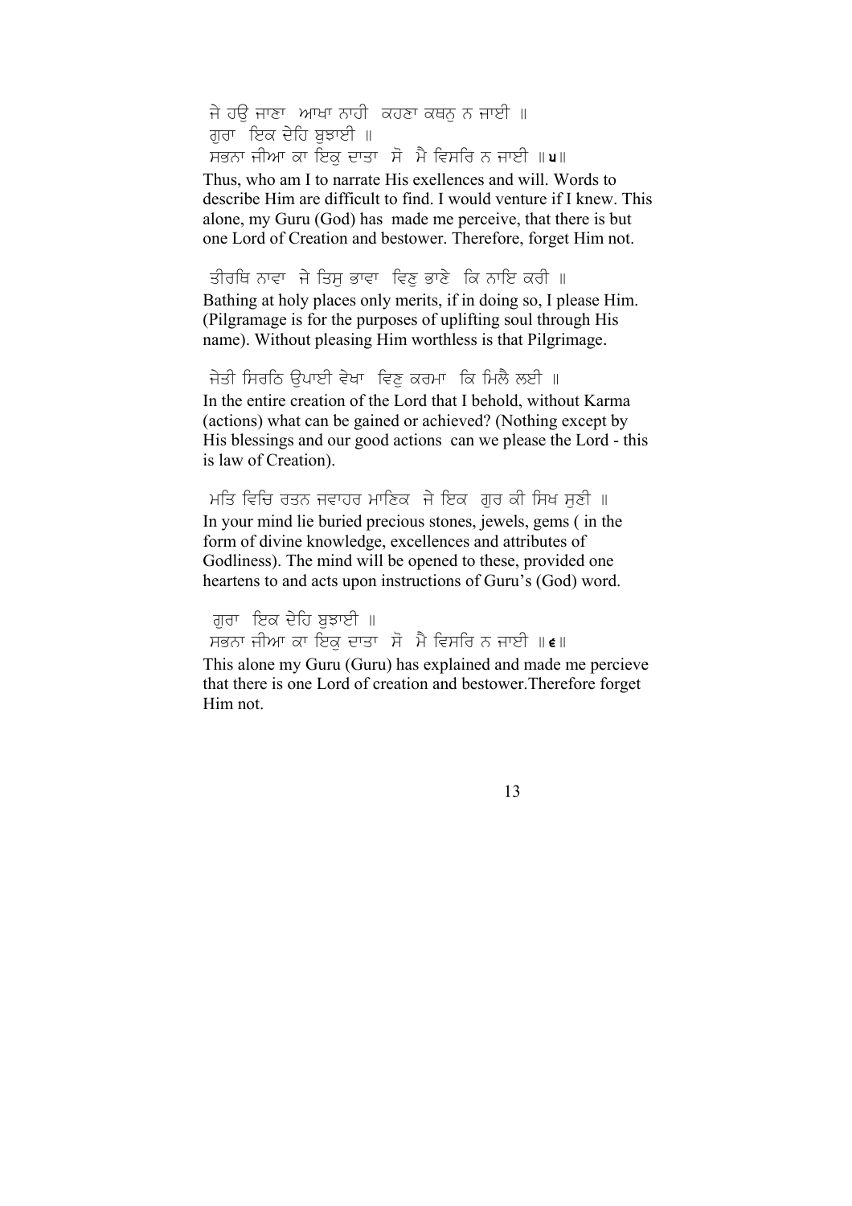ਜੇ ਹਉ ਜਾਣਾ ਆਖਾ ਨਾਹੀ ਕਹਣਾ ਕਥਨੁ ਨ ਜਾਈ ॥
ਗੁਰਾ ਇਕ ਦੇਹਿ ਬੁਝਾਈ ॥
ਸਭਨਾ ਜੀਆ ਕਾ ਇਕੁ ਦਾਤਾ ਸੋ ਮੈ ਵਿਸਰਿ ਨ ਜਾਈ ॥੫॥

Thus, who am I to narrate His exellences and will. Words to describe Him are difficult to find. I would venture if I knew. This alone, my Guru (God) has made me perceive, that there is but one Lord of Creation and bestower. Therefore, forget Him not.

ਤੀਰਥਿ ਨਾਵਾ ਜੇ ਤਿਸੁ ਭਾਵਾ ਵਿਣੁ ਭਾਣੇ ਕਿ ਨਾਇ ਕਰੀ ॥

Bathing at holy places only merits, if in doing so, I please Him. (Pilgramage is for the purposes of uplifting soul through His name). Without pleasing Him worthless is that Pilgrimage.

ਜੇਤੀ ਸਿਰਠਿ ਉਪਾਈ ਵੇਖਾ ਵਿਣੁ ਕਰਮਾ ਕਿ ਮਿਲੈ ਲਈ ॥

In the entire creation of the Lord that I behold, without Karma (actions) what can be gained or achieved? (Nothing except by His blessings and our good actions can we please the Lord - this is law of Creation).

ਮਤਿ ਵਿਚਿ ਰਤਨ ਜਵਾਹਰ ਮਾਣਿਕ ਜੇ ਇਕ ਗੁਰ ਕੀ ਸਿਖ ਸੁਣੀ ॥

In your mind lie buried precious stones, jewels, gems ( in the form of divine knowledge, excellences and attributes of Godliness). The mind will be opened to these, provided one heartens to and acts upon instructions of Guru's (God) word.

ਗੁਰਾ ਇਕ ਦੇਹਿ ਬੁਝਾਈ ॥
ਸਭਨਾ ਜੀਆ ਕਾ ਇਕੁ ਦਾਤਾ ਸੋ ਮੈ ਵਿਸਰਿ ਨ ਜਾਈ ॥੬॥

This alone my Guru (Guru) has explained and made me percieve that there is one Lord of creation and bestower.Therefore forget Him not.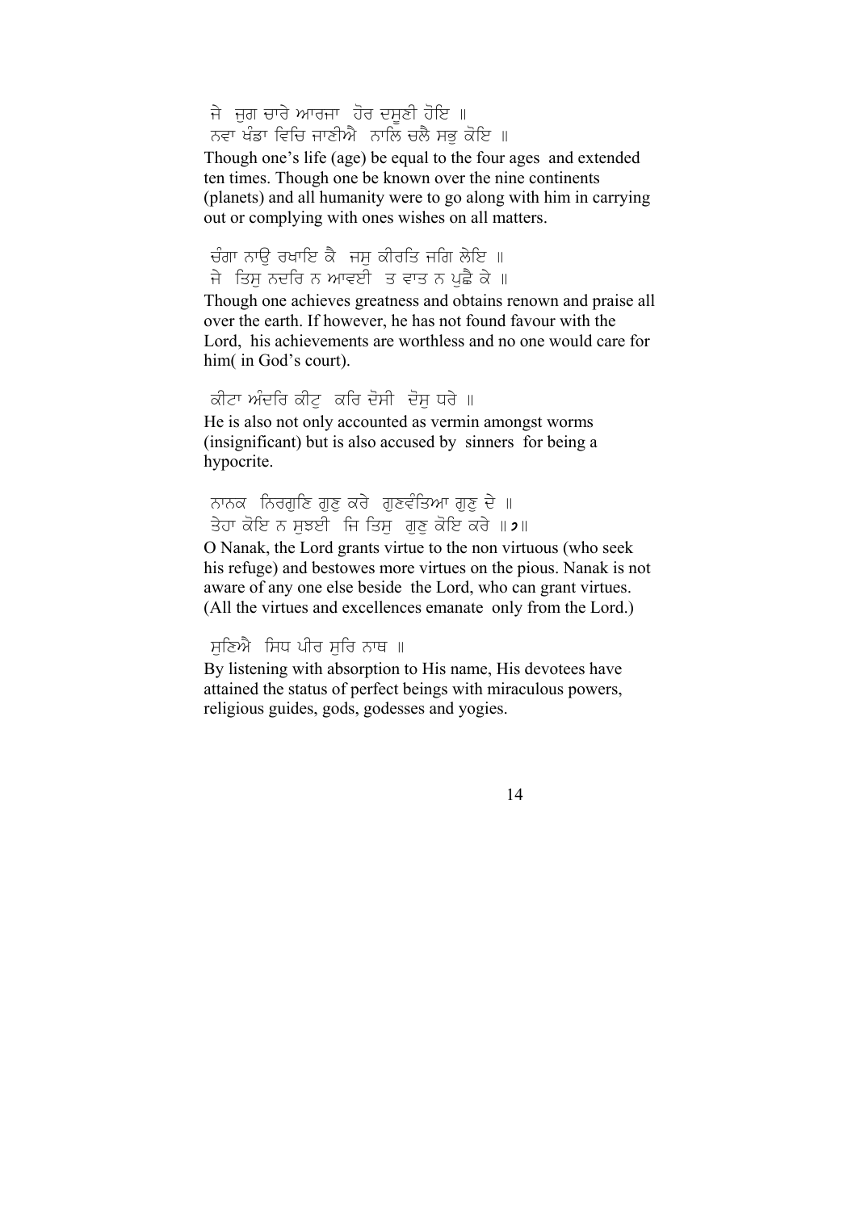ਜੇ ਜੁਗ ਚਾਰੇ ਆਰਜਾ ਹੋਰ ਦਸੂਣੀ ਹੋਇ ॥
ਨਵਾ ਖੰਡਾ ਵਿਚਿ ਜਾਣੀਐ ਨਾਲਿ ਚਲੈ ਸਭੁ ਕੋਇ ॥

Though one's life (age) be equal to the four ages and extended ten times. Though one be known over the nine continents (planets) and all humanity were to go along with him in carrying out or complying with ones wishes on all matters.

ਚੰਗਾ ਨਾਉ ਰਖਾਇ ਕੈ ਜਸੁ ਕੀਰਤਿ ਜਗਿ ਲੇਇ ॥
ਜੇ ਤਿਸੁ ਨਦਰਿ ਨ ਆਵਈ ਤ ਵਾਤ ਨ ਪੁਛੈ ਕੇ ॥

Though one achieves greatness and obtains renown and praise all over the earth. If however, he has not found favour with the Lord, his achievements are worthless and no one would care for him( in God's court).

ਕੀਟਾ ਅੰਦਰਿ ਕੀਟੁ ਕਰਿ ਦੋਸੀ ਦੋਸੁ ਧਰੇ ॥

He is also not only accounted as vermin amongst worms (insignificant) but is also accused by sinners for being a hypocrite.

ਨਾਨਕ ਨਿਰਗੁਣਿ ਗੁਣੁ ਕਰੇ ਗੁਣਵੰਤਿਆ ਗੁਣੁ ਦੇ ॥
ਤੇਹਾ ਕੋਇ ਨ ਸੁਝਈ ਜਿ ਤਿਸੁ ਗੁਣੁ ਕੋਇ ਕਰੇ ॥੭॥

O Nanak, the Lord grants virtue to the non virtuous (who seek his refuge) and bestowes more virtues on the pious. Nanak is not aware of any one else beside the Lord, who can grant virtues. (All the virtues and excellences emanate only from the Lord.)

ਸੁਣਿਐ ਸਿਧ ਪੀਰ ਸੁਰਿ ਨਾਥ ॥

By listening with absorption to His name, His devotees have attained the status of perfect beings with miraculous powers, religious guides, gods, godesses and yogies.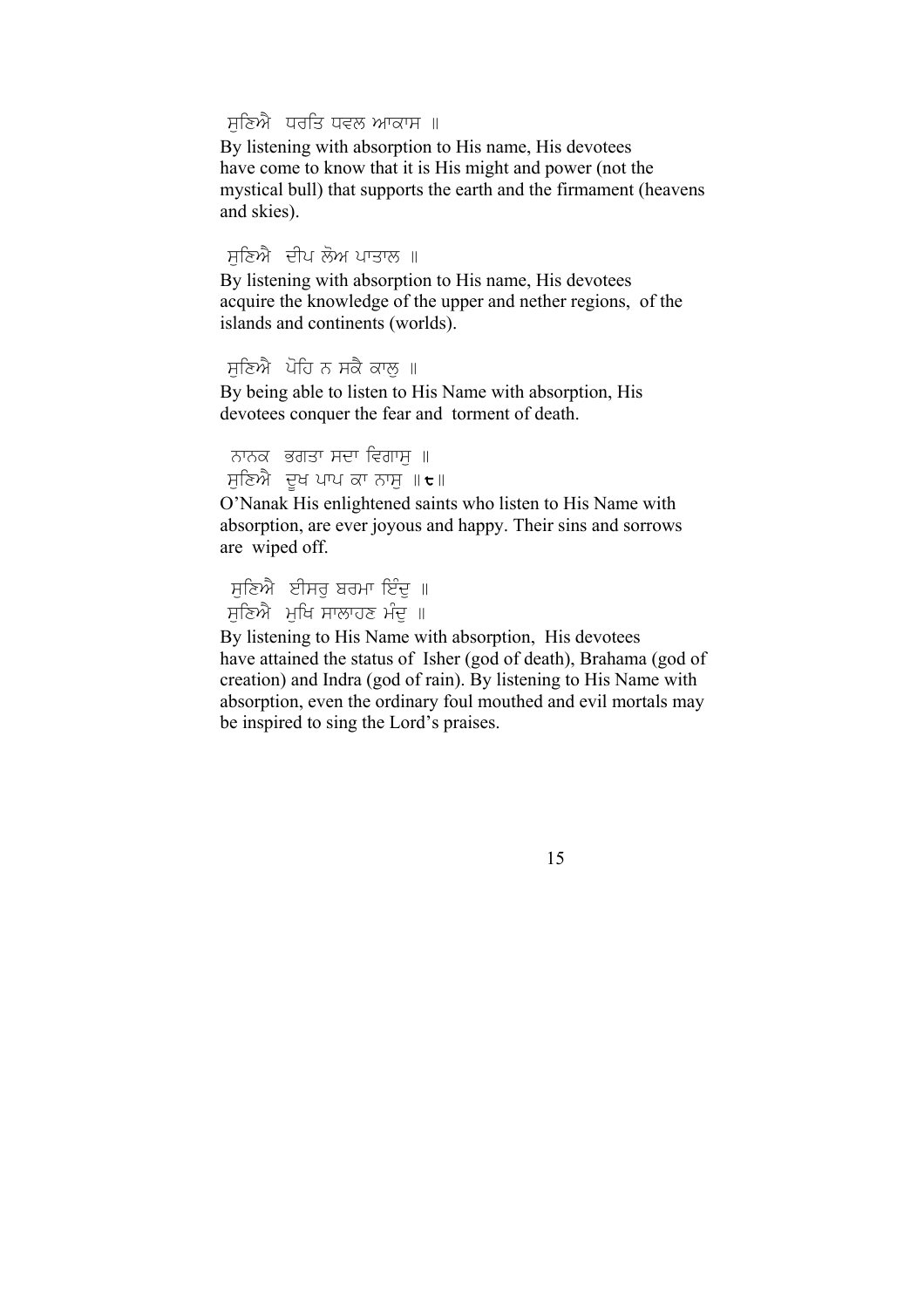ਸੁਣਿਐ ਧਰਤਿ ਧਵਲ ਆਕਾਸ ॥

By listening with absorption to His name, His devotees have come to know that it is His might and power (not the mystical bull) that supports the earth and the firmament (heavens and skies).

ਸੁਣਿਐ ਦੀਪ ਲੋਅ ਪਾਤਾਲ ॥

By listening with absorption to His name, His devotees acquire the knowledge of the upper and nether regions, of the islands and continents (worlds).

ਸੁਣਿਐ ਪੋਹਿ ਨ ਸਕੈ ਕਾਲੁ ॥

By being able to listen to His Name with absorption, His devotees conquer the fear and torment of death.

ਨਾਨਕ ਭਗਤਾ ਸਦਾ ਵਿਗਾਸੁ ॥
ਸੁਣਿਐ ਦੂਖ ਪਾਪ ਕਾ ਨਾਸੁ ॥੮॥

O'Nanak His enlightened saints who listen to His Name with absorption, are ever joyous and happy. Their sins and sorrows are wiped off.

ਸੁਣਿਐ ਈਸਰੁ ਬਰਮਾ ਇੰਦੁ ॥
ਸੁਣਿਐ ਮੁਖਿ ਸਾਲਾਹਣ ਮੰਦੁ ॥

By listening to His Name with absorption, His devotees have attained the status of Isher (god of death), Brahama (god of creation) and Indra (god of rain). By listening to His Name with absorption, even the ordinary foul mouthed and evil mortals may be inspired to sing the Lord's praises.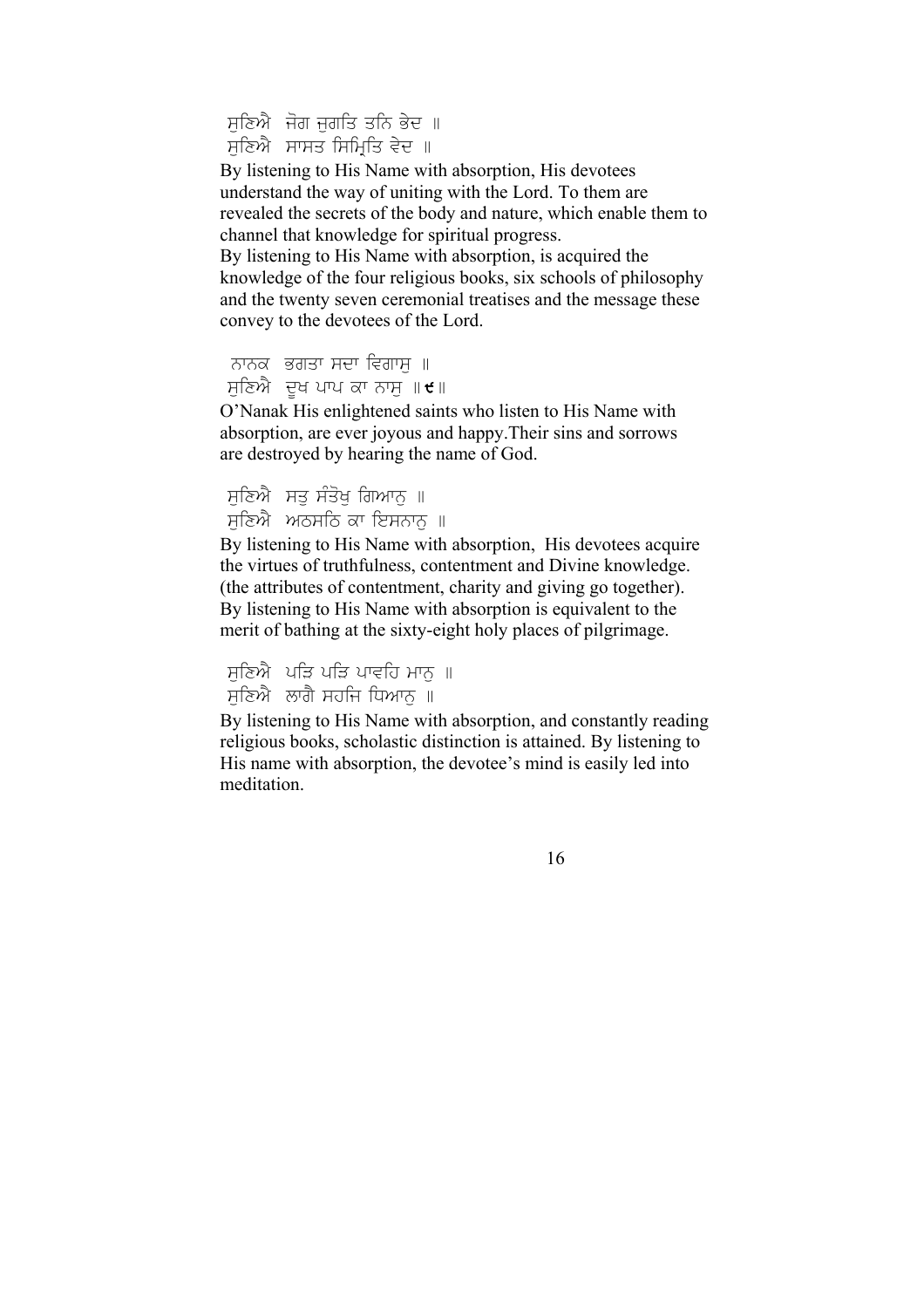ਸੁਣਿਐ ਜੋਗ ਜੁਗਤਿ ਤਨਿ ਭੇਦ ॥
ਸੁਣਿਐ ਸਾਸਤ ਸਿਮ੍ਰਿਤਿ ਵੇਦ ॥

By listening to His Name with absorption, His devotees understand the way of uniting with the Lord. To them are revealed the secrets of the body and nature, which enable them to channel that knowledge for spiritual progress.
By listening to His Name with absorption, is acquired the knowledge of the four religious books, six schools of philosophy and the twenty seven ceremonial treatises and the message these convey to the devotees of the Lord.

ਨਾਨਕ ਭਗਤਾ ਸਦਾ ਵਿਗਾਸੁ ॥
ਸੁਣਿਐ ਦੂਖ ਪਾਪ ਕਾ ਨਾਸੁ ॥੯॥

O'Nanak His enlightened saints who listen to His Name with absorption, are ever joyous and happy.Their sins and sorrows are destroyed by hearing the name of God.

ਸੁਣਿਐ ਸਤੁ ਸੰਤੋਖੁ ਗਿਆਨੁ ॥
ਸੁਣਿਐ ਅਠਸਠਿ ਕਾ ਇਸਨਾਨੁ ॥

By listening to His Name with absorption, His devotees acquire the virtues of truthfulness, contentment and Divine knowledge. (the attributes of contentment, charity and giving go together). By listening to His Name with absorption is equivalent to the merit of bathing at the sixty-eight holy places of pilgrimage.

ਸੁਣਿਐ ਪੜਿ ਪੜਿ ਪਾਵਹਿ ਮਾਨੁ ॥
ਸੁਣਿਐ ਲਾਗੈ ਸਹਜਿ ਧਿਆਨੁ ॥

By listening to His Name with absorption, and constantly reading religious books, scholastic distinction is attained. By listening to His name with absorption, the devotee's mind is easily led into meditation.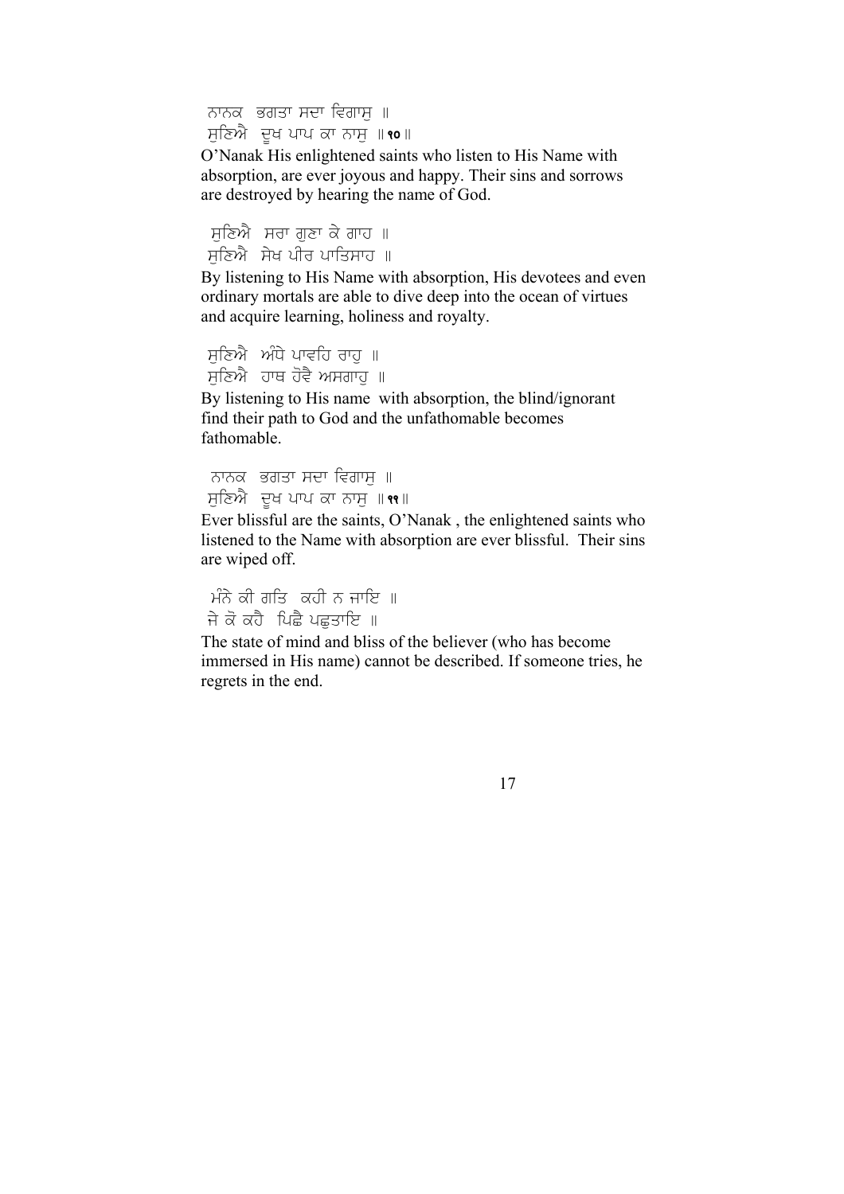ਨਾਨਕ ਭਗਤਾ ਸਦਾ ਵਿਗਾਸੁ ॥
ਸੁਣਿਐ ਦੂਖ ਪਾਪ ਕਾ ਨਾਸੁ ॥੧੦॥

O'Nanak His enlightened saints who listen to His Name with absorption, are ever joyous and happy. Their sins and sorrows are destroyed by hearing the name of God.

ਸੁਣਿਐ ਸਰਾ ਗੁਣਾ ਕੇ ਗਾਹ ॥
ਸੁਣਿਐ ਸੇਖ ਪੀਰ ਪਾਤਿਸਾਹ ॥

By listening to His Name with absorption, His devotees and even ordinary mortals are able to dive deep into the ocean of virtues and acquire learning, holiness and royalty.

ਸੁਣਿਐ ਅੰਧੇ ਪਾਵਹਿ ਰਾਹੁ ॥
ਸੁਣਿਐ ਹਾਥ ਹੋਵੈ ਅਸਗਾਹੁ ॥

By listening to His name with absorption, the blind/ignorant find their path to God and the unfathomable becomes fathomable.

ਨਾਨਕ ਭਗਤਾ ਸਦਾ ਵਿਗਾਸੁ ॥
ਸੁਣਿਐ ਦੂਖ ਪਾਪ ਕਾ ਨਾਸੁ ॥੧੧॥

Ever blissful are the saints, O'Nanak , the enlightened saints who listened to the Name with absorption are ever blissful. Their sins are wiped off.

ਮੰਨੇ ਕੀ ਗਤਿ ਕਹੀ ਨ ਜਾਇ ॥
ਜੇ ਕੋ ਕਹੈ ਪਿਛੈ ਪਛੁਤਾਇ ॥

The state of mind and bliss of the believer (who has become immersed in His name) cannot be described. If someone tries, he regrets in the end.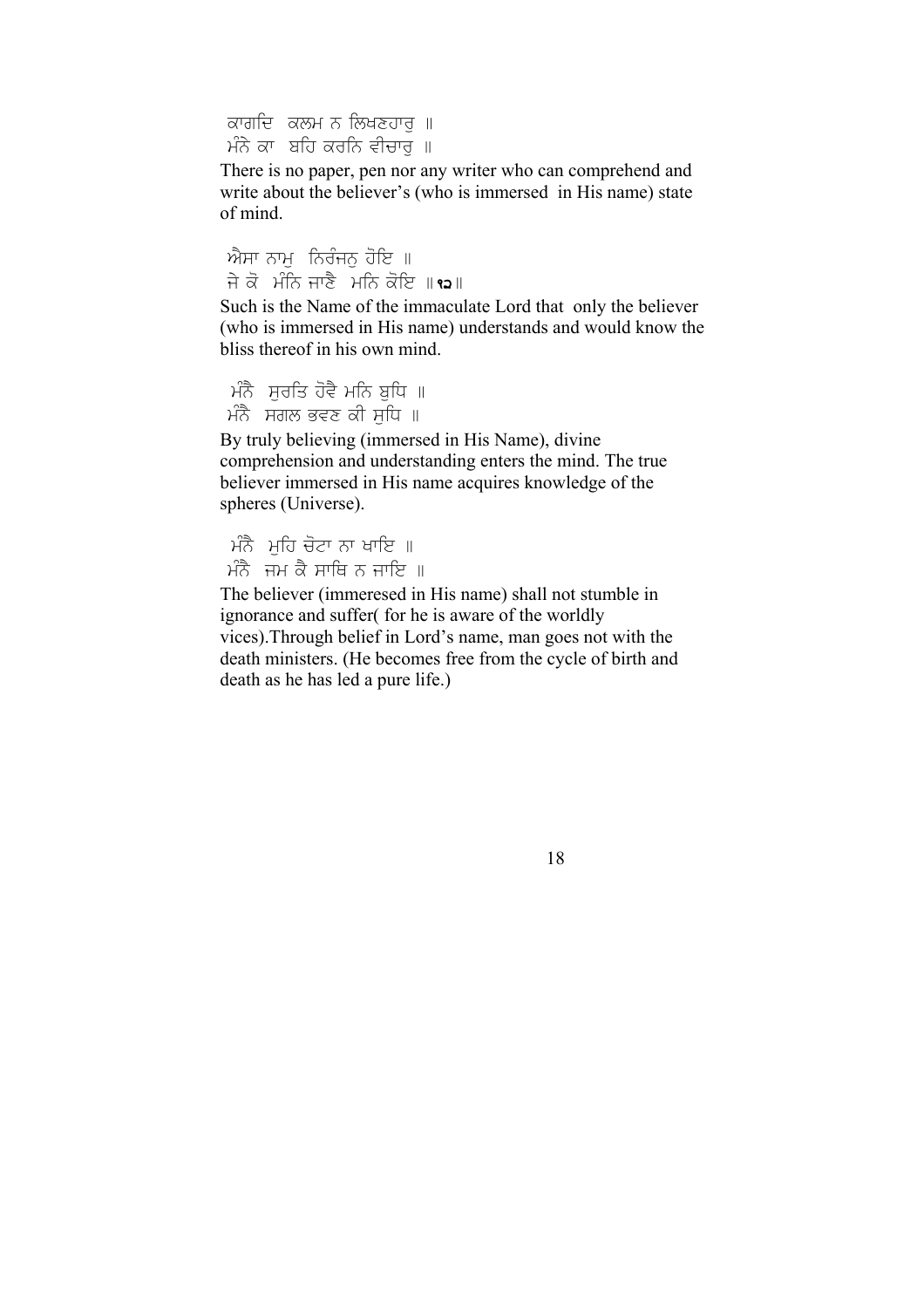ਕਾਗਦਿ ਕਲਮ ਨ ਲਿਖਣਹਾਰੁ ॥
ਮੰਨੇ ਕਾ ਬਹਿ ਕਰਨਿ ਵੀਚਾਰੁ ॥

There is no paper, pen nor any writer who can comprehend and write about the believer's (who is immersed in His name) state of mind.

ਐਸਾ ਨਾਮੁ ਨਿਰੰਜਨੁ ਹੋਇ ॥
ਜੇ ਕੋ ਮੰਨਿ ਜਾਣੈ ਮਨਿ ਕੋਇ ॥੧੨॥

Such is the Name of the immaculate Lord that only the believer (who is immersed in His name) understands and would know the bliss thereof in his own mind.

ਮੰਨੈ ਸੁਰਤਿ ਹੋਵੈ ਮਨਿ ਬੁਧਿ ॥
ਮੰਨੈ ਸਗਲ ਭਵਣ ਕੀ ਸੁਧਿ ॥

By truly believing (immersed in His Name), divine comprehension and understanding enters the mind. The true believer immersed in His name acquires knowledge of the spheres (Universe).

ਮੰਨੈ ਮੁਹਿ ਚੋਟਾ ਨਾ ਖਾਇ ॥
ਮੰਨੈ ਜਮ ਕੈ ਸਾਥਿ ਨ ਜਾਇ ॥

The believer (immeresed in His name) shall not stumble in ignorance and suffer( for he is aware of the worldly vices).Through belief in Lord's name, man goes not with the death ministers. (He becomes free from the cycle of birth and death as he has led a pure life.)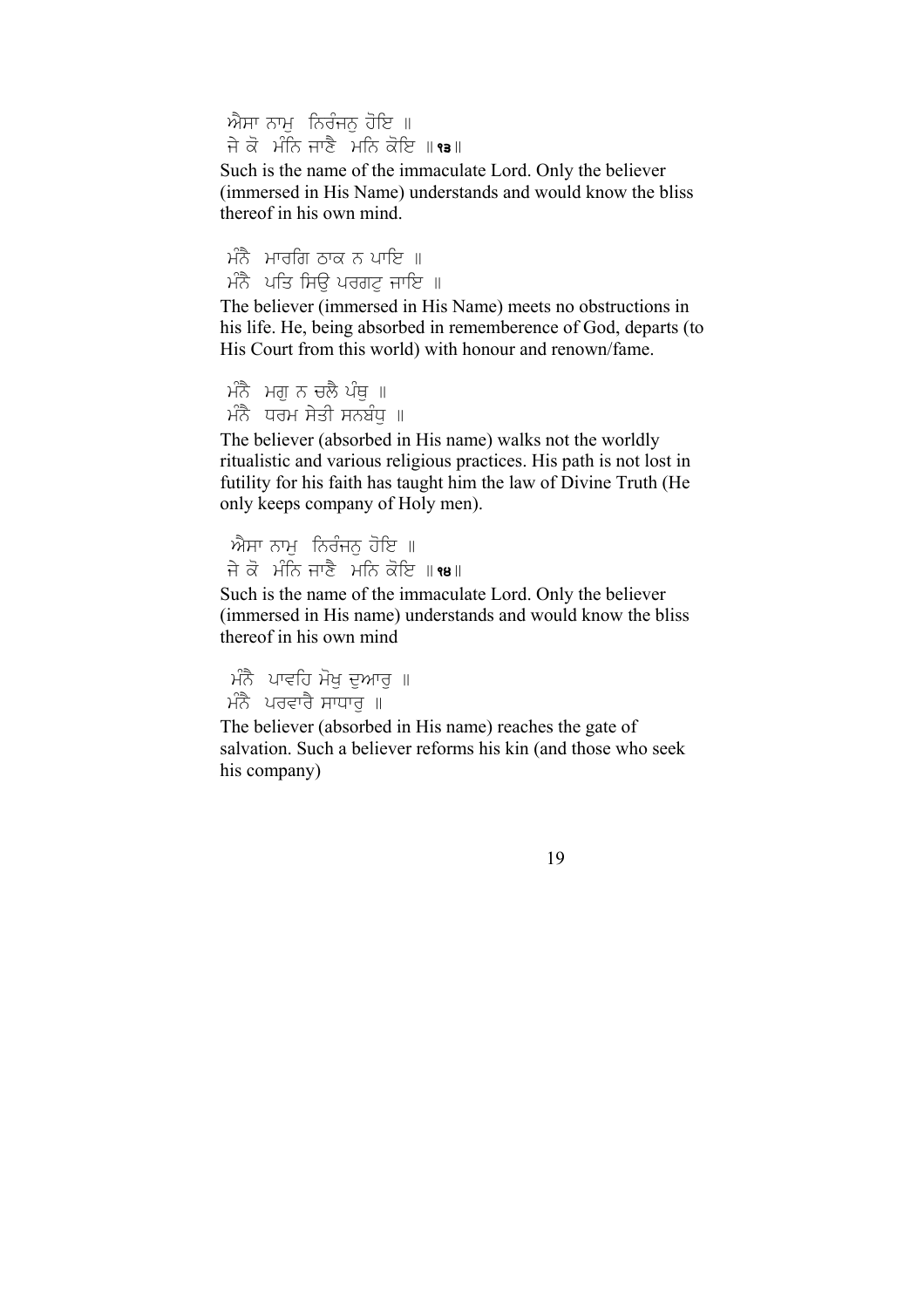ਐਸਾ ਨਾਮੁ ਨਿਰੰਜਨੁ ਹੋਇ ॥
ਜੇ ਕੋ ਮੰਨਿ ਜਾਣੈ ਮਨਿ ਕੋਇ ॥੧੩॥

Such is the name of the immaculate Lord. Only the believer (immersed in His Name) understands and would know the bliss thereof in his own mind.

ਮੰਨੈ ਮਾਰਗਿ ਠਾਕ ਨ ਪਾਇ ॥
ਮੰਨੈ ਪਤਿ ਸਿਉ ਪਰਗਟੁ ਜਾਇ ॥

The believer (immersed in His Name) meets no obstructions in his life. He, being absorbed in rememberence of God, departs (to His Court from this world) with honour and renown/fame.

ਮੰਨੈ ਮਗੁ ਨ ਚਲੈ ਪੰਥੁ ॥
ਮੰਨੈ ਧਰਮ ਸੇਤੀ ਸਨਬੰਧੁ ॥

The believer (absorbed in His name) walks not the worldly ritualistic and various religious practices. His path is not lost in futility for his faith has taught him the law of Divine Truth (He only keeps company of Holy men).

ਐਸਾ ਨਾਮੁ ਨਿਰੰਜਨੁ ਹੋਇ ॥
ਜੇ ਕੋ ਮੰਨਿ ਜਾਣੈ ਮਨਿ ਕੋਇ ॥੧੪॥

Such is the name of the immaculate Lord. Only the believer (immersed in His name) understands and would know the bliss thereof in his own mind

ਮੰਨੈ ਪਾਵਹਿ ਮੋਖੁ ਦੁਆਰੁ ॥
ਮੰਨੈ ਪਰਵਾਰੈ ਸਾਧਾਰੁ ॥

The believer (absorbed in His name) reaches the gate of salvation. Such a believer reforms his kin (and those who seek his company)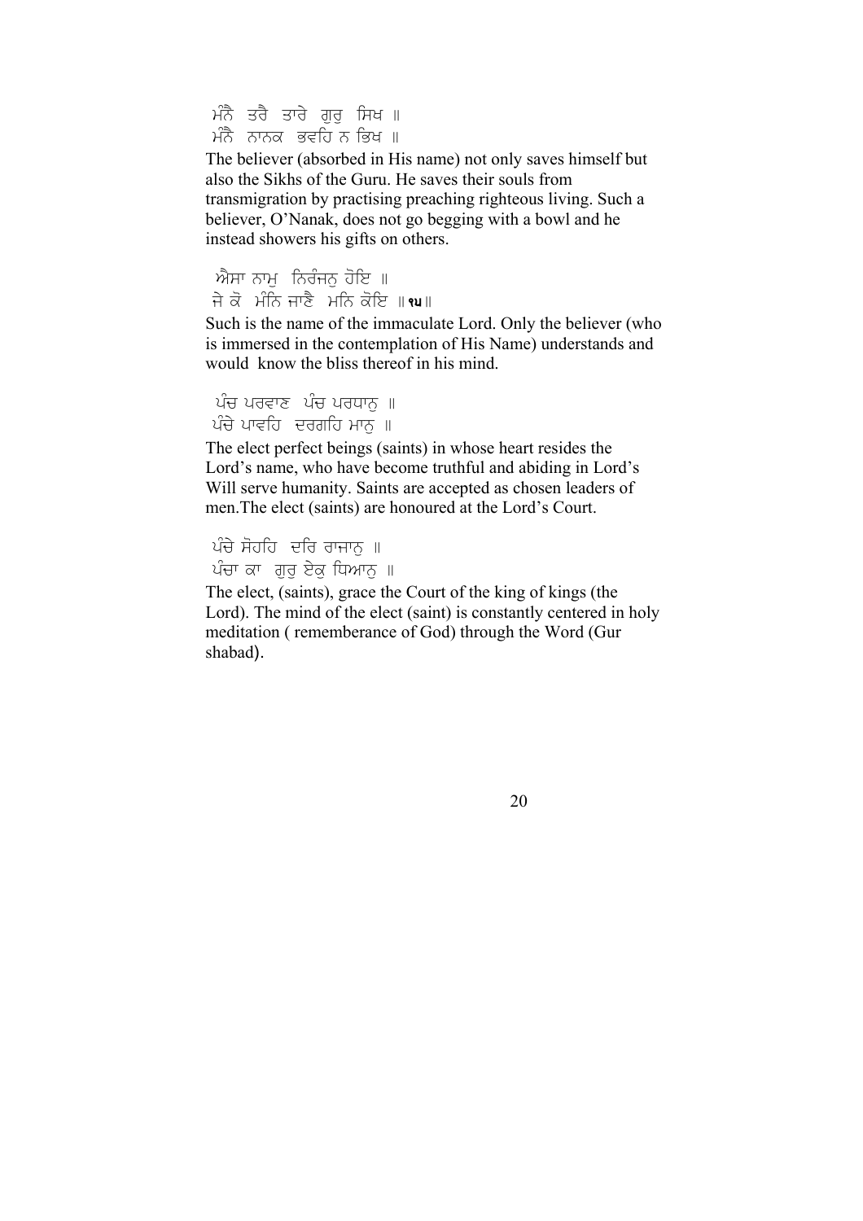ਮੰਨੈ ਤਰੈ ਤਾਰੇ ਗੁਰੁ ਸਿਖ ॥
ਮੰਨੈ ਨਾਨਕ ਭਵਹਿ ਨ ਭਿਖ ॥

The believer (absorbed in His name) not only saves himself but also the Sikhs of the Guru. He saves their souls from transmigration by practising preaching righteous living. Such a believer, O'Nanak, does not go begging with a bowl and he instead showers his gifts on others.

ਐਸਾ ਨਾਮੁ ਨਿਰੰਜਨੁ ਹੋਇ ॥
ਜੇ ਕੋ ਮੰਨਿ ਜਾਣੈ ਮਨਿ ਕੋਇ ॥੧੫॥

Such is the name of the immaculate Lord. Only the believer (who is immersed in the contemplation of His Name) understands and would know the bliss thereof in his mind.

ਪੰਚ ਪਰਵਾਣ ਪੰਚ ਪਰਧਾਨੁ ॥
ਪੰਚੇ ਪਾਵਹਿ ਦਰਗਹਿ ਮਾਨੁ ॥

The elect perfect beings (saints) in whose heart resides the Lord's name, who have become truthful and abiding in Lord's Will serve humanity. Saints are accepted as chosen leaders of men.The elect (saints) are honoured at the Lord's Court.

ਪੰਚੇ ਸੋਹਹਿ ਦਰਿ ਰਾਜਾਨੁ ॥
ਪੰਚਾ ਕਾ ਗੁਰੁ ਏਕੁ ਧਿਆਨੁ ॥

The elect, (saints), grace the Court of the king of kings (the Lord). The mind of the elect (saint) is constantly centered in holy meditation ( rememberance of God) through the Word (Gur shabad).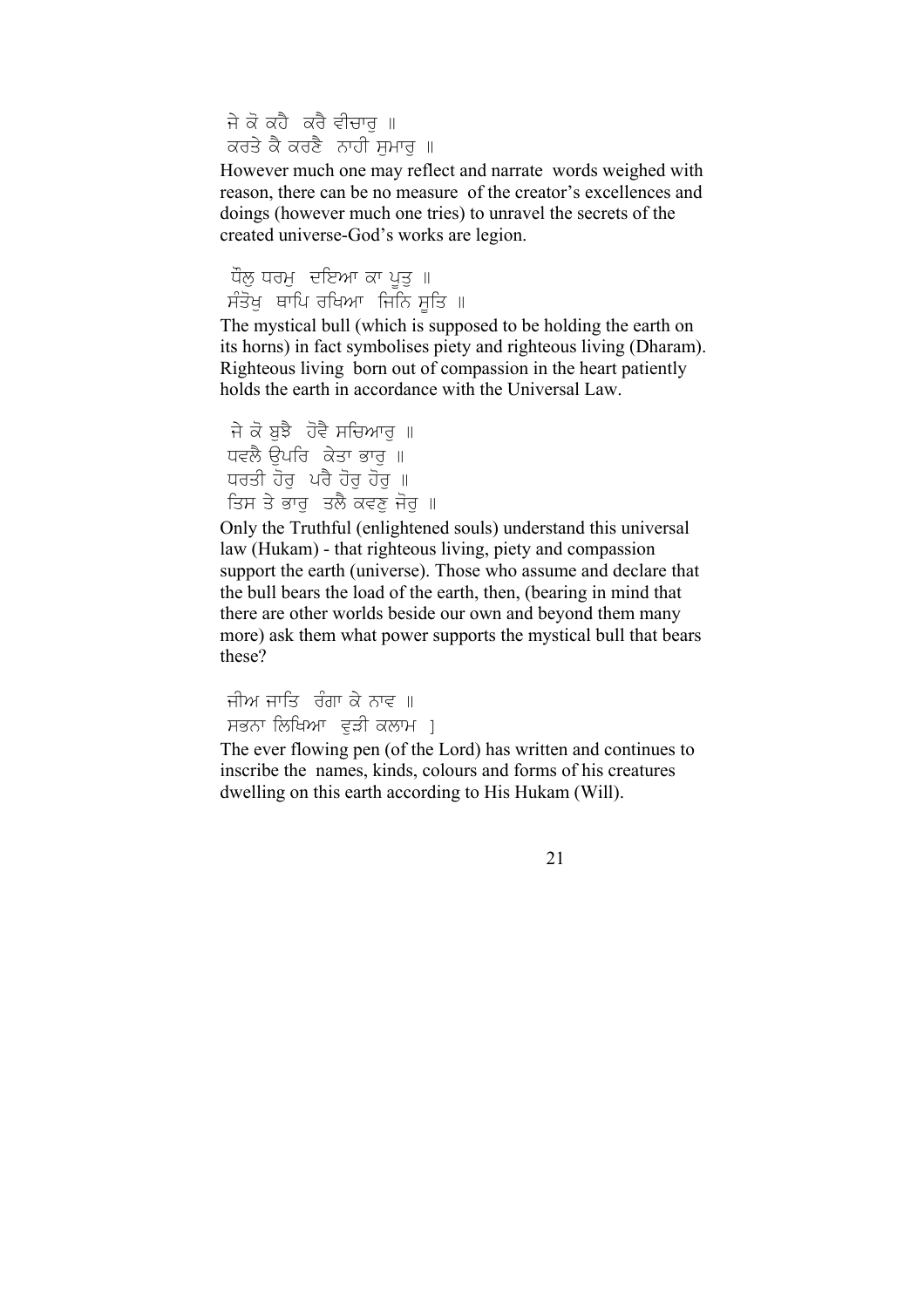ਜੇ ਕੋ ਕਹੈ ਕਰੈ ਵੀਚਾਰੁ ॥
ਕਰਤੇ ਕੈ ਕਰਣੈ ਨਾਹੀ ਸੁਮਾਰੁ ॥

However much one may reflect and narrate words weighed with reason, there can be no measure of the creator's excellences and doings (however much one tries) to unravel the secrets of the created universe-God's works are legion.

ਧੌਲੁ ਧਰਮੁ ਦਇਆ ਕਾ ਪੂਤੁ ॥
ਸੰਤੋਖੁ ਥਾਪਿ ਰਖਿਆ ਜਿਨਿ ਸੂਤਿ ॥

The mystical bull (which is supposed to be holding the earth on its horns) in fact symbolises piety and righteous living (Dharam). Righteous living born out of compassion in the heart patiently holds the earth in accordance with the Universal Law.

ਜੇ ਕੋ ਬੁਝੈ ਹੋਵੈ ਸਚਿਆਰੁ ॥
ਧਵਲੈ ਉਪਰਿ ਕੇਤਾ ਭਾਰੁ ॥
ਧਰਤੀ ਹੋਰੁ ਪਰੈ ਹੋਰੁ ਹੋਰੁ ॥
ਤਿਸ ਤੇ ਭਾਰੁ ਤਲੈ ਕਵਣੁ ਜੋਰੁ ॥

Only the Truthful (enlightened souls) understand this universal law (Hukam) - that righteous living, piety and compassion support the earth (universe). Those who assume and declare that the bull bears the load of the earth, then, (bearing in mind that there are other worlds beside our own and beyond them many more) ask them what power supports the mystical bull that bears these?

ਜੀਅ ਜਾਤਿ ਰੰਗਾ ਕੇ ਨਾਵ ॥
ਸਭਨਾ ਲਿਖਿਆ ਵੁੜੀ ਕਲਾਮ ]

The ever flowing pen (of the Lord) has written and continues to inscribe the names, kinds, colours and forms of his creatures dwelling on this earth according to His Hukam (Will).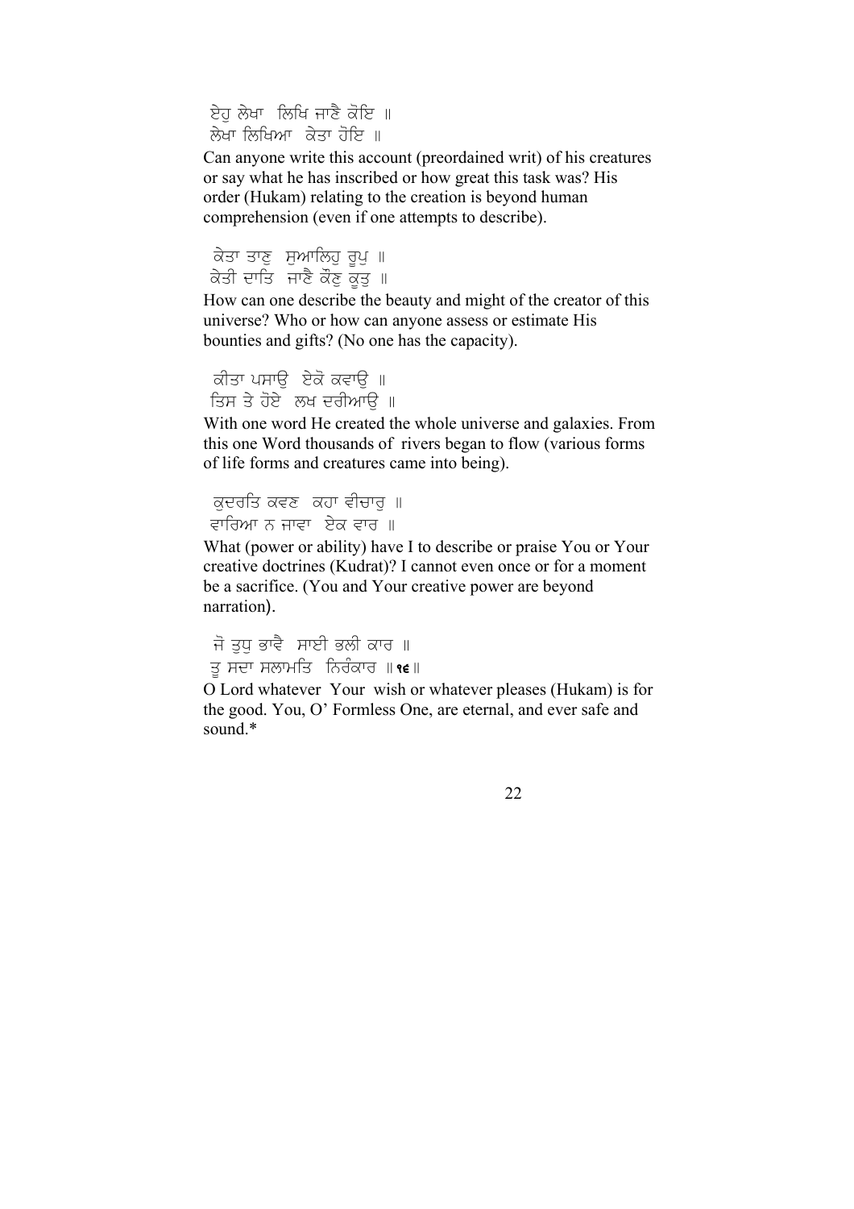ਏਹੁ ਲੇਖਾ ਲਿਖਿ ਜਾਣੈ ਕੋਇ ॥
ਲੇਖਾ ਲਿਖਿਆ ਕੇਤਾ ਹੋਇ ॥

Can anyone write this account (preordained writ) of his creatures or say what he has inscribed or how great this task was? His order (Hukam) relating to the creation is beyond human comprehension (even if one attempts to describe).

ਕੇਤਾ ਤਾਣੁ ਸੁਆਲਿਹੁ ਰੂਪੁ ॥
ਕੇਤੀ ਦਾਤਿ ਜਾਣੈ ਕੌਣੁ ਕੂਤੁ ॥

How can one describe the beauty and might of the creator of this universe? Who or how can anyone assess or estimate His bounties and gifts? (No one has the capacity).

ਕੀਤਾ ਪਸਾਉ ਏਕੋ ਕਵਾਉ ॥
ਤਿਸ ਤੇ ਹੋਏ ਲਖ ਦਰੀਆਉ ॥

With one word He created the whole universe and galaxies. From this one Word thousands of rivers began to flow (various forms of life forms and creatures came into being).

ਕੁਦਰਤਿ ਕਵਣ ਕਹਾ ਵੀਚਾਰੁ ॥
ਵਾਰਿਆ ਨ ਜਾਵਾ ਏਕ ਵਾਰ ॥

What (power or ability) have I to describe or praise You or Your creative doctrines (Kudrat)? I cannot even once or for a moment be a sacrifice. (You and Your creative power are beyond narration).

ਜੋ ਤੁਧੁ ਭਾਵੈ ਸਾਈ ਭਲੀ ਕਾਰ ॥
ਤੂ ਸਦਾ ਸਲਾਮਤਿ ਨਿਰੰਕਾਰ ॥੧੬॥

O Lord whatever Your wish or whatever pleases (Hukam) is for the good. You, O' Formless One, are eternal, and ever safe and sound.*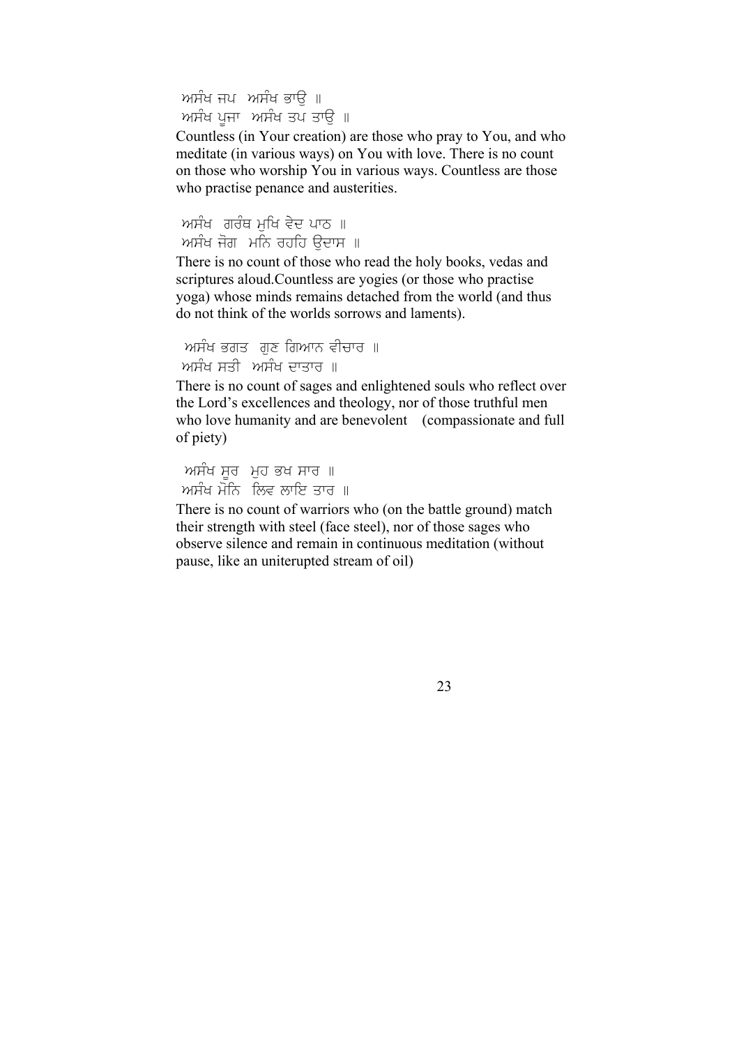ਅਸੰਖ ਜਪ  ਅਸੰਖ ਭਾਉ ॥
ਅਸੰਖ ਪੂਜਾ  ਅਸੰਖ ਤਪ ਤਾਉ ॥

Countless (in Your creation) are those who pray to You, and who meditate (in various ways) on You with love. There is no count on those who worship You in various ways. Countless are those who practise penance and austerities.

ਅਸੰਖ  ਗਰੰਥ ਮੁਖਿ ਵੇਦ ਪਾਠ ॥
ਅਸੰਖ ਜੋਗ  ਮਨਿ ਰਹਹਿ ਉਦਾਸ ॥

There is no count of those who read the holy books, vedas and scriptures aloud.Countless are yogies (or those who practise yoga) whose minds remains detached from the world (and thus do not think of the worlds sorrows and laments).

ਅਸੰਖ ਭਗਤ  ਗੁਣ ਗਿਆਨ ਵੀਚਾਰ ॥
ਅਸੰਖ ਸਤੀ  ਅਸੰਖ ਦਾਤਾਰ ॥

There is no count of sages and enlightened souls who reflect over the Lord's excellences and theology, nor of those truthful men who love humanity and are benevolent  (compassionate and full of piety)

ਅਸੰਖ ਸੂਰ  ਮੁਹ ਭਖ ਸਾਰ ॥
ਅਸੰਖ ਮੋਨਿ  ਲਿਵ ਲਾਇ ਤਾਰ ॥

There is no count of warriors who (on the battle ground) match their strength with steel (face steel), nor of those sages who observe silence and remain in continuous meditation (without pause, like an uniterupted stream of oil)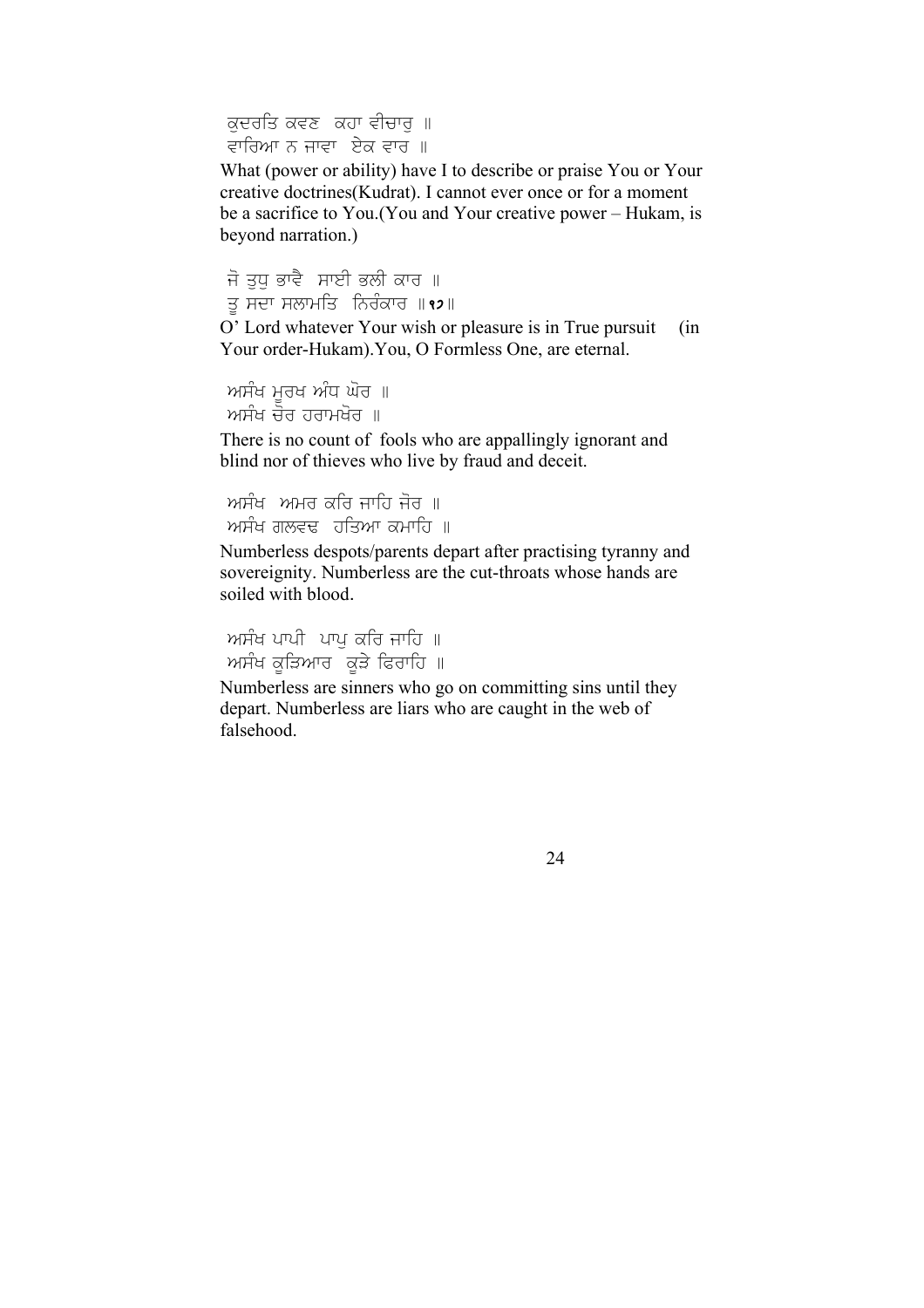ਕੁਦਰਤਿ ਕਵਣ ਕਹਾ ਵੀਚਾਰੁ ॥
ਵਾਰਿਆ ਨ ਜਾਵਾ ਏਕ ਵਾਰ ॥

What (power or ability) have I to describe or praise You or Your creative doctrines(Kudrat). I cannot ever once or for a moment be a sacrifice to You.(You and Your creative power – Hukam, is beyond narration.)

ਜੋ ਤੁਧੁ ਭਾਵੈ ਸਾਈ ਭਲੀ ਕਾਰ ॥
ਤੂ ਸਦਾ ਸਲਾਮਤਿ ਨਿਰੰਕਾਰ ॥੧੭॥

O' Lord whatever Your wish or pleasure is in True pursuit (in Your order-Hukam).You, O Formless One, are eternal.

ਅਸੰਖ ਮੂਰਖ ਅੰਧ ਘੋਰ ॥
ਅਸੰਖ ਚੋਰ ਹਰਾਮਖੋਰ ॥

There is no count of fools who are appallingly ignorant and blind nor of thieves who live by fraud and deceit.

ਅਸੰਖ ਅਮਰ ਕਰਿ ਜਾਹਿ ਜੋਰ ॥
ਅਸੰਖ ਗਲਵਢ ਹਤਿਆ ਕਮਾਹਿ ॥

Numberless despots/parents depart after practising tyranny and sovereignity. Numberless are the cut-throats whose hands are soiled with blood.

ਅਸੰਖ ਪਾਪੀ ਪਾਪੁ ਕਰਿ ਜਾਹਿ ॥
ਅਸੰਖ ਕੂੜਿਆਰ ਕੂੜੇ ਫਿਰਾਹਿ ॥

Numberless are sinners who go on committing sins until they depart. Numberless are liars who are caught in the web of falsehood.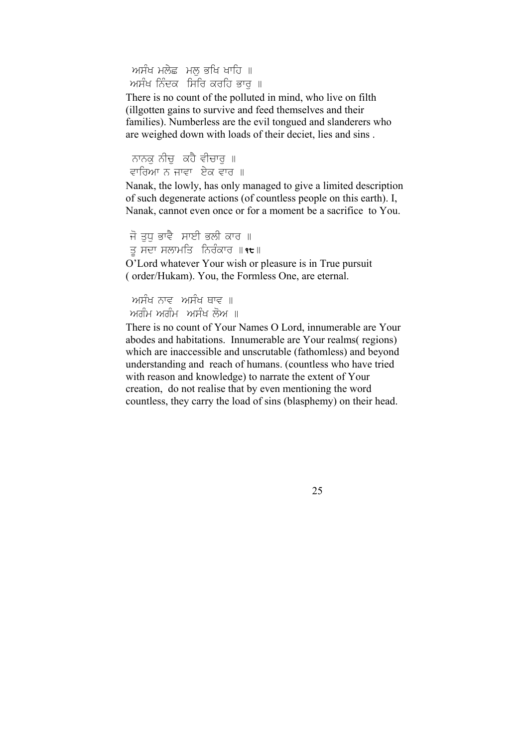ਅਸੰਖ ਮਲੇਛ ਮਲੁ ਭਖਿ ਖਾਹਿ ॥
ਅਸੰਖ ਨਿੰਦਕ ਸਿਰਿ ਕਰਹਿ ਭਾਰੁ ॥

There is no count of the polluted in mind, who live on filth (illgotten gains to survive and feed themselves and their families). Numberless are the evil tongued and slanderers who are weighed down with loads of their deciet, lies and sins .

ਨਾਨਕੁ ਨੀਚੁ ਕਹੈ ਵੀਚਾਰੁ ॥
ਵਾਰਿਆ ਨ ਜਾਵਾ ਏਕ ਵਾਰ ॥

Nanak, the lowly, has only managed to give a limited description of such degenerate actions (of countless people on this earth). I, Nanak, cannot even once or for a moment be a sacrifice to You.

ਜੋ ਤੁਧੁ ਭਾਵੈ ਸਾਈ ਭਲੀ ਕਾਰ ॥
ਤੂ ਸਦਾ ਸਲਾਮਤਿ ਨਿਰੰਕਾਰ ॥੧੮॥

O'Lord whatever Your wish or pleasure is in True pursuit ( order/Hukam). You, the Formless One, are eternal.

ਅਸੰਖ ਨਾਵ ਅਸੰਖ ਥਾਵ ॥
ਅਗੰਮ ਅਗੰਮ ਅਸੰਖ ਲੋਅ ॥

There is no count of Your Names O Lord, innumerable are Your abodes and habitations. Innumerable are Your realms( regions) which are inaccessible and unscrutable (fathomless) and beyond understanding and reach of humans. (countless who have tried with reason and knowledge) to narrate the extent of Your creation, do not realise that by even mentioning the word countless, they carry the load of sins (blasphemy) on their head.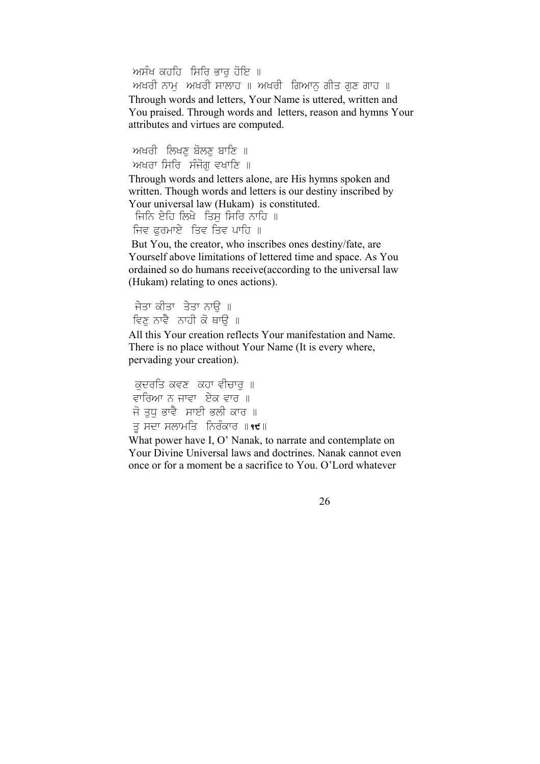ਅਸੰਖ ਕਹਹਿ ਸਿਰਿ ਭਾਰੁ ਹੋਇ ॥
ਅਖਰੀ ਨਾਮੁ ਅਖਰੀ ਸਾਲਾਹ ॥ ਅਖਰੀ ਗਿਆਨੁ ਗੀਤ ਗੁਣ ਗਾਹ ॥

Through words and letters, Your Name is uttered, written and You praised. Through words and letters, reason and hymns Your attributes and virtues are computed.

ਅਖਰੀ ਲਿਖਣੁ ਬੋਲਣੁ ਬਾਣਿ ॥
ਅਖਰਾ ਸਿਰਿ ਸੰਜੋਗੁ ਵਖਾਣਿ ॥

Through words and letters alone, are His hymns spoken and written. Though words and letters is our destiny inscribed by Your universal law (Hukam) is constituted.

ਜਿਨਿ ਏਹਿ ਲਿਖੇ ਤਿਸੁ ਸਿਰਿ ਨਾਹਿ ॥
ਜਿਵ ਫੁਰਮਾਏ ਤਿਵ ਤਿਵ ਪਾਹਿ ॥

But You, the creator, who inscribes ones destiny/fate, are Yourself above limitations of lettered time and space. As You ordained so do humans receive(according to the universal law (Hukam) relating to ones actions).

ਜੇਤਾ ਕੀਤਾ ਤੇਤਾ ਨਾਉ ॥
ਵਿਣੁ ਨਾਵੈ ਨਾਹੀ ਕੋ ਥਾਉ ॥

All this Your creation reflects Your manifestation and Name. There is no place without Your Name (It is every where, pervading your creation).

ਕੁਦਰਤਿ ਕਵਣ ਕਹਾ ਵੀਚਾਰੁ ॥
ਵਾਰਿਆ ਨ ਜਾਵਾ ਏਕ ਵਾਰ ॥
ਜੋ ਤੁਧੁ ਭਾਵੈ ਸਾਈ ਭਲੀ ਕਾਰ ॥
ਤੂ ਸਦਾ ਸਲਾਮਤਿ ਨਿਰੰਕਾਰ ॥੧੯॥

What power have I, O' Nanak, to narrate and contemplate on Your Divine Universal laws and doctrines. Nanak cannot even once or for a moment be a sacrifice to You. O'Lord whatever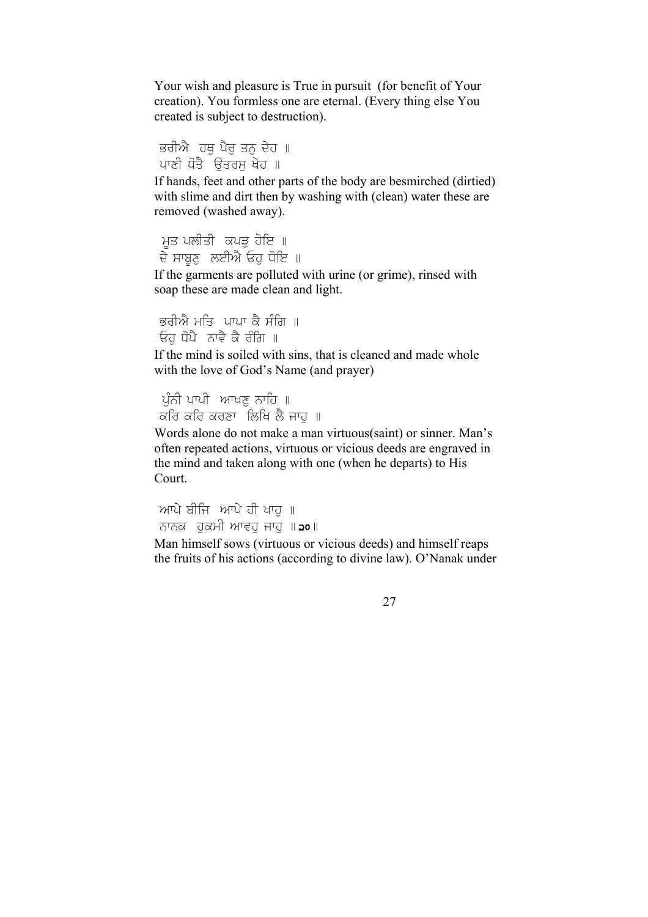Your wish and pleasure is True in pursuit (for benefit of Your creation). You formless one are eternal. (Every thing else You created is subject to destruction).

ਭਰੀਐ ਹਥੁ ਪੈਰੁ ਤਨੁ ਦੇਹ ॥  
ਪਾਣੀ ਧੋਤੈ ਉਤਰਸੁ ਖੇਹ ॥

If hands, feet and other parts of the body are besmirched (dirtied) with slime and dirt then by washing with (clean) water these are removed (washed away).

ਮੂਤ ਪਲੀਤੀ ਕਪੜੁ ਹੋਇ ॥  
ਦੇ ਸਾਬੂਣੁ ਲਈਐ ਓਹੁ ਧੋਇ ॥

If the garments are polluted with urine (or grime), rinsed with soap these are made clean and light.

ਭਰੀਐ ਮਤਿ ਪਾਪਾ ਕੈ ਸੰਗਿ ॥  
ਓਹੁ ਧੋਪੈ ਨਾਵੈ ਕੈ ਰੰਗਿ ॥

If the mind is soiled with sins, that is cleaned and made whole with the love of God's Name (and prayer)

ਪੁੰਨੀ ਪਾਪੀ ਆਖਣੁ ਨਾਹਿ ॥  
ਕਰਿ ਕਰਿ ਕਰਣਾ ਲਿਖਿ ਲੈ ਜਾਹੁ ॥

Words alone do not make a man virtuous(saint) or sinner. Man's often repeated actions, virtuous or vicious deeds are engraved in the mind and taken along with one (when he departs) to His Court.

ਆਪੇ ਬੀਜਿ ਆਪੇ ਹੀ ਖਾਹੁ ॥  
ਨਾਨਕ ਹੁਕਮੀ ਆਵਹੁ ਜਾਹੁ ॥੨੦॥

Man himself sows (virtuous or vicious deeds) and himself reaps the fruits of his actions (according to divine law). O'Nanak under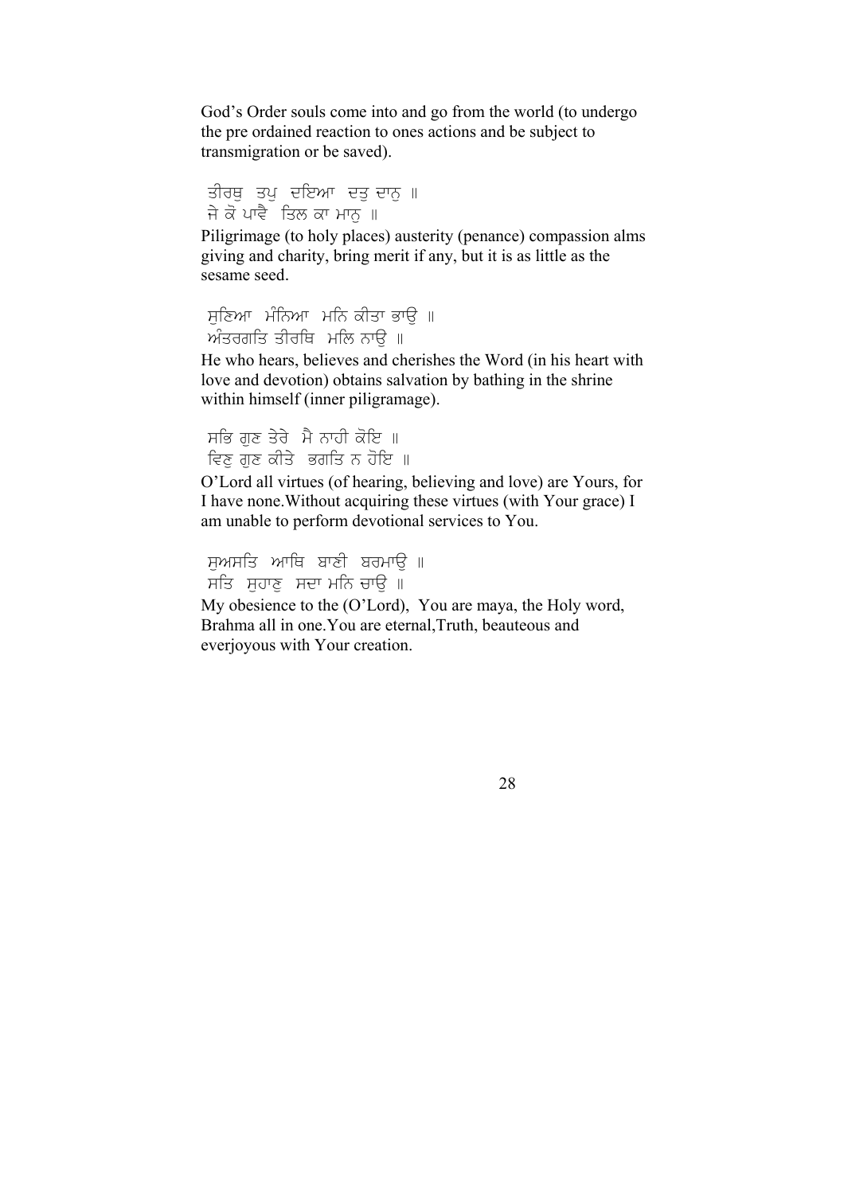God's Order souls come into and go from the world (to undergo the pre ordained reaction to ones actions and be subject to transmigration or be saved).

ਤੀਰਥੁ ਤਪੁ ਦਇਆ ਦਤੁ ਦਾਨੁ ॥
ਜੇ ਕੋ ਪਾਵੈ ਤਿਲ ਕਾ ਮਾਨੁ ॥

Piligrimage (to holy places) austerity (penance) compassion alms giving and charity, bring merit if any, but it is as little as the sesame seed.

ਸੁਣਿਆ ਮੰਨਿਆ ਮਨਿ ਕੀਤਾ ਭਾਉ ॥
ਅੰਤਰਗਤਿ ਤੀਰਥਿ ਮਲਿ ਨਾਉ ॥

He who hears, believes and cherishes the Word (in his heart with love and devotion) obtains salvation by bathing in the shrine within himself (inner piligramage).

ਸਭਿ ਗੁਣ ਤੇਰੇ ਮੈ ਨਾਹੀ ਕੋਇ ॥
ਵਿਣੁ ਗੁਣ ਕੀਤੇ ਭਗਤਿ ਨ ਹੋਇ ॥

O'Lord all virtues (of hearing, believing and love) are Yours, for I have none.Without acquiring these virtues (with Your grace) I am unable to perform devotional services to You.

ਸੁਅਸਤਿ ਆਥਿ ਬਾਣੀ ਬਰਮਾਉ ॥
ਸਤਿ ਸੁਹਾਣੁ ਸਦਾ ਮਨਿ ਚਾਉ ॥

My obesience to the (O'Lord), You are maya, the Holy word, Brahma all in one.You are eternal,Truth, beauteous and everjoyous with Your creation.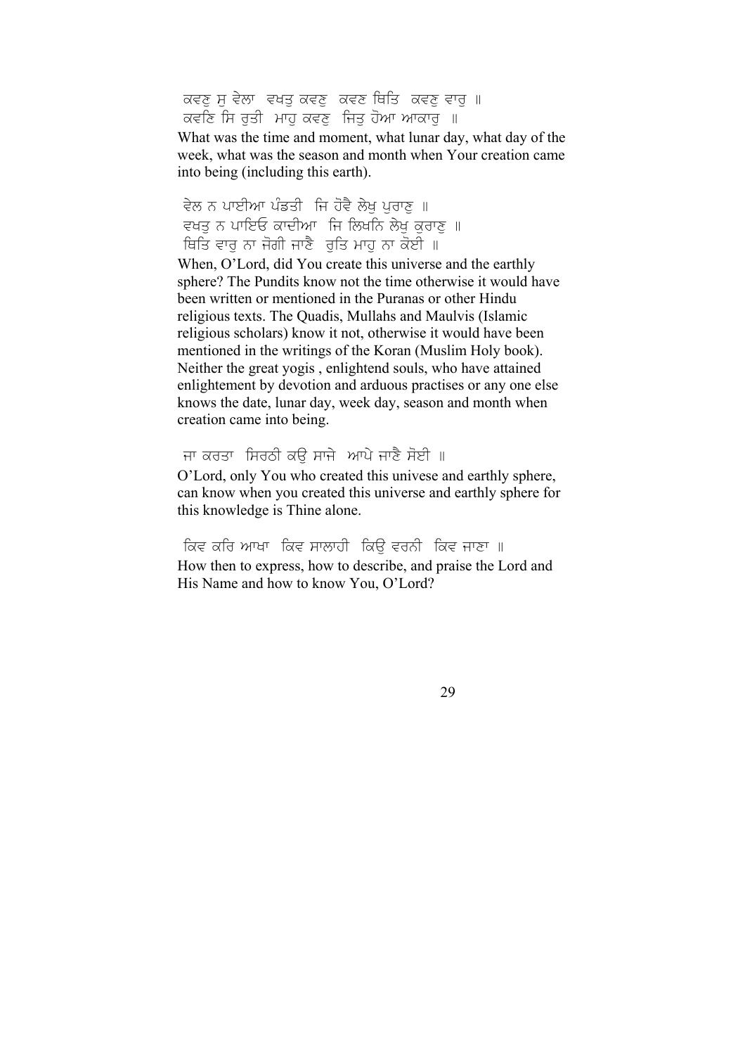ਕਵਣੁ ਸੁ ਵੇਲਾ ਵਖਤੁ ਕਵਣੁ ਕਵਣ ਥਿਤਿ ਕਵਣੁ ਵਾਰੁ ॥
ਕਵਣਿ ਸਿ ਰੁਤੀ ਮਾਹੁ ਕਵਣੁ ਜਿਤੁ ਹੋਆ ਆਕਾਰੁ ॥

What was the time and moment, what lunar day, what day of the week, what was the season and month when Your creation came into being (including this earth).

ਵੇਲ ਨ ਪਾਈਆ ਪੰਡਤੀ ਜਿ ਹੋਵੈ ਲੇਖੁ ਪੁਰਾਣੁ ॥
ਵਖਤੁ ਨ ਪਾਇਓ ਕਾਦੀਆ ਜਿ ਲਿਖਨਿ ਲੇਖੁ ਕੁਰਾਣੁ ॥
ਥਿਤਿ ਵਾਰੁ ਨਾ ਜੋਗੀ ਜਾਣੈ ਰੁਤਿ ਮਾਹੁ ਨਾ ਕੋਈ ॥

When, O'Lord, did You create this universe and the earthly sphere? The Pundits know not the time otherwise it would have been written or mentioned in the Puranas or other Hindu religious texts. The Quadis, Mullahs and Maulvis (Islamic religious scholars) know it not, otherwise it would have been mentioned in the writings of the Koran (Muslim Holy book). Neither the great yogis , enlightend souls, who have attained enlightement by devotion and arduous practises or any one else knows the date, lunar day, week day, season and month when creation came into being.

ਜਾ ਕਰਤਾ ਸਿਰਠੀ ਕਉ ਸਾਜੇ ਆਪੇ ਜਾਣੈ ਸੋਈ ॥

O'Lord, only You who created this univese and earthly sphere, can know when you created this universe and earthly sphere for this knowledge is Thine alone.

ਕਿਵ ਕਰਿ ਆਖਾ ਕਿਵ ਸਾਲਾਹੀ ਕਿਉ ਵਰਨੀ ਕਿਵ ਜਾਣਾ ॥

How then to express, how to describe, and praise the Lord and His Name and how to know You, O'Lord?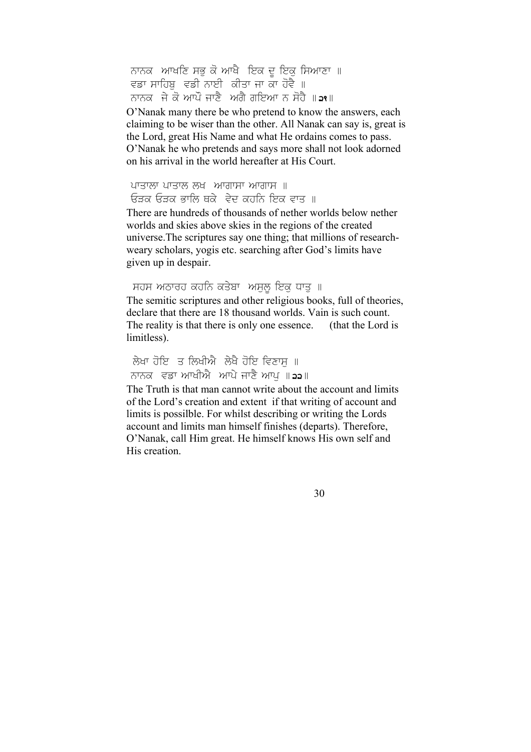ਨਾਨਕ ਆਖਣਿ ਸਭੁ ਕੋ ਆਖੈ ਇਕ ਦੂ ਇਕੁ ਸਿਆਣਾ ॥
ਵਡਾ ਸਾਹਿਬੁ ਵਡੀ ਨਾਈ ਕੀਤਾ ਜਾ ਕਾ ਹੋਵੈ ॥
ਨਾਨਕ ਜੇ ਕੋ ਆਪੌ ਜਾਣੈ ਅਗੈ ਗਇਆ ਨ ਸੋਹੈ ॥੨੧॥

O'Nanak many there be who pretend to know the answers, each claiming to be wiser than the other. All Nanak can say is, great is the Lord, great His Name and what He ordains comes to pass. O'Nanak he who pretends and says more shall not look adorned on his arrival in the world hereafter at His Court.

ਪਾਤਾਲਾ ਪਾਤਾਲ ਲਖ ਆਗਾਸਾ ਆਗਾਸ ॥
ਓੜਕ ਓੜਕ ਭਾਲਿ ਥਕੇ ਵੇਦ ਕਹਨਿ ਇਕ ਵਾਤ ॥

There are hundreds of thousands of nether worlds below nether worlds and skies above skies in the regions of the created universe.The scriptures say one thing; that millions of research-weary scholars, yogis etc. searching after God's limits have given up in despair.

ਸਹਸ ਅਠਾਰਹ ਕਹਨਿ ਕਤੇਬਾ ਅਸੁਲੂ ਇਕੁ ਧਾਤੁ ॥

The semitic scriptures and other religious books, full of theories, declare that there are 18 thousand worlds. Vain is such count. The reality is that there is only one essence. (that the Lord is limitless).

ਲੇਖਾ ਹੋਇ ਤ ਲਿਖੀਐ ਲੇਖੈ ਹੋਇ ਵਿਣਾਸੁ ॥
ਨਾਨਕ ਵਡਾ ਆਖੀਐ ਆਪੇ ਜਾਣੈ ਆਪੁ ॥੨੨॥

The Truth is that man cannot write about the account and limits of the Lord's creation and extent if that writing of account and limits is possilble. For whilst describing or writing the Lords account and limits man himself finishes (departs). Therefore, O'Nanak, call Him great. He himself knows His own self and His creation.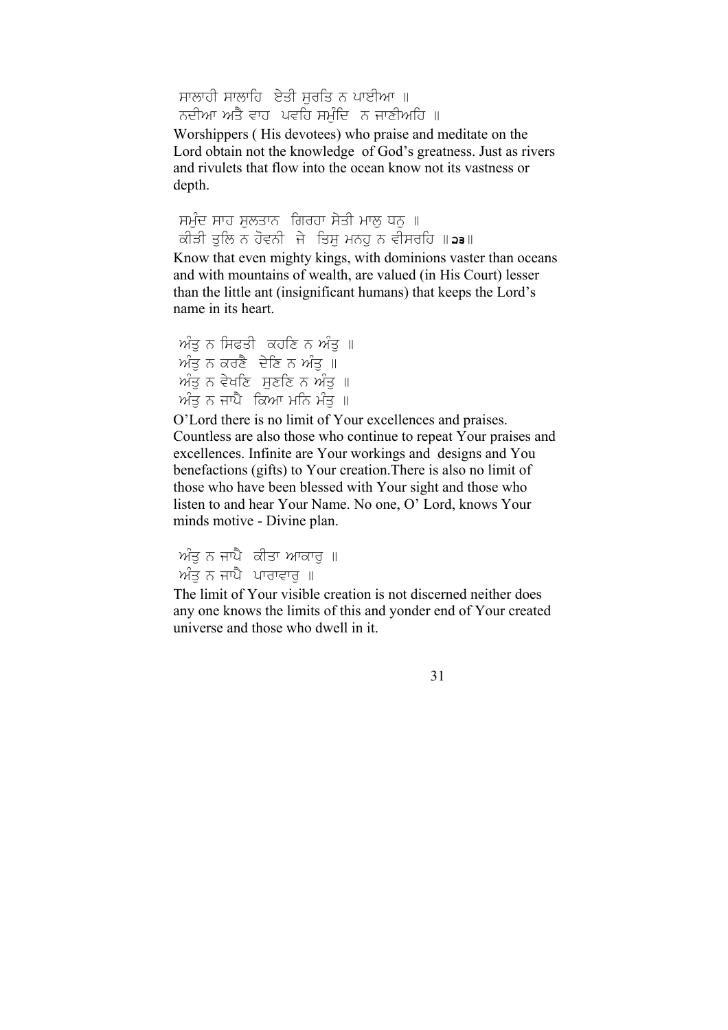ਸਾਲਾਹੀ ਸਾਲਾਹਿ ਏਤੀ ਸੁਰਤਿ ਨ ਪਾਈਆ ॥
ਨਦੀਆ ਅਤੈ ਵਾਹ ਪਵਹਿ ਸਮੁੰਦਿ ਨ ਜਾਣੀਅਹਿ ॥

Worshippers ( His devotees) who praise and meditate on the Lord obtain not the knowledge of God's greatness. Just as rivers and rivulets that flow into the ocean know not its vastness or depth.

ਸਮੁੰਦ ਸਾਹ ਸੁਲਤਾਨ ਗਿਰਹਾ ਸੇਤੀ ਮਾਲੁ ਧਨੁ ॥
ਕੀੜੀ ਤੁਲਿ ਨ ਹੋਵਨੀ ਜੇ ਤਿਸੁ ਮਨਹੁ ਨ ਵੀਸਰਹਿ ॥੨੩॥

Know that even mighty kings, with dominions vaster than oceans and with mountains of wealth, are valued (in His Court) lesser than the little ant (insignificant humans) that keeps the Lord's name in its heart.

ਅੰਤੁ ਨ ਸਿਫਤੀ ਕਹਣਿ ਨ ਅੰਤੁ ॥
ਅੰਤੁ ਨ ਕਰਣੈ ਦੇਣਿ ਨ ਅੰਤੁ ॥
ਅੰਤੁ ਨ ਵੇਖਣਿ ਸੁਣਣਿ ਨ ਅੰਤੁ ॥
ਅੰਤੁ ਨ ਜਾਪੈ ਕਿਆ ਮਨਿ ਮੰਤੁ ॥

O'Lord there is no limit of Your excellences and praises. Countless are also those who continue to repeat Your praises and excellences. Infinite are Your workings and designs and You benefactions (gifts) to Your creation.There is also no limit of those who have been blessed with Your sight and those who listen to and hear Your Name. No one, O' Lord, knows Your minds motive - Divine plan.

ਅੰਤੁ ਨ ਜਾਪੈ ਕੀਤਾ ਆਕਾਰੁ ॥
ਅੰਤੁ ਨ ਜਾਪੈ ਪਾਰਾਵਾਰੁ ॥

The limit of Your visible creation is not discerned neither does any one knows the limits of this and yonder end of Your created universe and those who dwell in it.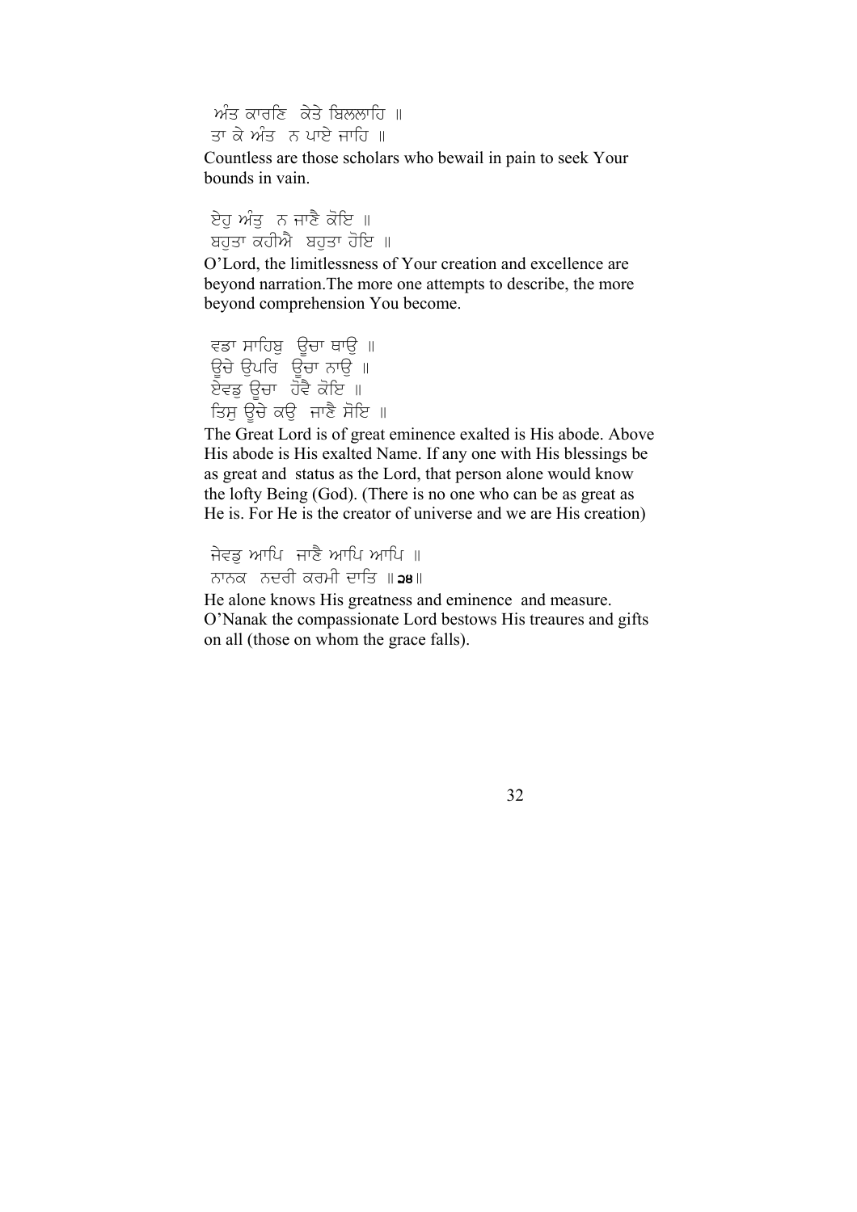ਅੰਤ ਕਾਰਣਿ ਕੇਤੇ ਬਿਲਲਾਹਿ ॥
ਤਾ ਕੇ ਅੰਤ ਨ ਪਾਏ ਜਾਹਿ ॥

Countless are those scholars who bewail in pain to seek Your bounds in vain.

ਏਹੁ ਅੰਤੁ ਨ ਜਾਣੈ ਕੋਇ ॥
ਬਹੁਤਾ ਕਹੀਐ ਬਹੁਤਾ ਹੋਇ ॥

O'Lord, the limitlessness of Your creation and excellence are beyond narration.The more one attempts to describe, the more beyond comprehension You become.

ਵਡਾ ਸਾਹਿਬੁ ਊਚਾ ਥਾਉ ॥
ਊਚੇ ਉਪਰਿ ਊਚਾ ਨਾਉ ॥
ਏਵਡੁ ਊਚਾ ਹੋਵੈ ਕੋਇ ॥
ਤਿਸੁ ਊਚੇ ਕਉ ਜਾਣੈ ਸੋਇ ॥

The Great Lord is of great eminence exalted is His abode. Above His abode is His exalted Name. If any one with His blessings be as great and status as the Lord, that person alone would know the lofty Being (God). (There is no one who can be as great as He is. For He is the creator of universe and we are His creation)

ਜੇਵਡੁ ਆਪਿ ਜਾਣੈ ਆਪਿ ਆਪਿ ॥
ਨਾਨਕ ਨਦਰੀ ਕਰਮੀ ਦਾਤਿ ॥੨੪॥

He alone knows His greatness and eminence and measure. O'Nanak the compassionate Lord bestows His treaures and gifts on all (those on whom the grace falls).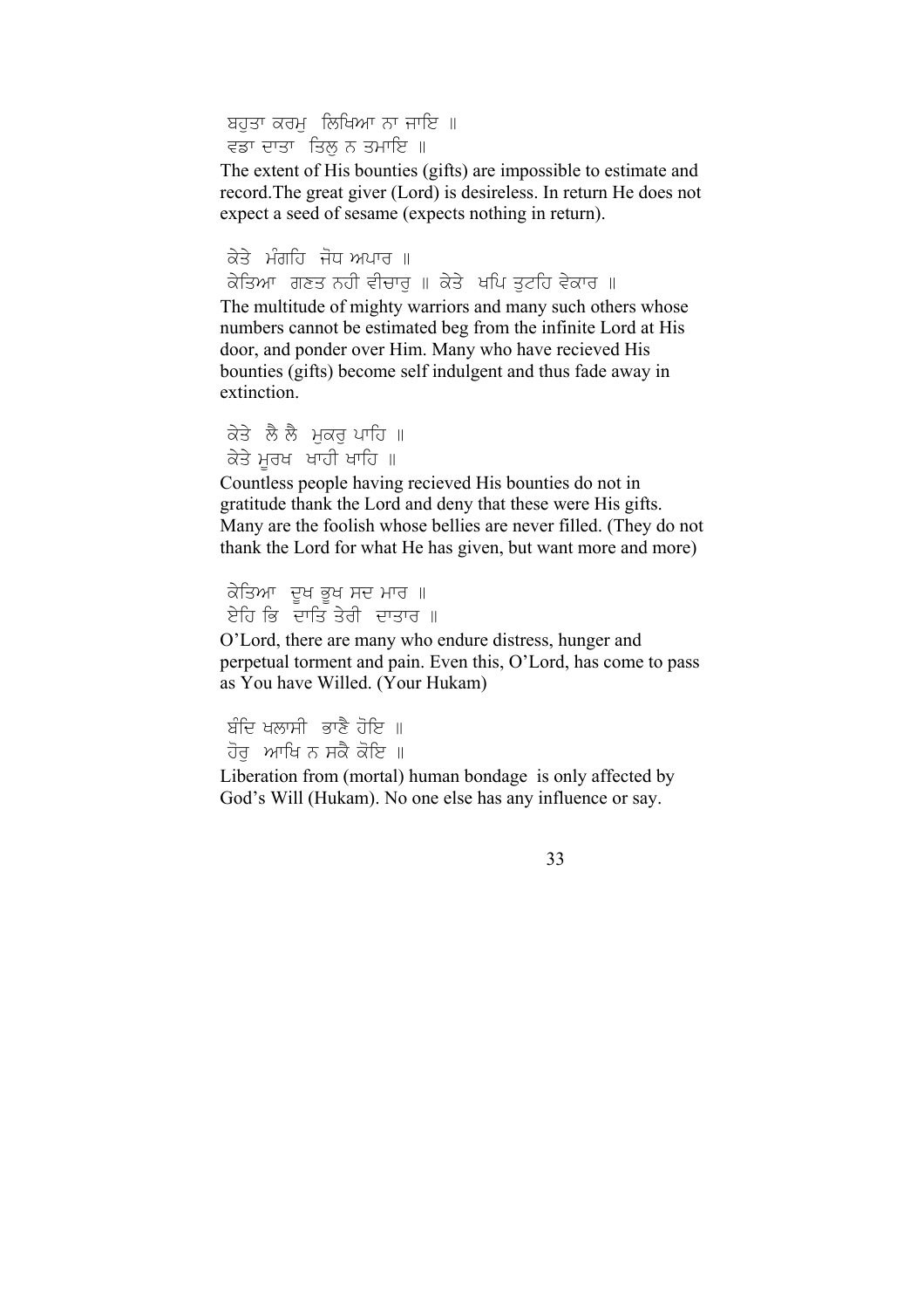ਬਹੁਤਾ ਕਰਮੁ ਲਿਖਿਆ ਨਾ ਜਾਇ ॥
ਵਡਾ ਦਾਤਾ ਤਿਲੁ ਨ ਤਮਾਇ ॥

The extent of His bounties (gifts) are impossible to estimate and record.The great giver (Lord) is desireless. In return He does not expect a seed of sesame (expects nothing in return).

ਕੇਤੇ ਮੰਗਹਿ ਜੋਧ ਅਪਾਰ ॥
ਕੇਤਿਆ ਗਣਤ ਨਹੀ ਵੀਚਾਰੁ ॥ ਕੇਤੇ ਖਪਿ ਤੁਟਹਿ ਵੇਕਾਰ ॥

The multitude of mighty warriors and many such others whose numbers cannot be estimated beg from the infinite Lord at His door, and ponder over Him. Many who have recieved His bounties (gifts) become self indulgent and thus fade away in extinction.

ਕੇਤੇ ਲੈ ਲੈ ਮੁਕਰੁ ਪਾਹਿ ॥
ਕੇਤੇ ਮੂਰਖ ਖਾਹੀ ਖਾਹਿ ॥

Countless people having recieved His bounties do not in gratitude thank the Lord and deny that these were His gifts. Many are the foolish whose bellies are never filled. (They do not thank the Lord for what He has given, but want more and more)

ਕੇਤਿਆ ਦੂਖ ਭੂਖ ਸਦ ਮਾਰ ॥
ਏਹਿ ਭਿ ਦਾਤਿ ਤੇਰੀ ਦਾਤਾਰ ॥

O'Lord, there are many who endure distress, hunger and perpetual torment and pain. Even this, O'Lord, has come to pass as You have Willed. (Your Hukam)

ਬੰਦਿ ਖਲਾਸੀ ਭਾਣੈ ਹੋਇ ॥
ਹੋਰੁ ਆਖਿ ਨ ਸਕੈ ਕੋਇ ॥

Liberation from (mortal) human bondage is only affected by God's Will (Hukam). No one else has any influence or say.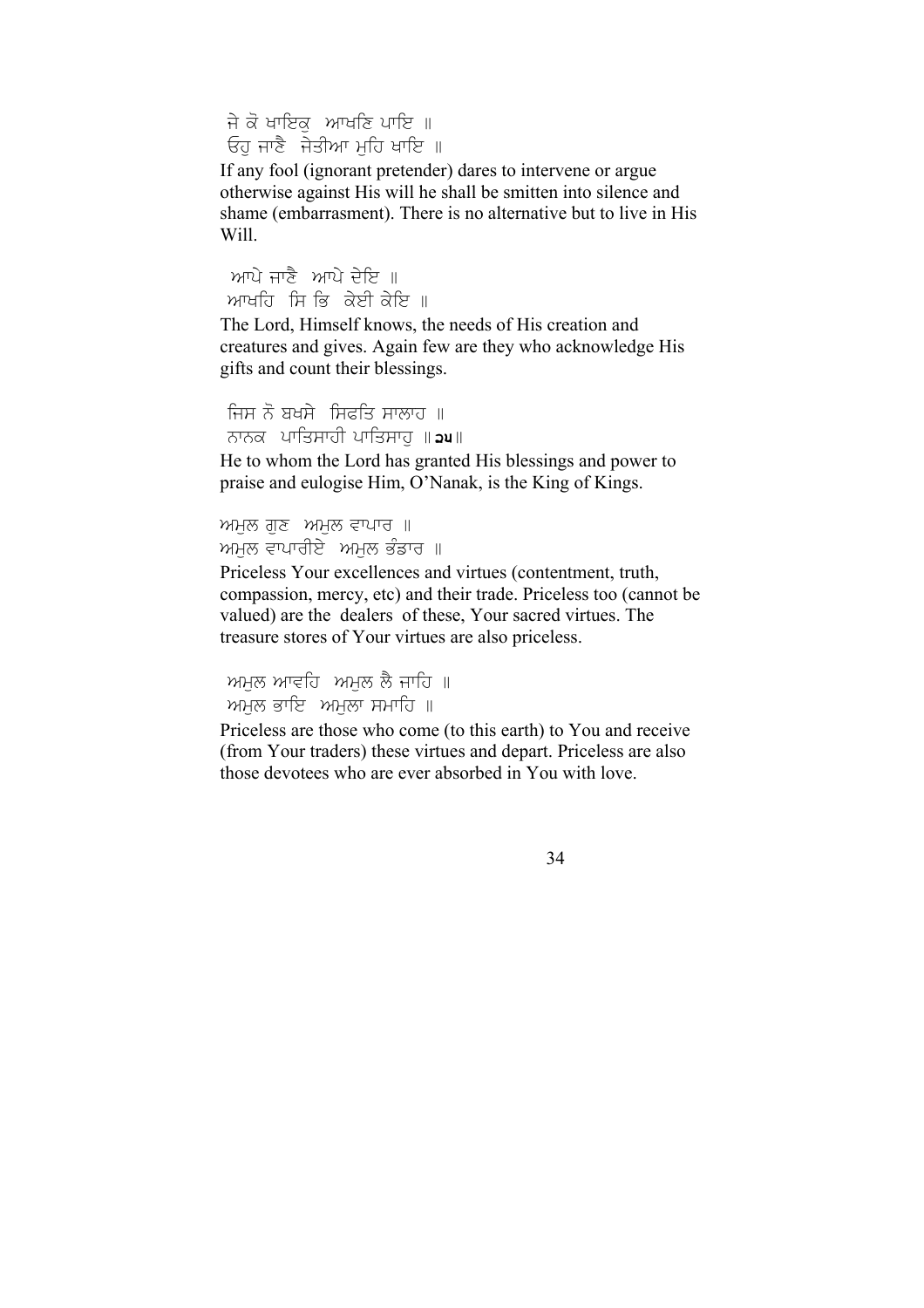ਜੇ ਕੋ ਖਾਇਕੁ ਆਖਣਿ ਪਾਇ ॥
ਓਹੁ ਜਾਣੈ ਜੇਤੀਆ ਮੁਹਿ ਖਾਇ ॥

If any fool (ignorant pretender) dares to intervene or argue otherwise against His will he shall be smitten into silence and shame (embarrasment). There is no alternative but to live in His Will.

ਆਪੇ ਜਾਣੈ ਆਪੇ ਦੇਇ ॥
ਆਖਹਿ ਸਿ ਭਿ ਕੇਈ ਕੇਇ ॥

The Lord, Himself knows, the needs of His creation and creatures and gives. Again few are they who acknowledge His gifts and count their blessings.

ਜਿਸ ਨੋ ਬਖਸੇ ਸਿਫਤਿ ਸਾਲਾਹ ॥
ਨਾਨਕ ਪਾਤਿਸਾਹੀ ਪਾਤਿਸਾਹੁ ॥੨੫॥

He to whom the Lord has granted His blessings and power to praise and eulogise Him, O'Nanak, is the King of Kings.

ਅਮੁਲ ਗੁਣ ਅਮੁਲ ਵਾਪਾਰ ॥
ਅਮੁਲ ਵਾਪਾਰੀਏ ਅਮੁਲ ਭੰਡਾਰ ॥

Priceless Your excellences and virtues (contentment, truth, compassion, mercy, etc) and their trade. Priceless too (cannot be valued) are the dealers of these, Your sacred virtues. The treasure stores of Your virtues are also priceless.

ਅਮੁਲ ਆਵਹਿ ਅਮੁਲ ਲੈ ਜਾਹਿ ॥
ਅਮੁਲ ਭਾਇ ਅਮੁਲਾ ਸਮਾਹਿ ॥

Priceless are those who come (to this earth) to You and receive (from Your traders) these virtues and depart. Priceless are also those devotees who are ever absorbed in You with love.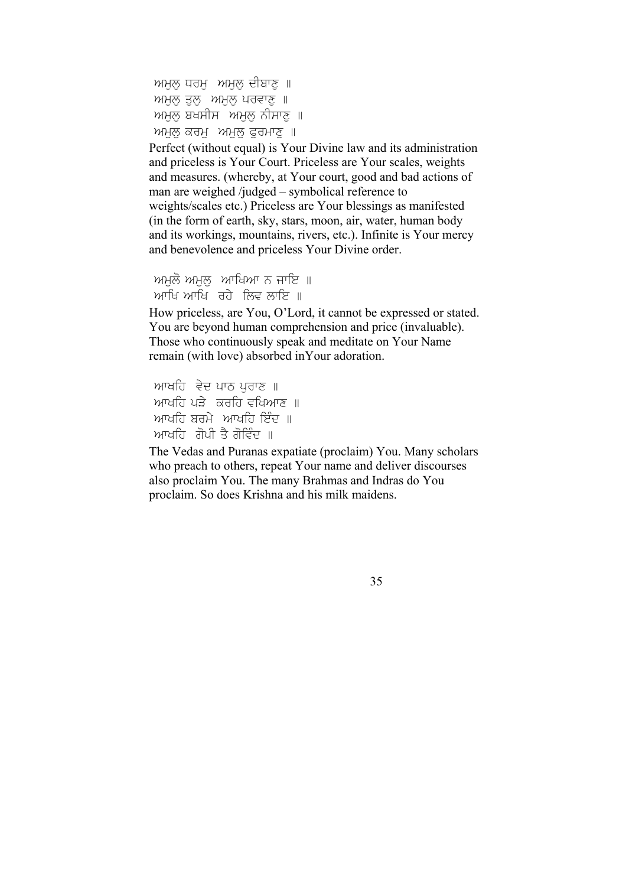ਅਮੁਲੁ ਧਰਮੁ ਅਮੁਲੁ ਦੀਬਾਣੁ ॥
ਅਮੁਲੁ ਤੁਲੁ ਅਮੁਲੁ ਪਰਵਾਣੁ ॥
ਅਮੁਲੁ ਬਖਸੀਸ ਅਮੁਲੁ ਨੀਸਾਣੁ ॥
ਅਮੁਲੁ ਕਰਮੁ ਅਮੁਲੁ ਫੁਰਮਾਣੁ ॥

Perfect (without equal) is Your Divine law and its administration and priceless is Your Court. Priceless are Your scales, weights and measures. (whereby, at Your court, good and bad actions of man are weighed /judged – symbolical reference to weights/scales etc.) Priceless are Your blessings as manifested (in the form of earth, sky, stars, moon, air, water, human body and its workings, mountains, rivers, etc.). Infinite is Your mercy and benevolence and priceless Your Divine order.

ਅਮੁਲੋ ਅਮੁਲੁ ਆਖਿਆ ਨ ਜਾਇ ॥
ਆਖਿ ਆਖਿ ਰਹੇ ਲਿਵ ਲਾਇ ॥

How priceless, are You, O'Lord, it cannot be expressed or stated. You are beyond human comprehension and price (invaluable). Those who continuously speak and meditate on Your Name remain (with love) absorbed inYour adoration.

ਆਖਹਿ ਵੇਦ ਪਾਠ ਪੁਰਾਣ ॥
ਆਖਹਿ ਪੜੇ ਕਰਹਿ ਵਖਿਆਣ ॥
ਆਖਹਿ ਬਰਮੇ ਆਖਹਿ ਇੰਦ ॥
ਆਖਹਿ ਗੋਪੀ ਤੈ ਗੋਵਿੰਦ ॥

The Vedas and Puranas expatiate (proclaim) You. Many scholars who preach to others, repeat Your name and deliver discourses also proclaim You. The many Brahmas and Indras do You proclaim. So does Krishna and his milk maidens.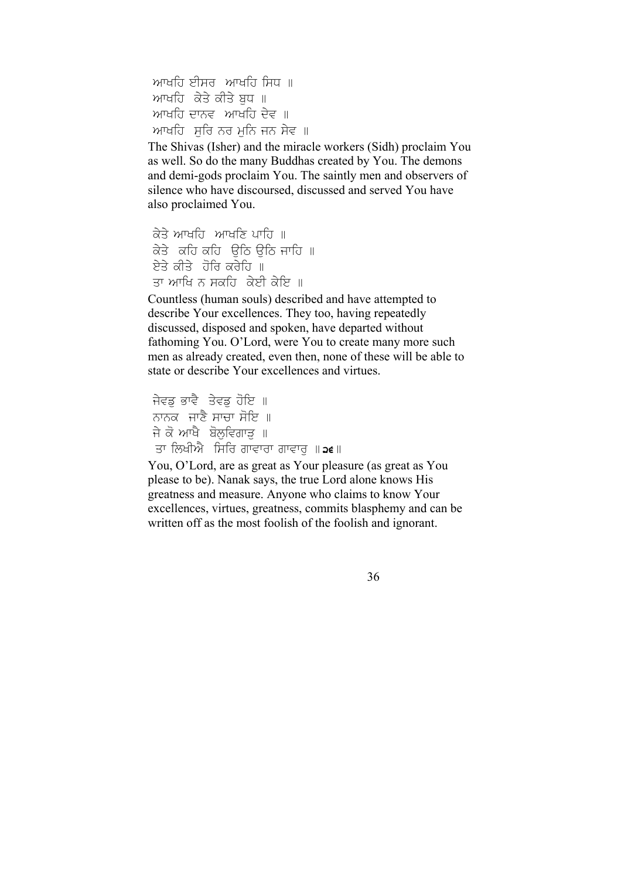ਆਖਹਿ ਈਸਰ ਆਖਹਿ ਸਿਧ ॥
ਆਖਹਿ ਕੇਤੇ ਕੀਤੇ ਬੁਧ ॥
ਆਖਹਿ ਦਾਨਵ ਆਖਹਿ ਦੇਵ ॥
ਆਖਹਿ ਸੁਰਿ ਨਰ ਮੁਨਿ ਜਨ ਸੇਵ ॥

The Shivas (Isher) and the miracle workers (Sidh) proclaim You as well. So do the many Buddhas created by You. The demons and demi-gods proclaim You. The saintly men and observers of silence who have discoursed, discussed and served You have also proclaimed You.

ਕੇਤੇ ਆਖਹਿ ਆਖਣਿ ਪਾਹਿ ॥
ਕੇਤੇ ਕਹਿ ਕਹਿ ਉਠਿ ਉਠਿ ਜਾਹਿ ॥
ਏਤੇ ਕੀਤੇ ਹੋਰਿ ਕਰੇਹਿ ॥
ਤਾ ਆਖਿ ਨ ਸਕਹਿ ਕੇਈ ਕੇਇ ॥

Countless (human souls) described and have attempted to describe Your excellences. They too, having repeatedly discussed, disposed and spoken, have departed without fathoming You. O'Lord, were You to create many more such men as already created, even then, none of these will be able to state or describe Your excellences and virtues.

ਜੇਵਡੁ ਭਾਵੈ ਤੇਵਡੁ ਹੋਇ ॥
ਨਾਨਕ ਜਾਣੈ ਸਾਚਾ ਸੋਇ ॥
ਜੇ ਕੋ ਆਖੈ ਬੋਲੁਵਿਗਾੜੁ ॥
ਤਾ ਲਿਖੀਐ ਸਿਰਿ ਗਾਵਾਰਾ ਗਾਵਾਰੁ ॥੨੬॥

You, O'Lord, are as great as Your pleasure (as great as You please to be). Nanak says, the true Lord alone knows His greatness and measure. Anyone who claims to know Your excellences, virtues, greatness, commits blasphemy and can be written off as the most foolish of the foolish and ignorant.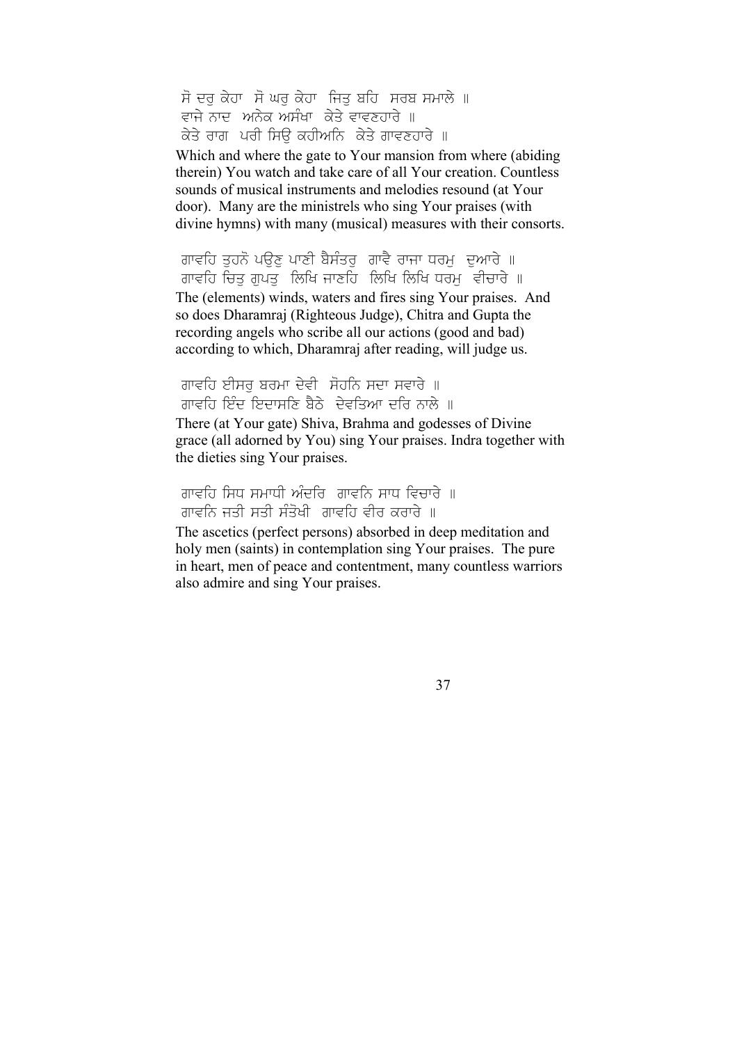ਸੋ ਦਰੁ ਕੇਹਾ ਸੋ ਘਰੁ ਕੇਹਾ ਜਿਤੁ ਬਹਿ ਸਰਬ ਸਮਾਲੇ ॥
ਵਾਜੇ ਨਾਦ ਅਨੇਕ ਅਸੰਖਾ ਕੇਤੇ ਵਾਵਣਹਾਰੇ ॥
ਕੇਤੇ ਰਾਗ ਪਰੀ ਸਿਉ ਕਹੀਅਨਿ ਕੇਤੇ ਗਾਵਣਹਾਰੇ ॥

Which and where the gate to Your mansion from where (abiding therein) You watch and take care of all Your creation. Countless sounds of musical instruments and melodies resound (at Your door). Many are the ministrels who sing Your praises (with divine hymns) with many (musical) measures with their consorts.

ਗਾਵਹਿ ਤੁਹਨੋ ਪਉਣੁ ਪਾਣੀ ਬੈਸੰਤਰੁ ਗਾਵੈ ਰਾਜਾ ਧਰਮੁ ਦੁਆਰੇ ॥
ਗਾਵਹਿ ਚਿਤੁ ਗੁਪਤੁ ਲਿਖਿ ਜਾਣਹਿ ਲਿਖਿ ਲਿਖਿ ਧਰਮੁ ਵੀਚਾਰੇ ॥

The (elements) winds, waters and fires sing Your praises. And so does Dharamraj (Righteous Judge), Chitra and Gupta the recording angels who scribe all our actions (good and bad) according to which, Dharamraj after reading, will judge us.

ਗਾਵਹਿ ਈਸਰੁ ਬਰਮਾ ਦੇਵੀ ਸੋਹਨਿ ਸਦਾ ਸਵਾਰੇ ॥
ਗਾਵਹਿ ਇੰਦ ਇਦਾਸਣਿ ਬੈਠੇ ਦੇਵਤਿਆ ਦਰਿ ਨਾਲੇ ॥

There (at Your gate) Shiva, Brahma and godesses of Divine grace (all adorned by You) sing Your praises. Indra together with the dieties sing Your praises.

ਗਾਵਹਿ ਸਿਧ ਸਮਾਧੀ ਅੰਦਰਿ ਗਾਵਨਿ ਸਾਧ ਵਿਚਾਰੇ ॥
ਗਾਵਨਿ ਜਤੀ ਸਤੀ ਸੰਤੋਖੀ ਗਾਵਹਿ ਵੀਰ ਕਰਾਰੇ ॥

The ascetics (perfect persons) absorbed in deep meditation and holy men (saints) in contemplation sing Your praises. The pure in heart, men of peace and contentment, many countless warriors also admire and sing Your praises.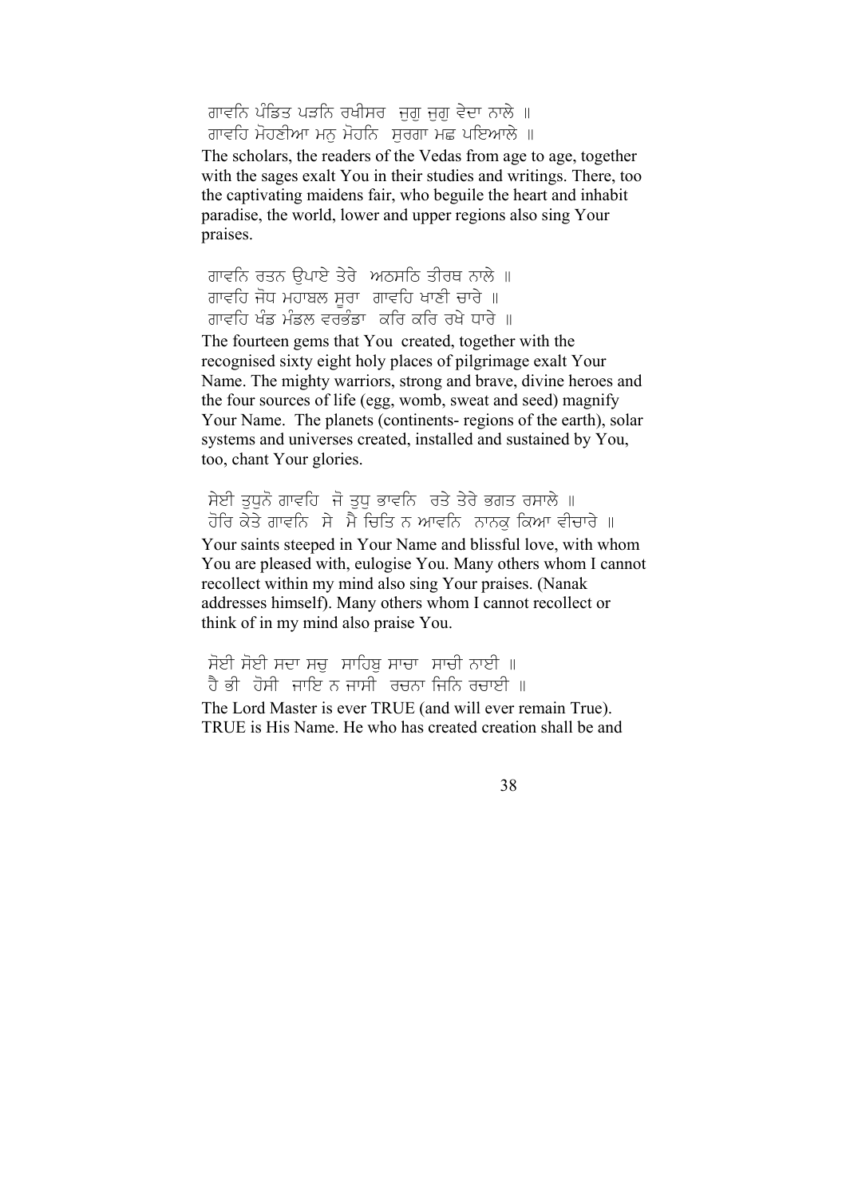ਗਾਵਨਿ ਪੰਡਿਤ ਪੜਨਿ ਰਖੀਸਰ ਜੁਗੁ ਜੁਗੁ ਵੇਦਾ ਨਾਲੇ ॥
ਗਾਵਹਿ ਮੋਹਣੀਆ ਮਨੁ ਮੋਹਨਿ ਸੁਰਗਾ ਮਛ ਪਇਆਲੇ ॥

The scholars, the readers of the Vedas from age to age, together with the sages exalt You in their studies and writings. There, too the captivating maidens fair, who beguile the heart and inhabit paradise, the world, lower and upper regions also sing Your praises.

ਗਾਵਨਿ ਰਤਨ ਉਪਾਏ ਤੇਰੇ ਅਠਸਠਿ ਤੀਰਥ ਨਾਲੇ ॥
ਗਾਵਹਿ ਜੋਧ ਮਹਾਬਲ ਸੂਰਾ ਗਾਵਹਿ ਖਾਣੀ ਚਾਰੇ ॥
ਗਾਵਹਿ ਖੰਡ ਮੰਡਲ ਵਰਭੰਡਾ ਕਰਿ ਕਰਿ ਰਖੇ ਧਾਰੇ ॥

The fourteen gems that You created, together with the recognised sixty eight holy places of pilgrimage exalt Your Name. The mighty warriors, strong and brave, divine heroes and the four sources of life (egg, womb, sweat and seed) magnify Your Name. The planets (continents- regions of the earth), solar systems and universes created, installed and sustained by You, too, chant Your glories.

ਸੇਈ ਤੁਧੁਨੋ ਗਾਵਹਿ ਜੋ ਤੁਧੁ ਭਾਵਨਿ ਰਤੇ ਤੇਰੇ ਭਗਤ ਰਸਾਲੇ ॥
ਹੋਰਿ ਕੇਤੇ ਗਾਵਨਿ ਸੇ ਮੈ ਚਿਤਿ ਨ ਆਵਨਿ ਨਾਨਕੁ ਕਿਆ ਵੀਚਾਰੇ ॥

Your saints steeped in Your Name and blissful love, with whom You are pleased with, eulogise You. Many others whom I cannot recollect within my mind also sing Your praises. (Nanak addresses himself). Many others whom I cannot recollect or think of in my mind also praise You.

ਸੋਈ ਸੋਈ ਸਦਾ ਸਚੁ ਸਾਹਿਬੁ ਸਾਚਾ ਸਾਚੀ ਨਾਈ ॥
ਹੈ ਭੀ ਹੋਸੀ ਜਾਇ ਨ ਜਾਸੀ ਰਚਨਾ ਜਿਨਿ ਰਚਾਈ ॥

The Lord Master is ever TRUE (and will ever remain True). TRUE is His Name. He who has created creation shall be and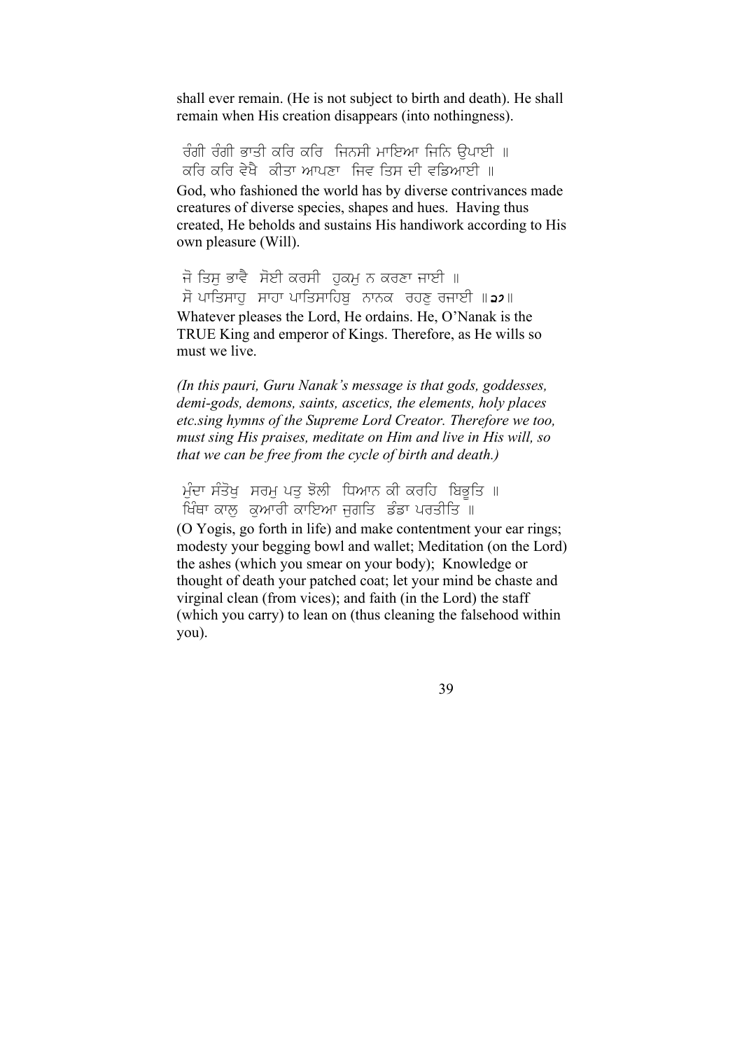shall ever remain. (He is not subject to birth and death). He shall remain when His creation disappears (into nothingness).

ਰੰਗੀ ਰੰਗੀ ਭਾਤੀ ਕਰਿ ਕਰਿ ਜਿਨਸੀ ਮਾਇਆ ਜਿਨਿ ਉਪਾਈ ॥
ਕਰਿ ਕਰਿ ਵੇਖੈ ਕੀਤਾ ਆਪਣਾ ਜਿਵ ਤਿਸ ਦੀ ਵਡਿਆਈ ॥

God, who fashioned the world has by diverse contrivances made creatures of diverse species, shapes and hues. Having thus created, He beholds and sustains His handiwork according to His own pleasure (Will).

ਜੋ ਤਿਸੁ ਭਾਵੈ ਸੋਈ ਕਰਸੀ ਹੁਕਮੁ ਨ ਕਰਣਾ ਜਾਈ ॥
ਸੋ ਪਾਤਿਸਾਹੁ ਸਾਹਾ ਪਾਤਿਸਾਹਿਬੁ ਨਾਨਕ ਰਹਣੁ ਰਜਾਈ ॥**੨੭**॥

Whatever pleases the Lord, He ordains. He, O'Nanak is the TRUE King and emperor of Kings. Therefore, as He wills so must we live.

*(In this pauri, Guru Nanak's message is that gods, goddesses, demi-gods, demons, saints, ascetics, the elements, holy places etc.sing hymns of the Supreme Lord Creator. Therefore we too, must sing His praises, meditate on Him and live in His will, so that we can be free from the cycle of birth and death.)*

ਮੁੰਦਾ ਸੰਤੋਖੁ ਸਰਮੁ ਪਤੁ ਝੋਲੀ ਧਿਆਨ ਕੀ ਕਰਹਿ ਬਿਭੂਤਿ ॥
ਖਿੰਥਾ ਕਾਲੁ ਕੁਆਰੀ ਕਾਇਆ ਜੁਗਤਿ ਡੰਡਾ ਪਰਤੀਤਿ ॥

(O Yogis, go forth in life) and make contentment your ear rings; modesty your begging bowl and wallet; Meditation (on the Lord) the ashes (which you smear on your body); Knowledge or thought of death your patched coat; let your mind be chaste and virginal clean (from vices); and faith (in the Lord) the staff (which you carry) to lean on (thus cleaning the falsehood within you).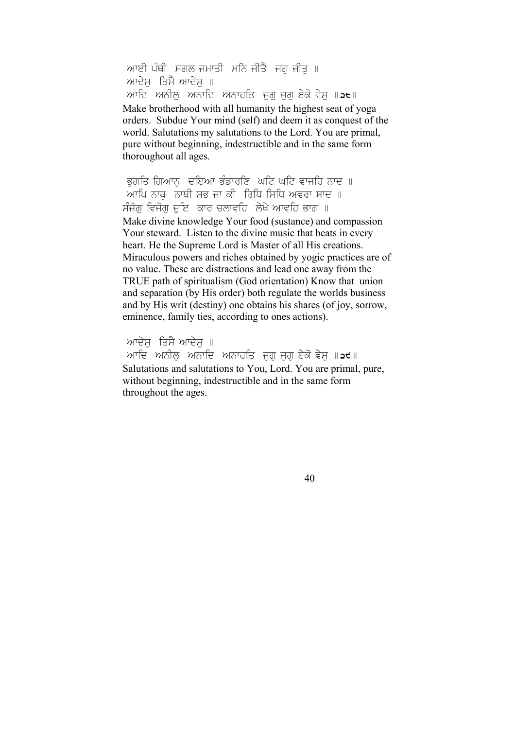ਆਈ ਪੰਥੀ ਸਗਲ ਜਮਾਤੀ ਮਨਿ ਜੀਤੈ ਜਗੁ ਜੀਤੁ ॥
ਆਦੇਸੁ ਤਿਸੈ ਆਦੇਸੁ ॥
ਆਦਿ ਅਨੀਲੁ ਅਨਾਦਿ ਅਨਾਹਤਿ ਜੁਗੁ ਜੁਗੁ ਏਕੋ ਵੇਸੁ ॥੨੮॥

Make brotherhood with all humanity the highest seat of yoga orders. Subdue Your mind (self) and deem it as conquest of the world. Salutations my salutations to the Lord. You are primal, pure without beginning, indestructible and in the same form thoroughout all ages.

ਭੁਗਤਿ ਗਿਆਨੁ ਦਇਆ ਭੰਡਾਰਣਿ ਘਟਿ ਘਟਿ ਵਾਜਹਿ ਨਾਦ ॥
ਆਪਿ ਨਾਥੁ ਨਾਥੀ ਸਭ ਜਾ ਕੀ ਰਿਧਿ ਸਿਧਿ ਅਵਰਾ ਸਾਦ ॥
ਸੰਜੋਗੁ ਵਿਜੋਗੁ ਦੁਇ ਕਾਰ ਚਲਾਵਹਿ ਲੇਖੇ ਆਵਹਿ ਭਾਗ ॥

Make divine knowledge Your food (sustance) and compassion Your steward. Listen to the divine music that beats in every heart. He the Supreme Lord is Master of all His creations. Miraculous powers and riches obtained by yogic practices are of no value. These are distractions and lead one away from the TRUE path of spiritualism (God orientation) Know that union and separation (by His order) both regulate the worlds business and by His writ (destiny) one obtains his shares (of joy, sorrow, eminence, family ties, according to ones actions).

ਆਦੇਸੁ ਤਿਸੈ ਆਦੇਸੁ ॥
ਆਦਿ ਅਨੀਲੁ ਅਨਾਦਿ ਅਨਾਹਤਿ ਜੁਗੁ ਜੁਗੁ ਏਕੋ ਵੇਸੁ ॥੨੯॥

Salutations and salutations to You, Lord. You are primal, pure, without beginning, indestructible and in the same form throughout the ages.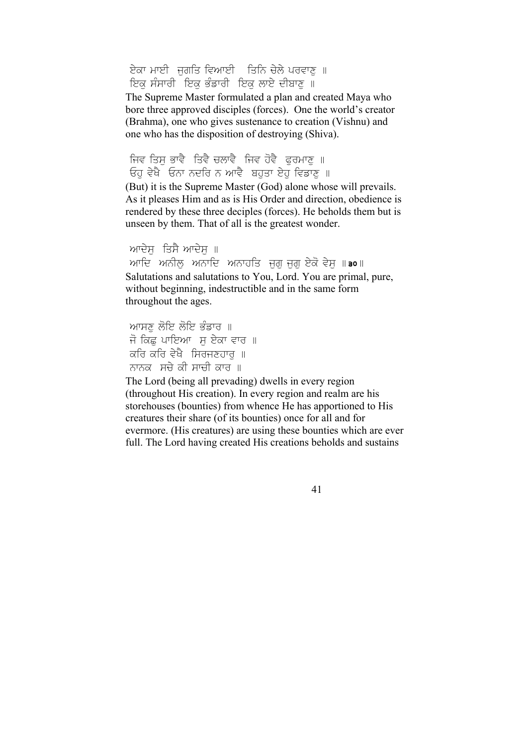ਏਕਾ ਮਾਈ ਜੁਗਤਿ ਵਿਆਈ ਤਿਨਿ ਚੇਲੇ ਪਰਵਾਣੁ ॥
ਇਕੁ ਸੰਸਾਰੀ ਇਕੁ ਭੰਡਾਰੀ ਇਕੁ ਲਾਏ ਦੀਬਾਣੁ ॥

The Supreme Master formulated a plan and created Maya who bore three approved disciples (forces). One the world's creator (Brahma), one who gives sustenance to creation (Vishnu) and one who has the disposition of destroying (Shiva).

ਜਿਵ ਤਿਸੁ ਭਾਵੈ ਤਿਵੈ ਚਲਾਵੈ ਜਿਵ ਹੋਵੈ ਫੁਰਮਾਣੁ ॥
ਓਹੁ ਵੇਖੈ ਓਨਾ ਨਦਰਿ ਨ ਆਵੈ ਬਹੁਤਾ ਏਹੁ ਵਿਡਾਣੁ ॥

(But) it is the Supreme Master (God) alone whose will prevails. As it pleases Him and as is His Order and direction, obedience is rendered by these three deciples (forces). He beholds them but is unseen by them. That of all is the greatest wonder.

ਆਦੇਸੁ ਤਿਸੈ ਆਦੇਸੁ ॥
ਆਦਿ ਅਨੀਲੁ ਅਨਾਦਿ ਅਨਾਹਤਿ ਜੁਗੁ ਜੁਗੁ ਏਕੋ ਵੇਸੁ ॥੩੦॥

Salutations and salutations to You, Lord. You are primal, pure, without beginning, indestructible and in the same form throughout the ages.

ਆਸਣੁ ਲੋਇ ਲੋਇ ਭੰਡਾਰ ॥
ਜੋ ਕਿਛੁ ਪਾਇਆ ਸੁ ਏਕਾ ਵਾਰ ॥
ਕਰਿ ਕਰਿ ਵੇਖੈ ਸਿਰਜਣਹਾਰੁ ॥
ਨਾਨਕ ਸਚੇ ਕੀ ਸਾਚੀ ਕਾਰ ॥

The Lord (being all prevading) dwells in every region (throughout His creation). In every region and realm are his storehouses (bounties) from whence He has apportioned to His creatures their share (of its bounties) once for all and for evermore. (His creatures) are using these bounties which are ever full. The Lord having created His creations beholds and sustains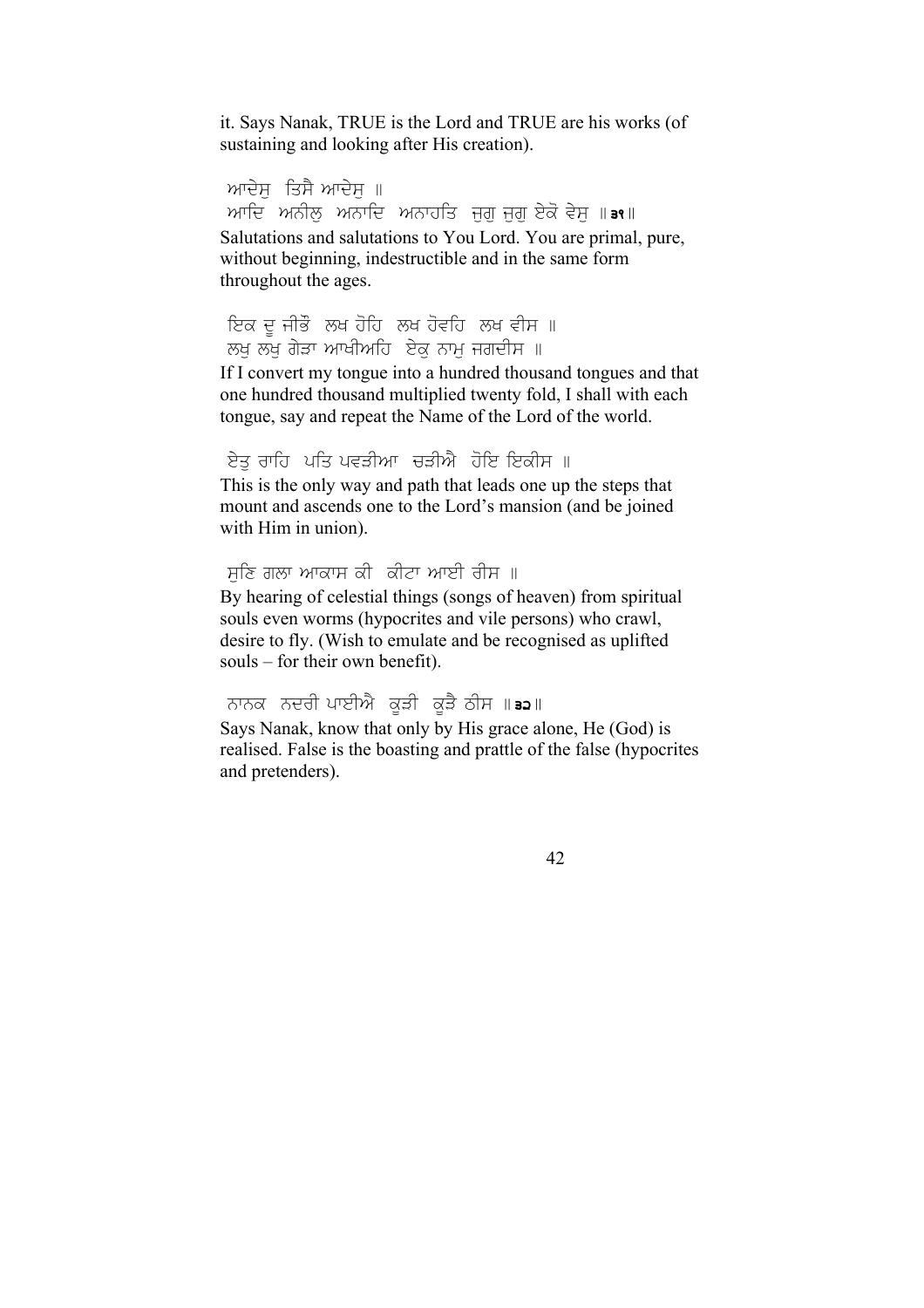it. Says Nanak, TRUE is the Lord and TRUE are his works (of sustaining and looking after His creation).

ਆਦੇਸੁ ਤਿਸੈ ਆਦੇਸੁ ॥
ਆਦਿ ਅਨੀਲੁ ਅਨਾਦਿ ਅਨਾਹਤਿ ਜੁਗੁ ਜੁਗੁ ਏਕੋ ਵੇਸੁ ॥੩੧॥

Salutations and salutations to You Lord. You are primal, pure, without beginning, indestructible and in the same form throughout the ages.

ਇਕ ਦੂ ਜੀਭੌ ਲਖ ਹੋਹਿ ਲਖ ਹੋਵਹਿ ਲਖ ਵੀਸ ॥
ਲਖੁ ਲਖੁ ਗੇੜਾ ਆਖੀਅਹਿ ਏਕੁ ਨਾਮੁ ਜਗਦੀਸ ॥

If I convert my tongue into a hundred thousand tongues and that one hundred thousand multiplied twenty fold, I shall with each tongue, say and repeat the Name of the Lord of the world.

ਏਤੁ ਰਾਹਿ ਪਤਿ ਪਵੜੀਆ ਚੜੀਐ ਹੋਇ ਇਕੀਸ ॥

This is the only way and path that leads one up the steps that mount and ascends one to the Lord's mansion (and be joined with Him in union).

ਸੁਣਿ ਗਲਾ ਆਕਾਸ ਕੀ ਕੀਟਾ ਆਈ ਰੀਸ ॥

By hearing of celestial things (songs of heaven) from spiritual souls even worms (hypocrites and vile persons) who crawl, desire to fly. (Wish to emulate and be recognised as uplifted souls – for their own benefit).

ਨਾਨਕ ਨਦਰੀ ਪਾਈਐ ਕੂੜੀ ਕੂੜੈ ਠੀਸ ॥੩੨॥

Says Nanak, know that only by His grace alone, He (God) is realised. False is the boasting and prattle of the false (hypocrites and pretenders).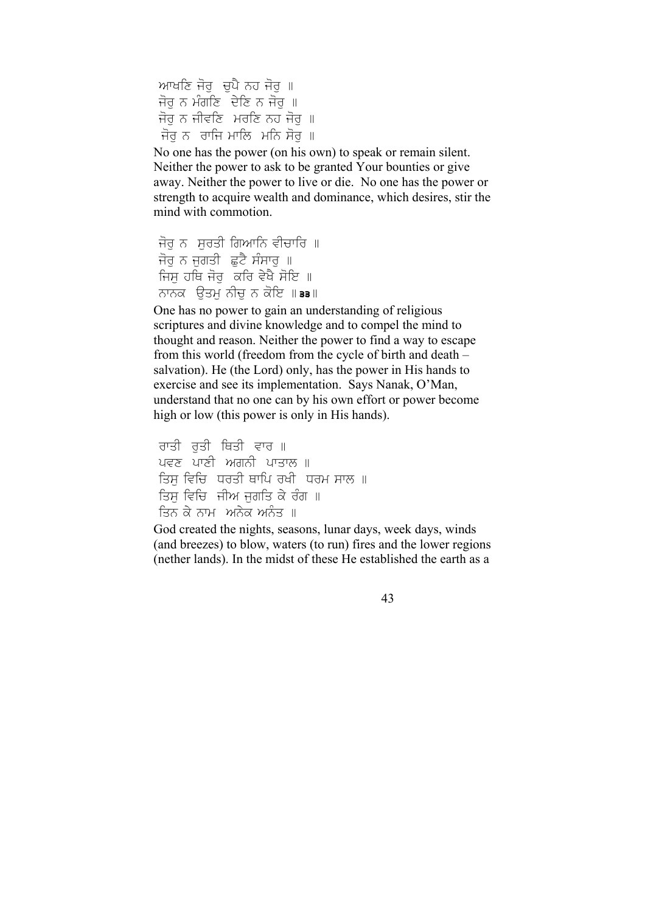ਆਖਣਿ ਜੋਰੁ ਚੁਪੈ ਨਹ ਜੋਰੁ ॥  
ਜੋਰੁ ਨ ਮੰਗਣਿ ਦੇਣਿ ਨ ਜੋਰੁ ॥  
ਜੋਰੁ ਨ ਜੀਵਣਿ ਮਰਣਿ ਨਹ ਜੋਰੁ ॥  
ਜੋਰੁ ਨ ਰਾਜਿ ਮਾਲਿ ਮਨਿ ਸੋਰੁ ॥

No one has the power (on his own) to speak or remain silent. Neither the power to ask to be granted Your bounties or give away. Neither the power to live or die. No one has the power or strength to acquire wealth and dominance, which desires, stir the mind with commotion.

ਜੋਰੁ ਨ ਸੁਰਤੀ ਗਿਆਨਿ ਵੀਚਾਰਿ ॥  
ਜੋਰੁ ਨ ਜੁਗਤੀ ਛੁਟੈ ਸੰਸਾਰੁ ॥  
ਜਿਸੁ ਹਥਿ ਜੋਰੁ ਕਰਿ ਵੇਖੈ ਸੋਇ ॥  
ਨਾਨਕ ਉਤਮੁ ਨੀਚੁ ਨ ਕੋਇ ॥੩੩॥

One has no power to gain an understanding of religious scriptures and divine knowledge and to compel the mind to thought and reason. Neither the power to find a way to escape from this world (freedom from the cycle of birth and death – salvation). He (the Lord) only, has the power in His hands to exercise and see its implementation. Says Nanak, O'Man, understand that no one can by his own effort or power become high or low (this power is only in His hands).

ਰਾਤੀ ਰੁਤੀ ਥਿਤੀ ਵਾਰ ॥  
ਪਵਣ ਪਾਣੀ ਅਗਨੀ ਪਾਤਾਲ ॥  
ਤਿਸੁ ਵਿਚਿ ਧਰਤੀ ਥਾਪਿ ਰਖੀ ਧਰਮ ਸਾਲ ॥  
ਤਿਸੁ ਵਿਚਿ ਜੀਅ ਜੁਗਤਿ ਕੇ ਰੰਗ ॥  
ਤਿਨ ਕੇ ਨਾਮ ਅਨੇਕ ਅਨੰਤ ॥

God created the nights, seasons, lunar days, week days, winds (and breezes) to blow, waters (to run) fires and the lower regions (nether lands). In the midst of these He established the earth as a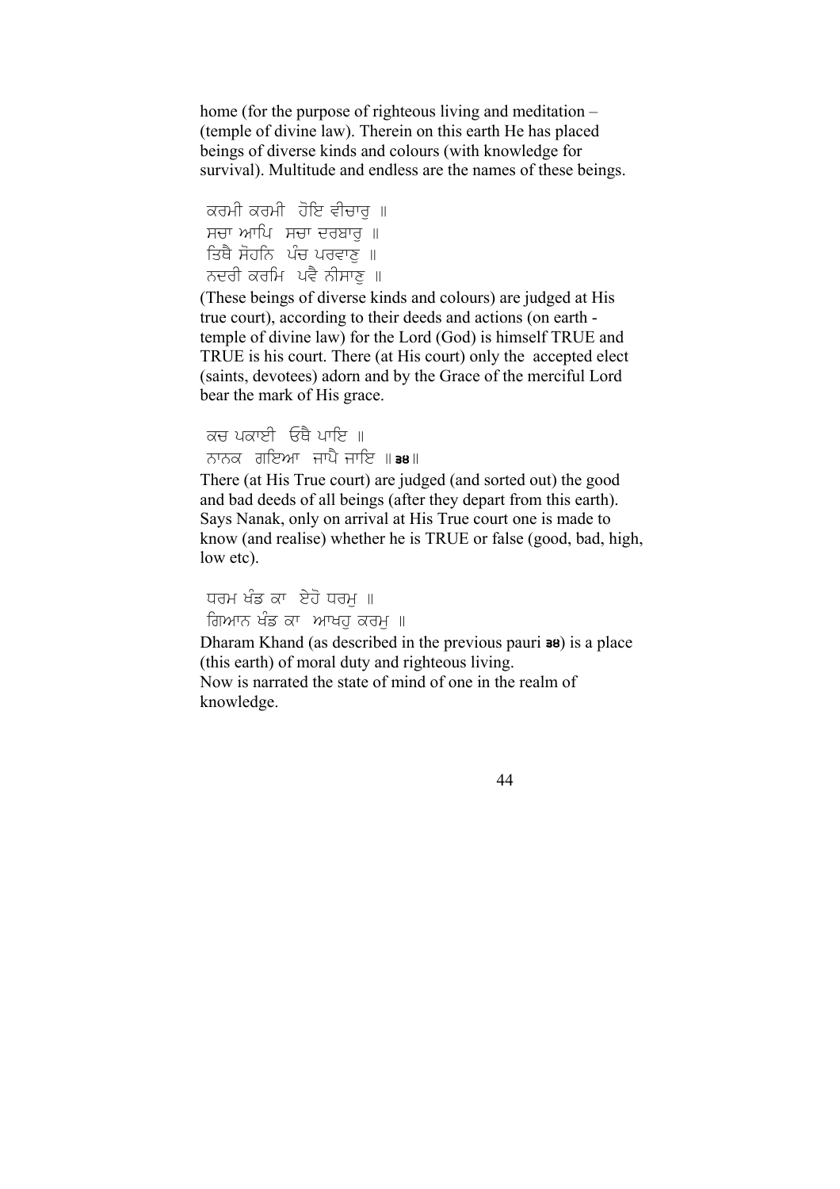home (for the purpose of righteous living and meditation – (temple of divine law). Therein on this earth He has placed beings of diverse kinds and colours (with knowledge for survival). Multitude and endless are the names of these beings.

ਕਰਮੀ ਕਰਮੀ ਹੋਇ ਵੀਚਾਰੁ ॥
ਸਚਾ ਆਪਿ ਸਚਾ ਦਰਬਾਰੁ ॥
ਤਿਥੈ ਸੋਹਨਿ ਪੰਚ ਪਰਵਾਣੁ ॥
ਨਦਰੀ ਕਰਮਿ ਪਵੈ ਨੀਸਾਣੁ ॥

(These beings of diverse kinds and colours) are judged at His true court), according to their deeds and actions (on earth - temple of divine law) for the Lord (God) is himself TRUE and TRUE is his court. There (at His court) only the accepted elect (saints, devotees) adorn and by the Grace of the merciful Lord bear the mark of His grace.

ਕਚ ਪਕਾਈ ਓਥੈ ਪਾਇ ॥
ਨਾਨਕ ਗਇਆ ਜਾਪੈ ਜਾਇ ॥੩੪॥

There (at His True court) are judged (and sorted out) the good and bad deeds of all beings (after they depart from this earth). Says Nanak, only on arrival at His True court one is made to know (and realise) whether he is TRUE or false (good, bad, high, low etc).

ਧਰਮ ਖੰਡ ਕਾ ਏਹੋ ਧਰਮੁ ॥
ਗਿਆਨ ਖੰਡ ਕਾ ਆਖਹੁ ਕਰਮੁ ॥

Dharam Khand (as described in the previous pauri ੩੪) is a place (this earth) of moral duty and righteous living.
Now is narrated the state of mind of one in the realm of knowledge.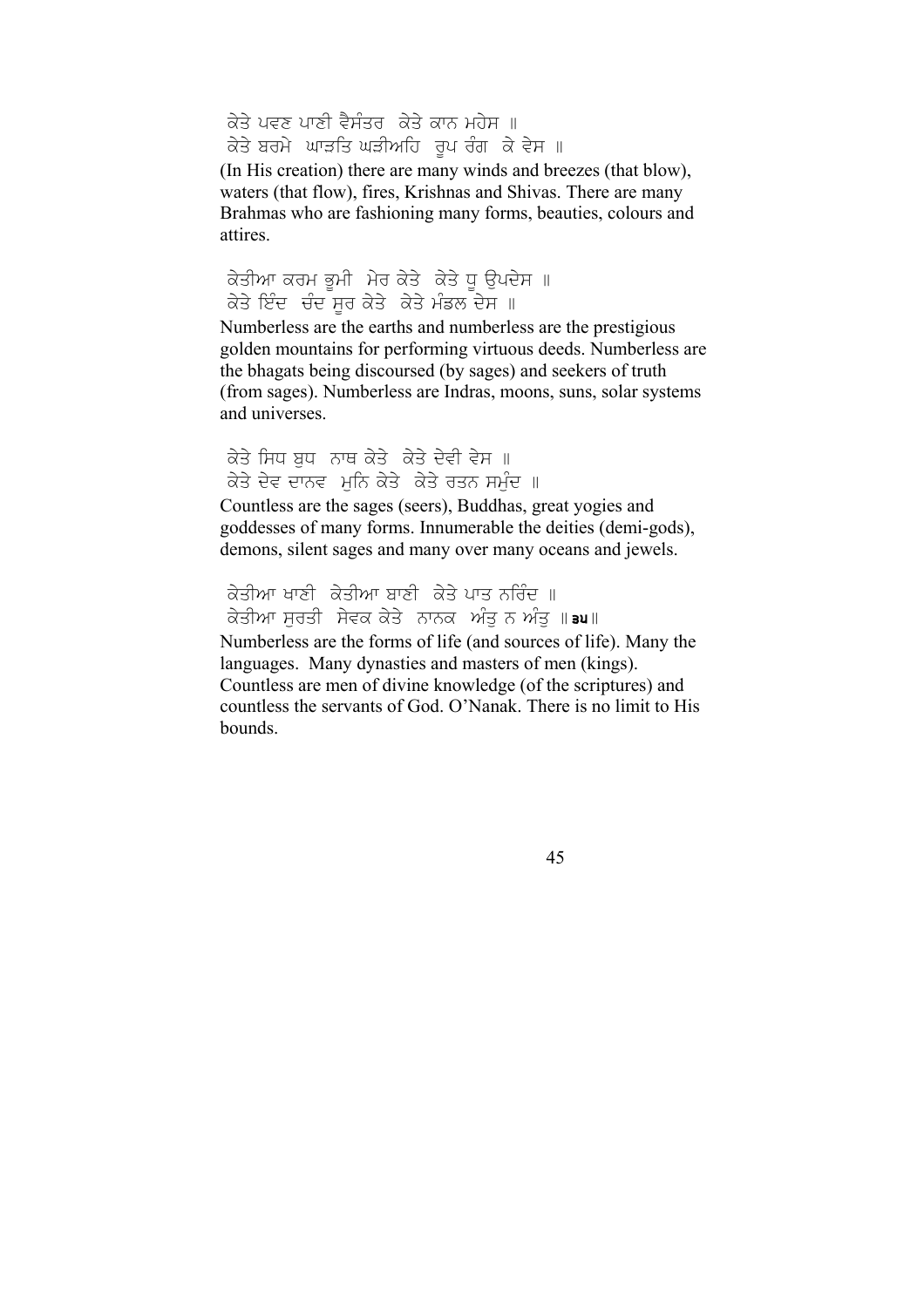ਕੇਤੇ ਪਵਣ ਪਾਣੀ ਵੈਸੰਤਰ ਕੇਤੇ ਕਾਨ ਮਹੇਸ ॥
ਕੇਤੇ ਬਰਮੇ ਘਾੜਤਿ ਘੜੀਅਹਿ ਰੂਪ ਰੰਗ ਕੇ ਵੇਸ ॥

(In His creation) there are many winds and breezes (that blow), waters (that flow), fires, Krishnas and Shivas. There are many Brahmas who are fashioning many forms, beauties, colours and attires.

ਕੇਤੀਆ ਕਰਮ ਭੂਮੀ ਮੇਰ ਕੇਤੇ ਕੇਤੇ ਧੂ ਉਪਦੇਸ ॥
ਕੇਤੇ ਇੰਦ ਚੰਦ ਸੂਰ ਕੇਤੇ ਕੇਤੇ ਮੰਡਲ ਦੇਸ ॥

Numberless are the earths and numberless are the prestigious golden mountains for performing virtuous deeds. Numberless are the bhagats being discoursed (by sages) and seekers of truth (from sages). Numberless are Indras, moons, suns, solar systems and universes.

ਕੇਤੇ ਸਿਧ ਬੁਧ ਨਾਥ ਕੇਤੇ ਕੇਤੇ ਦੇਵੀ ਵੇਸ ॥
ਕੇਤੇ ਦੇਵ ਦਾਨਵ ਮੁਨਿ ਕੇਤੇ ਕੇਤੇ ਰਤਨ ਸਮੁੰਦ ॥

Countless are the sages (seers), Buddhas, great yogies and goddesses of many forms. Innumerable the deities (demi-gods), demons, silent sages and many over many oceans and jewels.

ਕੇਤੀਆ ਖਾਣੀ ਕੇਤੀਆ ਬਾਣੀ ਕੇਤੇ ਪਾਤ ਨਰਿੰਦ ॥
ਕੇਤੀਆ ਸੁਰਤੀ ਸੇਵਕ ਕੇਤੇ ਨਾਨਕ ਅੰਤੁ ਨ ਅੰਤੁ ॥੩੫॥

Numberless are the forms of life (and sources of life). Many the languages. Many dynasties and masters of men (kings). Countless are men of divine knowledge (of the scriptures) and countless the servants of God. O'Nanak. There is no limit to His bounds.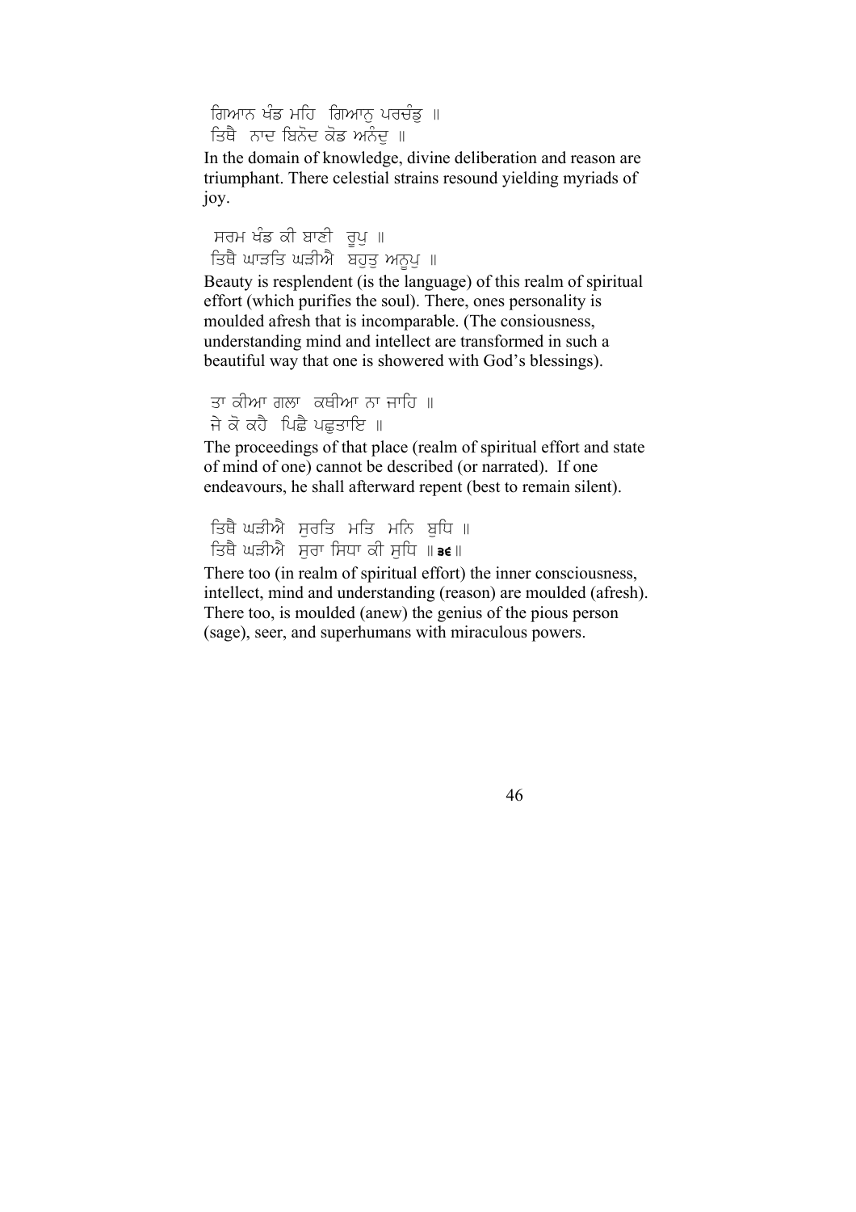ਗਿਆਨ ਖੰਡ ਮਹਿ ਗਿਆਨੁ ਪਰਚੰਡੁ ॥
ਤਿਥੈ ਨਾਦ ਬਿਨੋਦ ਕੋਡ ਅਨੰਦੁ ॥

In the domain of knowledge, divine deliberation and reason are triumphant. There celestial strains resound yielding myriads of joy.

ਸਰਮ ਖੰਡ ਕੀ ਬਾਣੀ ਰੂਪੁ ॥
ਤਿਥੈ ਘਾੜਤਿ ਘੜੀਐ ਬਹੁਤੁ ਅਨੂਪੁ ॥

Beauty is resplendent (is the language) of this realm of spiritual effort (which purifies the soul). There, ones personality is moulded afresh that is incomparable. (The consiousness, understanding mind and intellect are transformed in such a beautiful way that one is showered with God's blessings).

ਤਾ ਕੀਆ ਗਲਾ ਕਥੀਆ ਨਾ ਜਾਹਿ ॥
ਜੇ ਕੋ ਕਹੈ ਪਿਛੈ ਪਛੁਤਾਇ ॥

The proceedings of that place (realm of spiritual effort and state of mind of one) cannot be described (or narrated). If one endeavours, he shall afterward repent (best to remain silent).

ਤਿਥੈ ਘੜੀਐ ਸੁਰਤਿ ਮਤਿ ਮਨਿ ਬੁਧਿ ॥
ਤਿਥੈ ਘੜੀਐ ਸੁਰਾ ਸਿਧਾ ਕੀ ਸੁਧਿ ॥੩੬॥

There too (in realm of spiritual effort) the inner consciousness, intellect, mind and understanding (reason) are moulded (afresh). There too, is moulded (anew) the genius of the pious person (sage), seer, and superhumans with miraculous powers.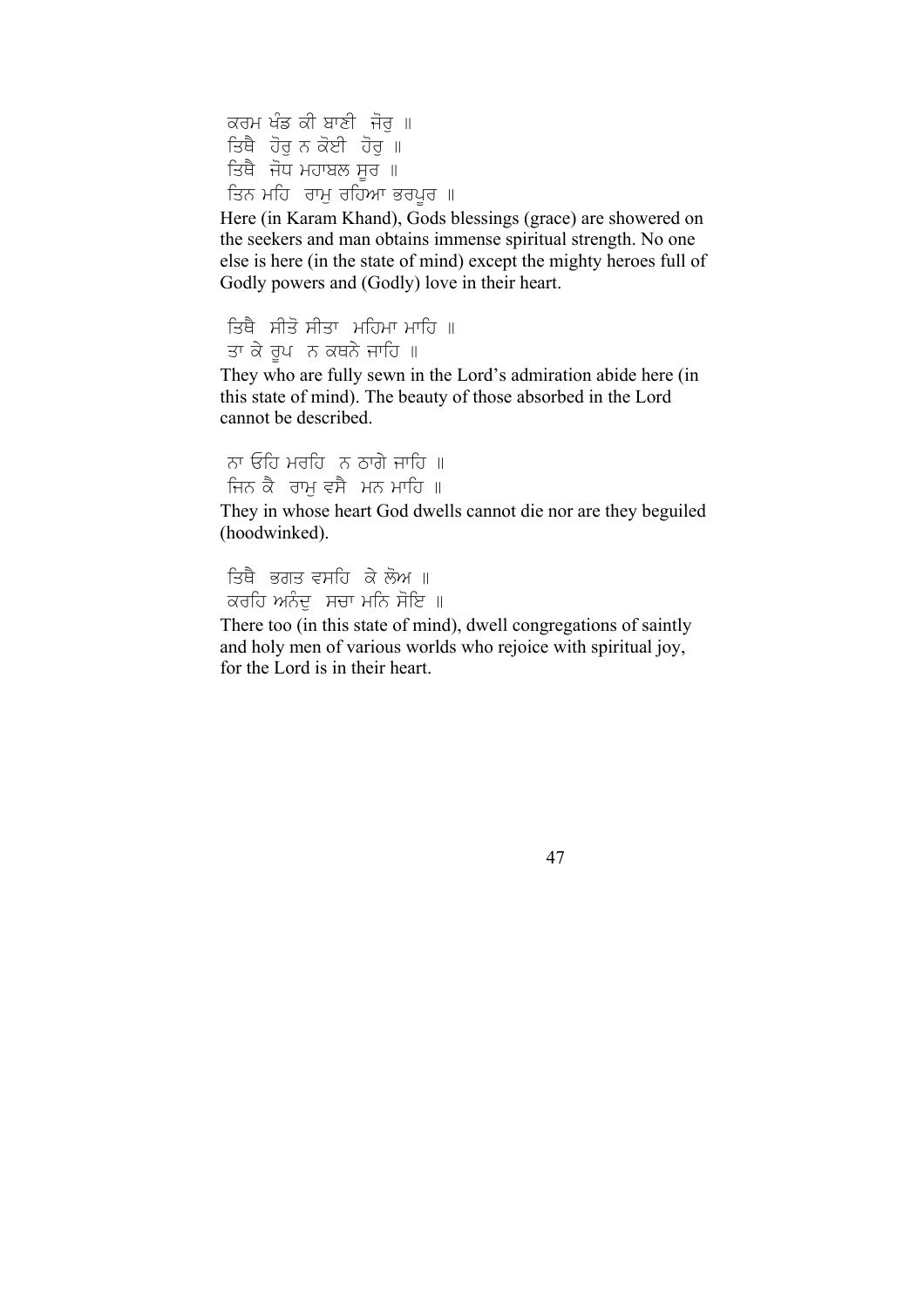ਕਰਮ ਖੰਡ ਕੀ ਬਾਣੀ ਜੋਰੁ ॥
ਤਿਥੈ ਹੋਰੁ ਨ ਕੋਈ ਹੋਰੁ ॥
ਤਿਥੈ ਜੋਧ ਮਹਾਬਲ ਸੂਰ ॥
ਤਿਨ ਮਹਿ ਰਾਮੁ ਰਹਿਆ ਭਰਪੂਰ ॥

Here (in Karam Khand), Gods blessings (grace) are showered on the seekers and man obtains immense spiritual strength. No one else is here (in the state of mind) except the mighty heroes full of Godly powers and (Godly) love in their heart.

ਤਿਥੈ ਸੀਤੋ ਸੀਤਾ ਮਹਿਮਾ ਮਾਹਿ ॥
ਤਾ ਕੇ ਰੂਪ ਨ ਕਥਨੇ ਜਾਹਿ ॥

They who are fully sewn in the Lord's admiration abide here (in this state of mind). The beauty of those absorbed in the Lord cannot be described.

ਨਾ ਓਹਿ ਮਰਹਿ ਨ ਠਾਗੇ ਜਾਹਿ ॥
ਜਿਨ ਕੈ ਰਾਮੁ ਵਸੈ ਮਨ ਮਾਹਿ ॥

They in whose heart God dwells cannot die nor are they beguiled (hoodwinked).

ਤਿਥੈ ਭਗਤ ਵਸਹਿ ਕੇ ਲੋਅ ॥
ਕਰਹਿ ਅਨੰਦੁ ਸਚਾ ਮਨਿ ਸੋਇ ॥

There too (in this state of mind), dwell congregations of saintly and holy men of various worlds who rejoice with spiritual joy, for the Lord is in their heart.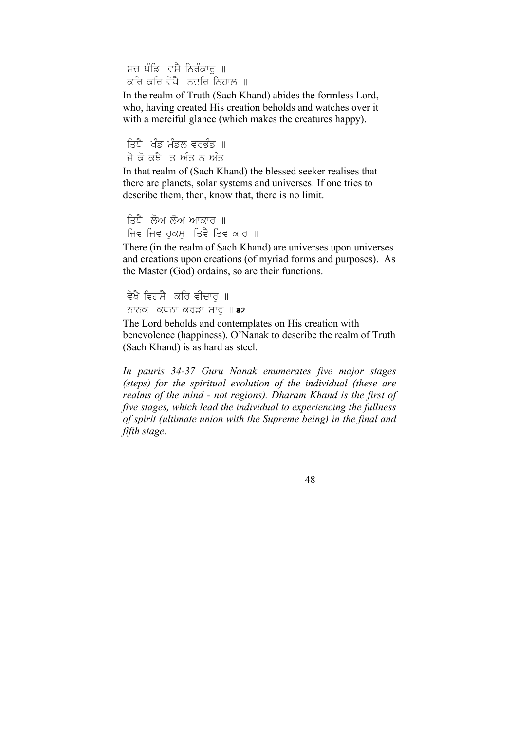ਸਚ ਖੰਡਿ ਵਸੈ ਨਿਰੰਕਾਰੁ ॥
ਕਰਿ ਕਰਿ ਵੇਖੈ ਨਦਰਿ ਨਿਹਾਲ ॥

In the realm of Truth (Sach Khand) abides the formless Lord, who, having created His creation beholds and watches over it with a merciful glance (which makes the creatures happy).

ਤਿਥੈ ਖੰਡ ਮੰਡਲ ਵਰਭੰਡ ॥
ਜੇ ਕੋ ਕਥੈ ਤ ਅੰਤ ਨ ਅੰਤ ॥

In that realm of (Sach Khand) the blessed seeker realises that there are planets, solar systems and universes. If one tries to describe them, then, know that, there is no limit.

ਤਿਥੈ ਲੋਅ ਲੋਅ ਆਕਾਰ ॥
ਜਿਵ ਜਿਵ ਹੁਕਮੁ ਤਿਵੈ ਤਿਵ ਕਾਰ ॥

There (in the realm of Sach Khand) are universes upon universes and creations upon creations (of myriad forms and purposes). As the Master (God) ordains, so are their functions.

ਵੇਖੈ ਵਿਗਸੈ ਕਰਿ ਵੀਚਾਰੁ ॥
ਨਾਨਕ ਕਥਨਾ ਕਰੜਾ ਸਾਰੁ ॥੩੭॥

The Lord beholds and contemplates on His creation with benevolence (happiness). O'Nanak to describe the realm of Truth (Sach Khand) is as hard as steel.

*In pauris 34-37 Guru Nanak enumerates five major stages (steps) for the spiritual evolution of the individual (these are realms of the mind - not regions). Dharam Khand is the first of five stages, which lead the individual to experiencing the fullness of spirit (ultimate union with the Supreme being) in the final and fifth stage.*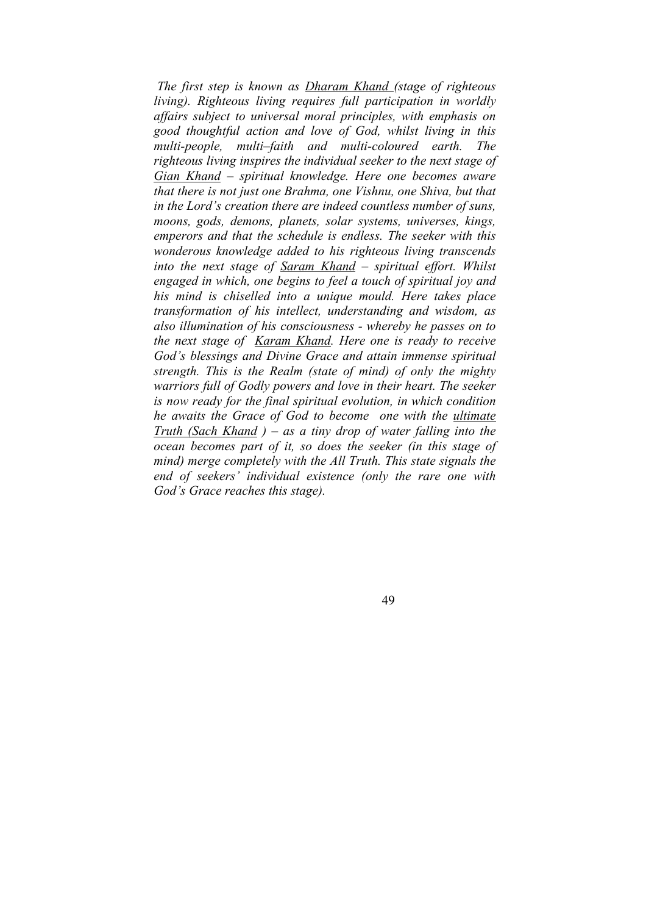*The first step is known as Dharam Khand (stage of righteous living). Righteous living requires full participation in worldly affairs subject to universal moral principles, with emphasis on good thoughtful action and love of God, whilst living in this multi-people, multi–faith and multi-coloured earth. The righteous living inspires the individual seeker to the next stage of Gian Khand – spiritual knowledge. Here one becomes aware that there is not just one Brahma, one Vishnu, one Shiva, but that in the Lord's creation there are indeed countless number of suns, moons, gods, demons, planets, solar systems, universes, kings, emperors and that the schedule is endless. The seeker with this wonderous knowledge added to his righteous living transcends into the next stage of Saram Khand – spiritual effort. Whilst engaged in which, one begins to feel a touch of spiritual joy and his mind is chiselled into a unique mould. Here takes place transformation of his intellect, understanding and wisdom, as also illumination of his consciousness - whereby he passes on to the next stage of Karam Khand. Here one is ready to receive God's blessings and Divine Grace and attain immense spiritual strength. This is the Realm (state of mind) of only the mighty warriors full of Godly powers and love in their heart. The seeker is now ready for the final spiritual evolution, in which condition he awaits the Grace of God to become one with the ultimate Truth (Sach Khand ) – as a tiny drop of water falling into the ocean becomes part of it, so does the seeker (in this stage of mind) merge completely with the All Truth. This state signals the end of seekers' individual existence (only the rare one with God's Grace reaches this stage).*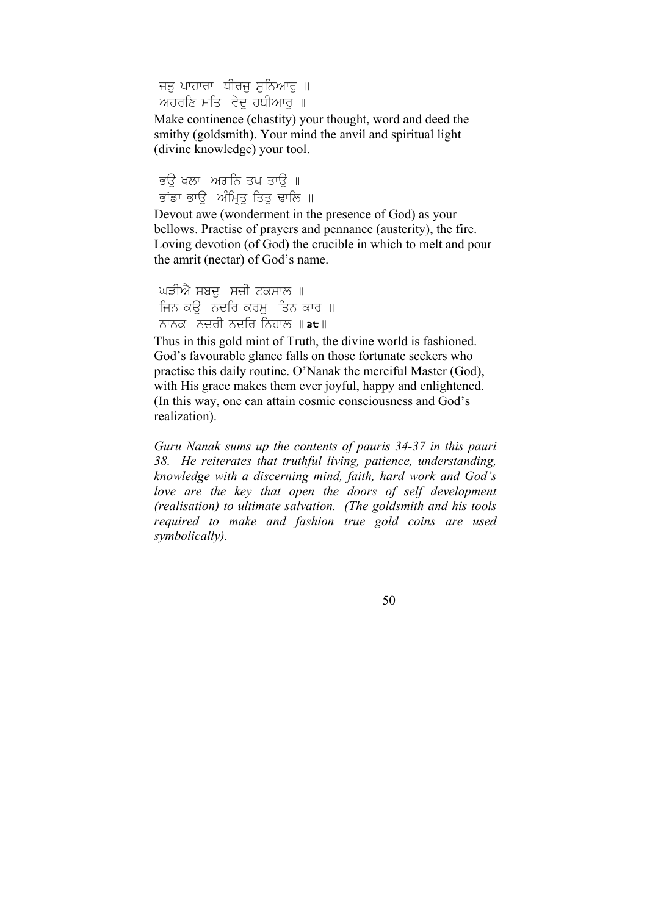ਜਤੁ ਪਾਹਾਰਾ ਧੀਰਜੁ ਸੁਨਿਆਰੁ ॥
ਅਹਰਣਿ ਮਤਿ ਵੇਦੁ ਹਥੀਆਰੁ ॥

Make continence (chastity) your thought, word and deed the smithy (goldsmith). Your mind the anvil and spiritual light (divine knowledge) your tool.

ਭਉ ਖਲਾ ਅਗਨਿ ਤਪ ਤਾਉ ॥
ਭਾਂਡਾ ਭਾਉ ਅੰਮ੍ਰਿਤੁ ਤਿਤੁ ਢਾਲਿ ॥

Devout awe (wonderment in the presence of God) as your bellows. Practise of prayers and pennance (austerity), the fire. Loving devotion (of God) the crucible in which to melt and pour the amrit (nectar) of God's name.

ਘੜੀਐ ਸਬਦੁ ਸਚੀ ਟਕਸਾਲ ॥
ਜਿਨ ਕਉ ਨਦਰਿ ਕਰਮੁ ਤਿਨ ਕਾਰ ॥
ਨਾਨਕ ਨਦਰੀ ਨਦਰਿ ਨਿਹਾਲ ॥੩੮॥

Thus in this gold mint of Truth, the divine world is fashioned. God's favourable glance falls on those fortunate seekers who practise this daily routine. O'Nanak the merciful Master (God), with His grace makes them ever joyful, happy and enlightened. (In this way, one can attain cosmic consciousness and God's realization).

*Guru Nanak sums up the contents of pauris 34-37 in this pauri 38. He reiterates that truthful living, patience, understanding, knowledge with a discerning mind, faith, hard work and God's love are the key that open the doors of self development (realisation) to ultimate salvation. (The goldsmith and his tools required to make and fashion true gold coins are used symbolically).*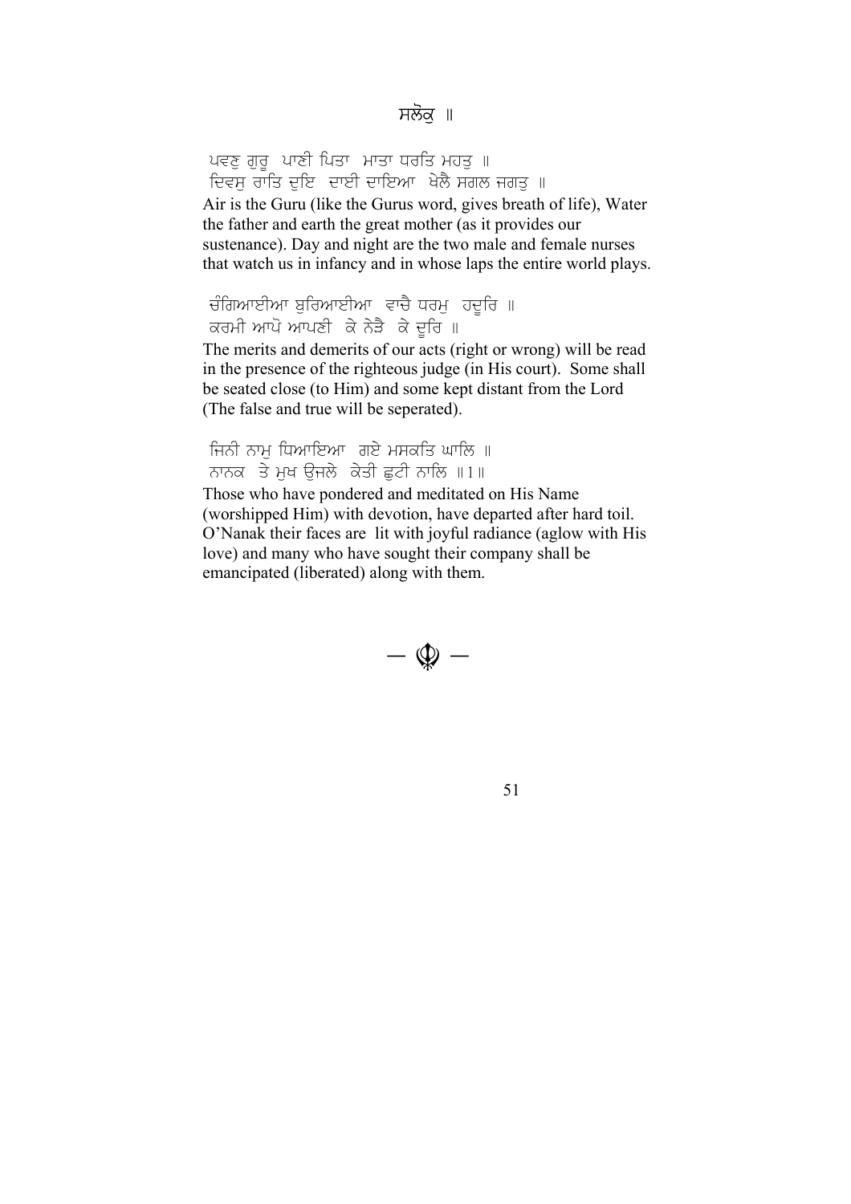# ਸਲੋਕੁ ॥

ਪਵਣੁ ਗੁਰੂ ਪਾਣੀ ਪਿਤਾ ਮਾਤਾ ਧਰਤਿ ਮਹਤੁ ॥
ਦਿਵਸੁ ਰਾਤਿ ਦੁਇ ਦਾਈ ਦਾਇਆ ਖੇਲੈ ਸਗਲ ਜਗਤੁ ॥

Air is the Guru (like the Gurus word, gives breath of life), Water the father and earth the great mother (as it provides our sustenance). Day and night are the two male and female nurses that watch us in infancy and in whose laps the entire world plays.

ਚੰਗਿਆਈਆ ਬੁਰਿਆਈਆ ਵਾਚੈ ਧਰਮੁ ਹਦੂਰਿ ॥
ਕਰਮੀ ਆਪੋ ਆਪਣੀ ਕੇ ਨੇੜੈ ਕੇ ਦੂਰਿ ॥

The merits and demerits of our acts (right or wrong) will be read in the presence of the righteous judge (in His court). Some shall be seated close (to Him) and some kept distant from the Lord (The false and true will be seperated).

ਜਿਨੀ ਨਾਮੁ ਧਿਆਇਆ ਗਏ ਮਸਕਤਿ ਘਾਲਿ ॥
ਨਾਨਕ ਤੇ ਮੁਖ ਉਜਲੇ ਕੇਤੀ ਛੁਟੀ ਨਾਲਿ ॥1॥

Those who have pondered and meditated on His Name (worshipped Him) with devotion, have departed after hard toil. O'Nanak their faces are lit with joyful radiance (aglow with His love) and many who have sought their company shall be emancipated (liberated) along with them.

— ☬ —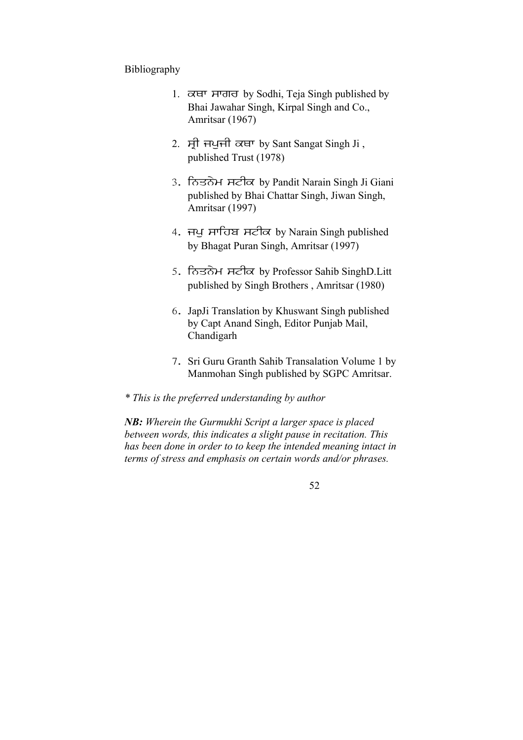Bibliography

1. ਕਥਾ ਸਾਗਰ by Sodhi, Teja Singh published by Bhai Jawahar Singh, Kirpal Singh and Co., Amritsar (1967)

2. ਸ੍ਰੀ ਜਪੁਜੀ ਕਥਾ by Sant Sangat Singh Ji , published Trust (1978)

3. ਨਿਤਨੇਮ ਸਟੀਕ by Pandit Narain Singh Ji Giani published by Bhai Chattar Singh, Jiwan Singh, Amritsar (1997)

4. ਜਪੁ ਸਾਹਿਬ ਸਟੀਕ by Narain Singh published by Bhagat Puran Singh, Amritsar (1997)

5. ਨਿਤਨੇਮ ਸਟੀਕ by Professor Sahib SinghD.Litt published by Singh Brothers , Amritsar (1980)

6. JapJi Translation by Khuswant Singh published by Capt Anand Singh, Editor Punjab Mail, Chandigarh

7. Sri Guru Granth Sahib Transalation Volume 1 by Manmohan Singh published by SGPC Amritsar.

*\* This is the preferred understanding by author*

***NB:*** *Wherein the Gurmukhi Script a larger space is placed between words, this indicates a slight pause in recitation. This has been done in order to to keep the intended meaning intact in terms of stress and emphasis on certain words and/or phrases.*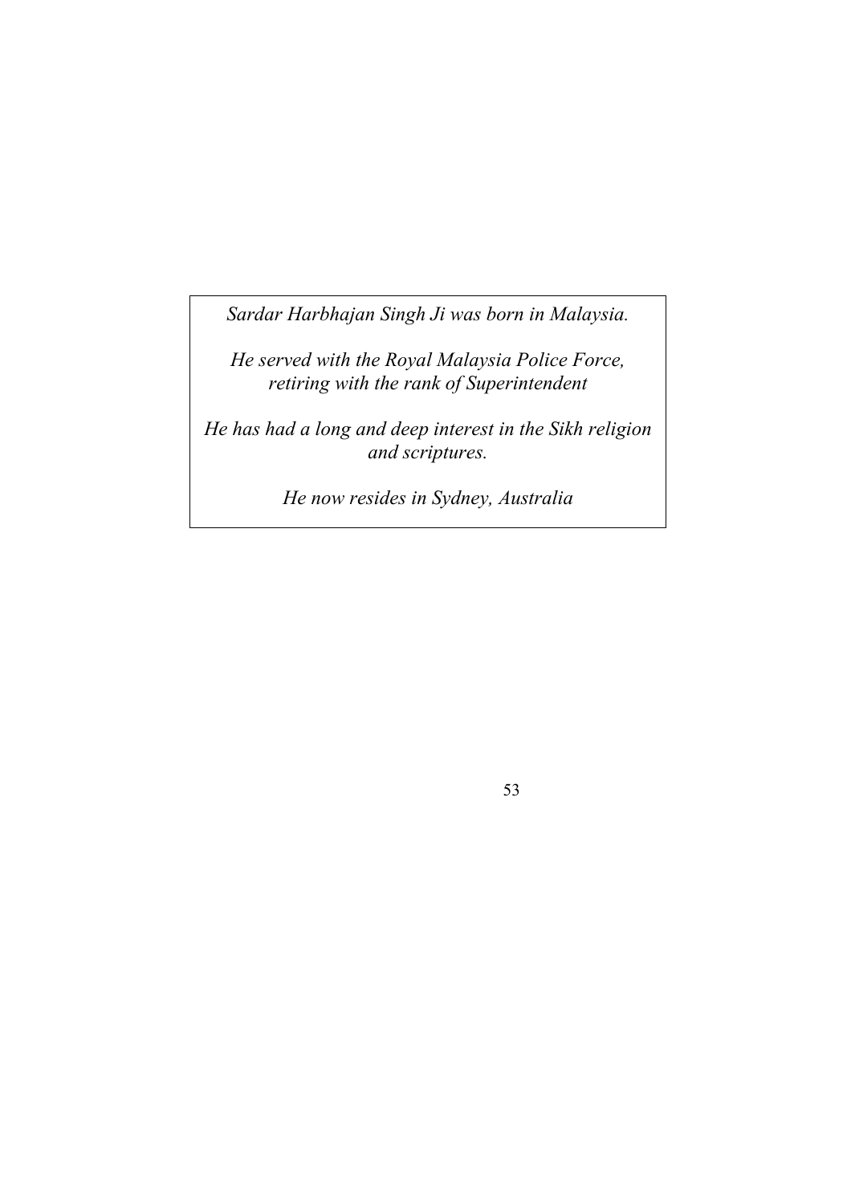*Sardar Harbhajan Singh Ji was born in Malaysia.*

*He served with the Royal Malaysia Police Force, retiring with the rank of Superintendent*

*He has had a long and deep interest in the Sikh religion and scriptures.*

*He now resides in Sydney, Australia*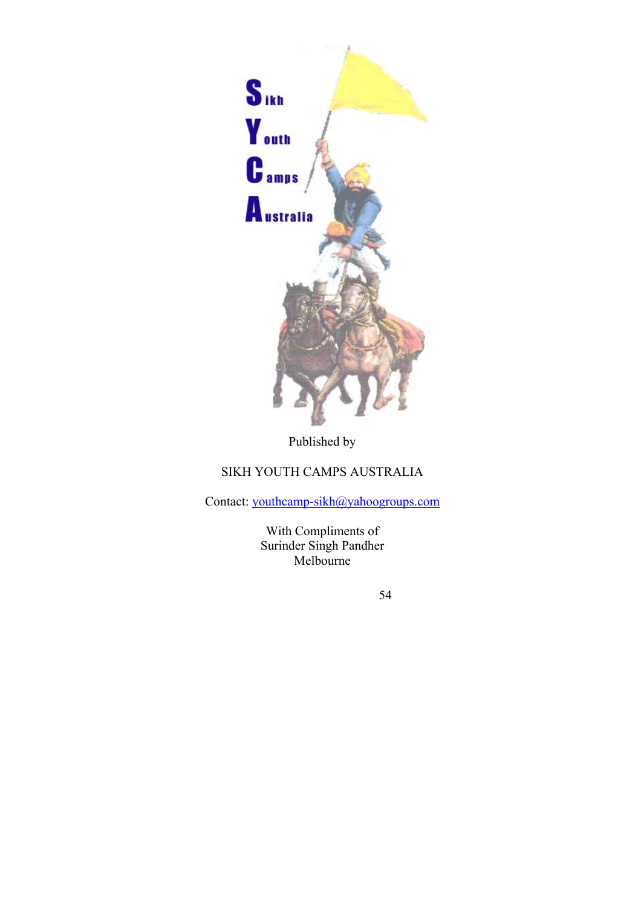Sikh
Youth
Camps
Australia

Published by

SIKH YOUTH CAMPS AUSTRALIA

Contact: youthcamp-sikh@yahoogroups.com

With Compliments of
Surinder Singh Pandher
Melbourne